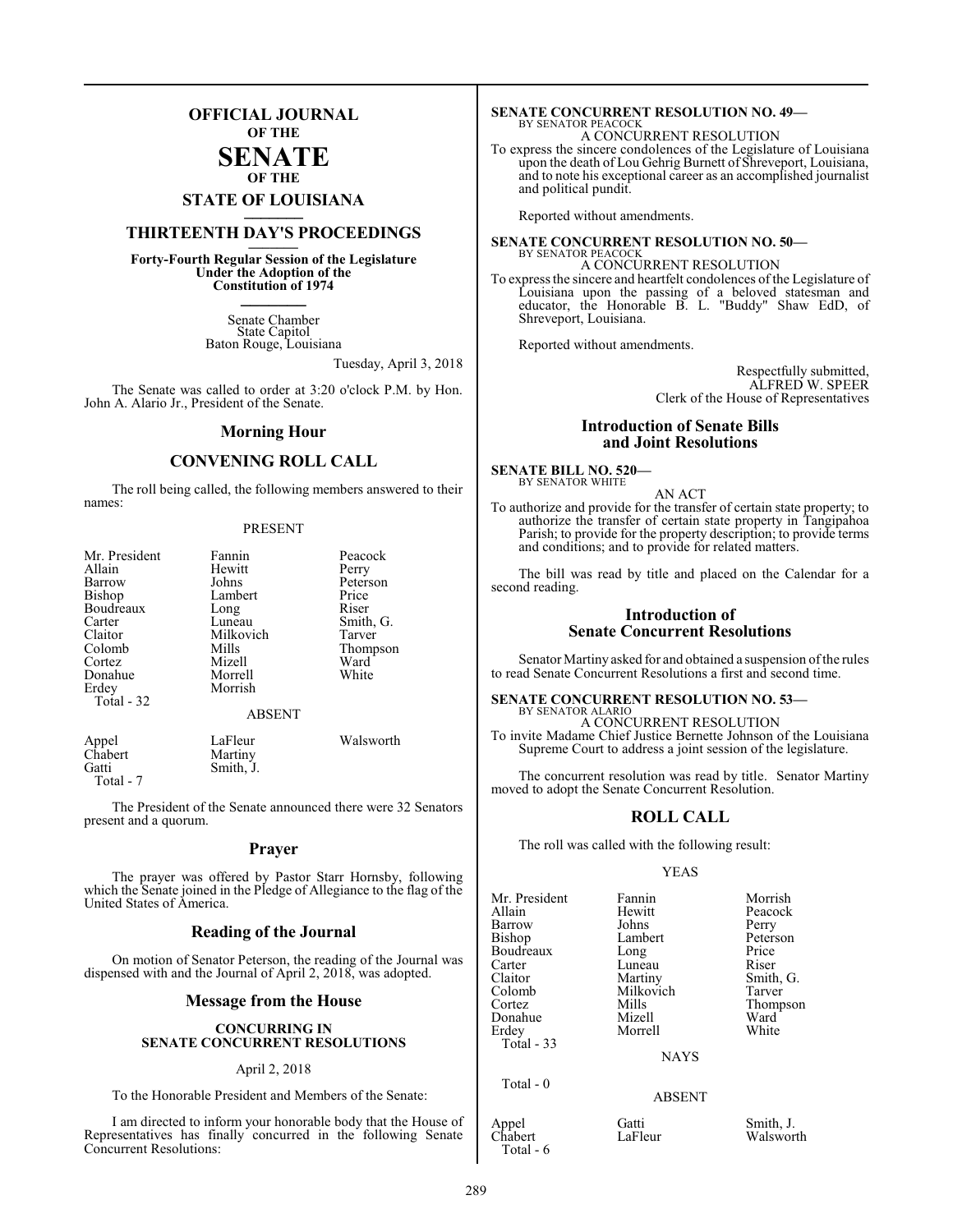# OFFICIAL JOURNAL OF THE SENATE OF THE STATE OF LOUISIANA

## THIRTEENTH DAY'S PROCEEDINGS

**Forty-Fourth Regular Session of the Legislature Under the Adoption of the Constitution of 1974**

Senate Chamber
State Capitol
Baton Rouge, Louisiana

Tuesday, April 3, 2018

The Senate was called to order at 3:20 o'clock P.M. by Hon. John A. Alario Jr., President of the Senate.

## Morning Hour

## CONVENING ROLL CALL

The roll being called, the following members answered to their names:

PRESENT

| | | |
|---|---|---|
| Mr. President | Fannin | Peacock |
| Allain | Hewitt | Perry |
| Barrow | Johns | Peterson |
| Bishop | Lambert | Price |
| Boudreaux | Long | Riser |
| Carter | Luneau | Smith, G. |
| Claitor | Milkovich | Tarver |
| Colomb | Mills | Thompson |
| Cortez | Mizell | Ward |
| Donahue | Morrell | White |
| Erdey | Morrish | |
| Total - 32 | | |

ABSENT

| | | |
|---|---|---|
| Appel | LaFleur | Walsworth |
| Chabert | Martiny | |
| Gatti | Smith, J. | |
| Total - 7 | | |

The President of the Senate announced there were 32 Senators present and a quorum.

## Prayer

The prayer was offered by Pastor Starr Hornsby, following which the Senate joined in the Pledge of Allegiance to the flag of the United States of America.

## Reading of the Journal

On motion of Senator Peterson, the reading of the Journal was dispensed with and the Journal of April 2, 2018, was adopted.

## Message from the House

### CONCURRING IN SENATE CONCURRENT RESOLUTIONS

April 2, 2018

To the Honorable President and Members of the Senate:

I am directed to inform your honorable body that the House of Representatives has finally concurred in the following Senate Concurrent Resolutions:

**SENATE CONCURRENT RESOLUTION NO. 49—**
BY SENATOR PEACOCK
A CONCURRENT RESOLUTION
To express the sincere condolences of the Legislature of Louisiana upon the death of Lou Gehrig Burnett of Shreveport, Louisiana, and to note his exceptional career as an accomplished journalist and political pundit.

Reported without amendments.

**SENATE CONCURRENT RESOLUTION NO. 50—**
BY SENATOR PEACOCK
A CONCURRENT RESOLUTION
To express the sincere and heartfelt condolences of the Legislature of Louisiana upon the passing of a beloved statesman and educator, the Honorable B. L. "Buddy" Shaw EdD, of Shreveport, Louisiana.

Reported without amendments.

Respectfully submitted,
ALFRED W. SPEER
Clerk of the House of Representatives

## Introduction of Senate Bills and Joint Resolutions

**SENATE BILL NO. 520—**
BY SENATOR WHITE
AN ACT
To authorize and provide for the transfer of certain state property; to authorize the transfer of certain state property in Tangipahoa Parish; to provide for the property description; to provide terms and conditions; and to provide for related matters.

The bill was read by title and placed on the Calendar for a second reading.

## Introduction of Senate Concurrent Resolutions

Senator Martiny asked for and obtained a suspension of the rules to read Senate Concurrent Resolutions a first and second time.

**SENATE CONCURRENT RESOLUTION NO. 53—**
BY SENATOR ALARIO
A CONCURRENT RESOLUTION
To invite Madame Chief Justice Bernette Johnson of the Louisiana Supreme Court to address a joint session of the legislature.

The concurrent resolution was read by title. Senator Martiny moved to adopt the Senate Concurrent Resolution.

## ROLL CALL

The roll was called with the following result:

YEAS

| | | |
|---|---|---|
| Mr. President | Fannin | Morrish |
| Allain | Hewitt | Peacock |
| Barrow | Johns | Perry |
| Bishop | Lambert | Peterson |
| Boudreaux | Long | Price |
| Carter | Luneau | Riser |
| Claitor | Martiny | Smith, G. |
| Colomb | Milkovich | Tarver |
| Cortez | Mills | Thompson |
| Donahue | Mizell | Ward |
| Erdey | Morrell | White |
| Total - 33 | | |

NAYS

Total - 0

ABSENT

| | | |
|---|---|---|
| Appel | Gatti | Smith, J. |
| Chabert | LaFleur | Walsworth |
| Total - 6 | | |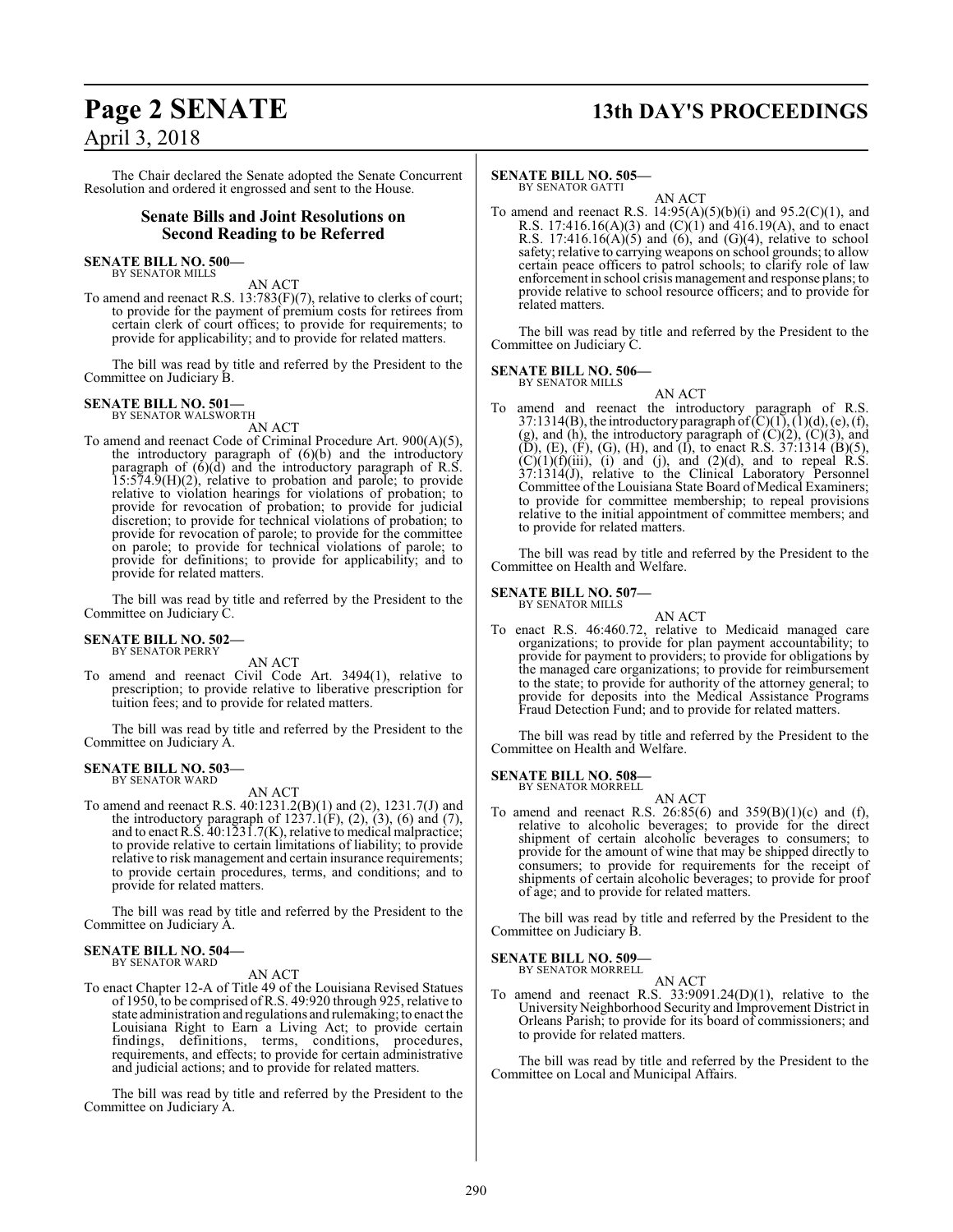The Chair declared the Senate adopted the Senate Concurrent Resolution and ordered it engrossed and sent to the House.

## Senate Bills and Joint Resolutions on Second Reading to be Referred

**SENATE BILL NO. 500—**
BY SENATOR MILLS

AN ACT

To amend and reenact R.S. 13:783(F)(7), relative to clerks of court; to provide for the payment of premium costs for retirees from certain clerk of court offices; to provide for requirements; to provide for applicability; and to provide for related matters.

The bill was read by title and referred by the President to the Committee on Judiciary B.

**SENATE BILL NO. 501—**
BY SENATOR WALSWORTH

AN ACT

To amend and reenact Code of Criminal Procedure Art. 900(A)(5), the introductory paragraph of (6)(b) and the introductory paragraph of (6)(d) and the introductory paragraph of R.S. 15:574.9(H)(2), relative to probation and parole; to provide relative to violation hearings for violations of probation; to provide for revocation of probation; to provide for judicial discretion; to provide for technical violations of probation; to provide for revocation of parole; to provide for the committee on parole; to provide for technical violations of parole; to provide for definitions; to provide for applicability; and to provide for related matters.

The bill was read by title and referred by the President to the Committee on Judiciary C.

**SENATE BILL NO. 502—**
BY SENATOR PERRY

AN ACT

To amend and reenact Civil Code Art. 3494(1), relative to prescription; to provide relative to liberative prescription for tuition fees; and to provide for related matters.

The bill was read by title and referred by the President to the Committee on Judiciary A.

**SENATE BILL NO. 503—**
BY SENATOR WARD

AN ACT

To amend and reenact R.S. 40:1231.2(B)(1) and (2), 1231.7(J) and the introductory paragraph of 1237.1(F), (2), (3), (6) and (7), and to enact R.S. 40:1231.7(K), relative to medical malpractice; to provide relative to certain limitations of liability; to provide relative to risk management and certain insurance requirements; to provide certain procedures, terms, and conditions; and to provide for related matters.

The bill was read by title and referred by the President to the Committee on Judiciary A.

**SENATE BILL NO. 504—**
BY SENATOR WARD

AN ACT

To enact Chapter 12-A of Title 49 of the Louisiana Revised Statues of 1950, to be comprised of R.S. 49:920 through 925, relative to state administration and regulations and rulemaking; to enact the Louisiana Right to Earn a Living Act; to provide certain findings, definitions, terms, conditions, procedures, requirements, and effects; to provide for certain administrative and judicial actions; and to provide for related matters.

The bill was read by title and referred by the President to the Committee on Judiciary A.

**SENATE BILL NO. 505—**
BY SENATOR GATTI

AN ACT

To amend and reenact R.S. 14:95(A)(5)(b)(i) and 95.2(C)(1), and R.S. 17:416.16(A)(3) and (C)(1) and 416.19(A), and to enact R.S. 17:416.16(A)(5) and (6), and (G)(4), relative to school safety; relative to carrying weapons on school grounds; to allow certain peace officers to patrol schools; to clarify role of law enforcement in school crisis management and response plans; to provide relative to school resource officers; and to provide for related matters.

The bill was read by title and referred by the President to the Committee on Judiciary C.

**SENATE BILL NO. 506—**
BY SENATOR MILLS

AN ACT

To amend and reenact the introductory paragraph of R.S. 37:1314(B), the introductory paragraph of (C)(1), (1)(d), (e), (f), (g), and (h), the introductory paragraph of (C)(2), (C)(3), and (D), (E), (F), (G), (H), and (I), to enact R.S. 37:1314 (B)(5), (C)(1)(f)(iii), (i) and (j), and (2)(d), and to repeal R.S. 37:1314(J), relative to the Clinical Laboratory Personnel Committee of the Louisiana State Board of Medical Examiners; to provide for committee membership; to repeal provisions relative to the initial appointment of committee members; and to provide for related matters.

The bill was read by title and referred by the President to the Committee on Health and Welfare.

**SENATE BILL NO. 507—**
BY SENATOR MILLS

AN ACT

To enact R.S. 46:460.72, relative to Medicaid managed care organizations; to provide for plan payment accountability; to provide for payment to providers; to provide for obligations by the managed care organizations; to provide for reimbursement to the state; to provide for authority of the attorney general; to provide for deposits into the Medical Assistance Programs Fraud Detection Fund; and to provide for related matters.

The bill was read by title and referred by the President to the Committee on Health and Welfare.

**SENATE BILL NO. 508—**
BY SENATOR MORRELL

AN ACT

To amend and reenact R.S. 26:85(6) and 359(B)(1)(c) and (f), relative to alcoholic beverages; to provide for the direct shipment of certain alcoholic beverages to consumers; to provide for the amount of wine that may be shipped directly to consumers; to provide for requirements for the receipt of shipments of certain alcoholic beverages; to provide for proof of age; and to provide for related matters.

The bill was read by title and referred by the President to the Committee on Judiciary B.

**SENATE BILL NO. 509—**
BY SENATOR MORRELL

AN ACT

To amend and reenact R.S. 33:9091.24(D)(1), relative to the University Neighborhood Security and Improvement District in Orleans Parish; to provide for its board of commissioners; and to provide for related matters.

The bill was read by title and referred by the President to the Committee on Local and Municipal Affairs.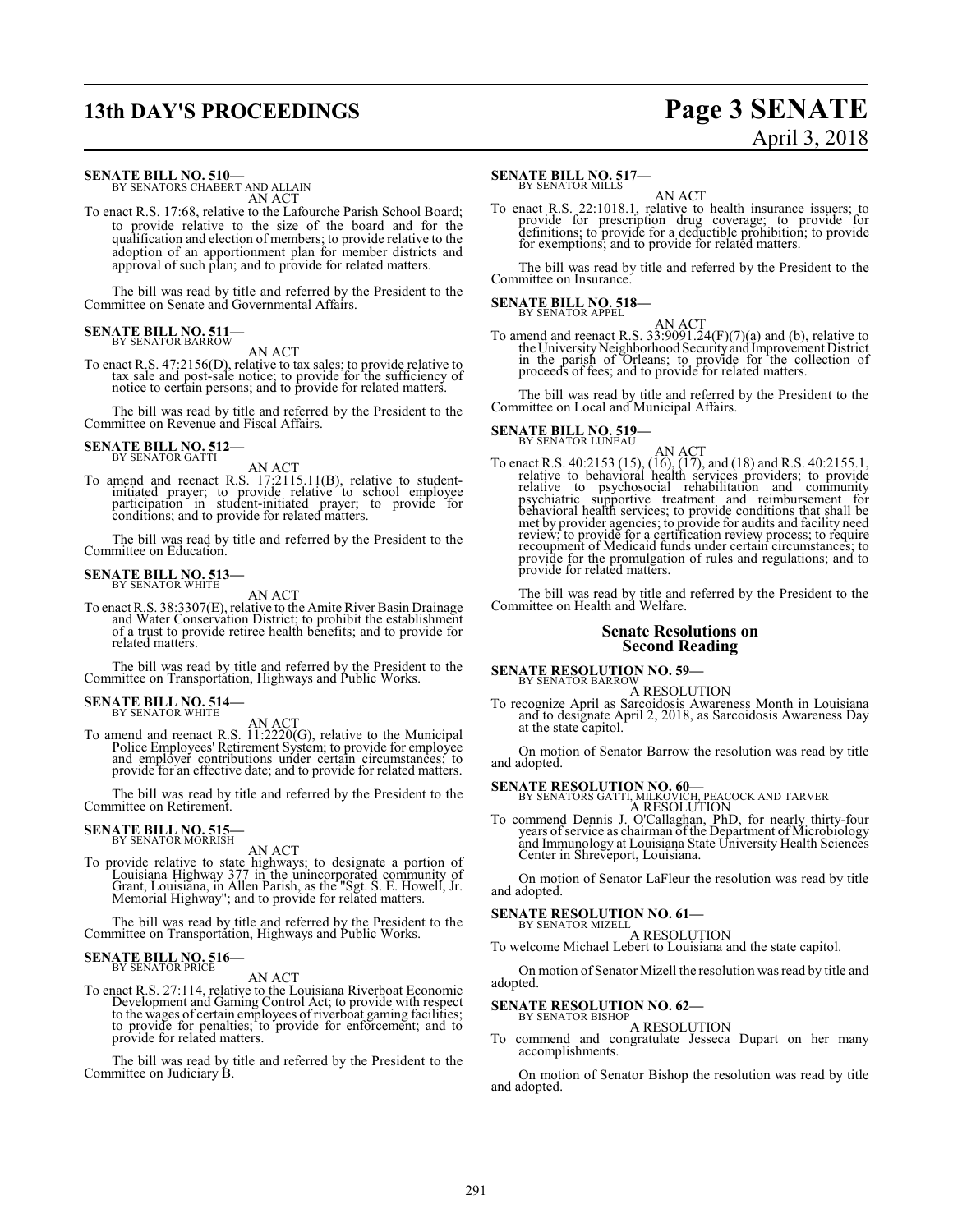**SENATE BILL NO. 510—**
BY SENATORS CHABERT AND ALLAIN

AN ACT

To enact R.S. 17:68, relative to the Lafourche Parish School Board; to provide relative to the size of the board and for the qualification and election of members; to provide relative to the adoption of an apportionment plan for member districts and approval of such plan; and to provide for related matters.

The bill was read by title and referred by the President to the Committee on Senate and Governmental Affairs.

**SENATE BILL NO. 511—**
BY SENATOR BARROW

AN ACT

To enact R.S. 47:2156(D), relative to tax sales; to provide relative to tax sale and post-sale notice; to provide for the sufficiency of notice to certain persons; and to provide for related matters.

The bill was read by title and referred by the President to the Committee on Revenue and Fiscal Affairs.

**SENATE BILL NO. 512—**
BY SENATOR GATTI

AN ACT

To amend and reenact R.S. 17:2115.11(B), relative to student-initiated prayer; to provide relative to school employee participation in student-initiated prayer; to provide for conditions; and to provide for related matters.

The bill was read by title and referred by the President to the Committee on Education.

**SENATE BILL NO. 513—**
BY SENATOR WHITE

AN ACT

To enact R.S. 38:3307(E), relative to the Amite River Basin Drainage and Water Conservation District; to prohibit the establishment of a trust to provide retiree health benefits; and to provide for related matters.

The bill was read by title and referred by the President to the Committee on Transportation, Highways and Public Works.

**SENATE BILL NO. 514—**
BY SENATOR WHITE

AN ACT

To amend and reenact R.S. 11:2220(G), relative to the Municipal Police Employees' Retirement System; to provide for employee and employer contributions under certain circumstances; to provide for an effective date; and to provide for related matters.

The bill was read by title and referred by the President to the Committee on Retirement.

**SENATE BILL NO. 515—**
BY SENATOR MORRISH

AN ACT

To provide relative to state highways; to designate a portion of Louisiana Highway 377 in the unincorporated community of Grant, Louisiana, in Allen Parish, as the "Sgt. S. E. Howell, Jr. Memorial Highway"; and to provide for related matters.

The bill was read by title and referred by the President to the Committee on Transportation, Highways and Public Works.

**SENATE BILL NO. 516—**
BY SENATOR PRICE

AN ACT

To enact R.S. 27:114, relative to the Louisiana Riverboat Economic Development and Gaming Control Act; to provide with respect to the wages of certain employees of riverboat gaming facilities; to provide for penalties; to provide for enforcement; and to provide for related matters.

The bill was read by title and referred by the President to the Committee on Judiciary B.

**SENATE BILL NO. 517—**
BY SENATOR MILLS

AN ACT

To enact R.S. 22:1018.1, relative to health insurance issuers; to provide for prescription drug coverage; to provide for definitions; to provide for a deductible prohibition; to provide for exemptions; and to provide for related matters.

The bill was read by title and referred by the President to the Committee on Insurance.

**SENATE BILL NO. 518—**
BY SENATOR APPEL

AN ACT

To amend and reenact R.S. 33:9091.24(F)(7)(a) and (b), relative to the University Neighborhood Security and Improvement District in the parish of Orleans; to provide for the collection of proceeds of fees; and to provide for related matters.

The bill was read by title and referred by the President to the Committee on Local and Municipal Affairs.

**SENATE BILL NO. 519—**
BY SENATOR LUNEAU

AN ACT

To enact R.S. 40:2153 (15), (16), (17), and (18) and R.S. 40:2155.1, relative to behavioral health services providers; to provide relative to psychosocial rehabilitation and community psychiatric supportive treatment and reimbursement for behavioral health services; to provide conditions that shall be met by provider agencies; to provide for audits and facility need review; to provide for a certification review process; to require recoupment of Medicaid funds under certain circumstances; to provide for the promulgation of rules and regulations; and to provide for related matters.

The bill was read by title and referred by the President to the Committee on Health and Welfare.

## Senate Resolutions on Second Reading

**SENATE RESOLUTION NO. 59—**
BY SENATOR BARROW

A RESOLUTION

To recognize April as Sarcoidosis Awareness Month in Louisiana and to designate April 2, 2018, as Sarcoidosis Awareness Day at the state capitol.

On motion of Senator Barrow the resolution was read by title and adopted.

**SENATE RESOLUTION NO. 60—**
BY SENATORS GATTI, MILKOVICH, PEACOCK AND TARVER

A RESOLUTION

To commend Dennis J. O'Callaghan, PhD, for nearly thirty-four years of service as chairman of the Department of Microbiology and Immunology at Louisiana State University Health Sciences Center in Shreveport, Louisiana.

On motion of Senator LaFleur the resolution was read by title and adopted.

**SENATE RESOLUTION NO. 61—**
BY SENATOR MIZELL

A RESOLUTION

To welcome Michael Lebert to Louisiana and the state capitol.

On motion of Senator Mizell the resolution was read by title and adopted.

**SENATE RESOLUTION NO. 62—**
BY SENATOR BISHOP

A RESOLUTION

To commend and congratulate Jesseca Dupart on her many accomplishments.

On motion of Senator Bishop the resolution was read by title and adopted.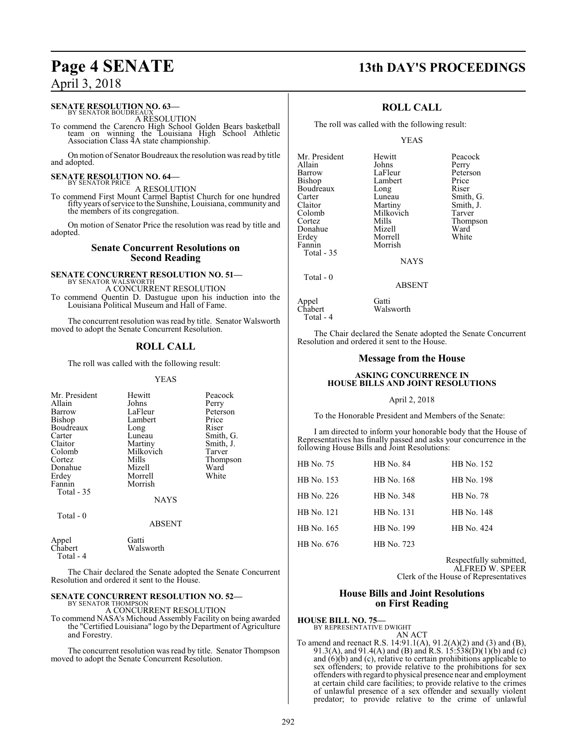**SENATE RESOLUTION NO. 63—**
BY SENATOR BOUDREAUX

A RESOLUTION

To commend the Carencro High School Golden Bears basketball team on winning the Louisiana High School Athletic Association Class 4A state championship.

On motion of Senator Boudreaux the resolution was read by title and adopted.

**SENATE RESOLUTION NO. 64—**
BY SENATOR PRICE

A RESOLUTION

To commend First Mount Carmel Baptist Church for one hundred fifty years of service to the Sunshine, Louisiana, community and the members of its congregation.

On motion of Senator Price the resolution was read by title and adopted.

## Senate Concurrent Resolutions on Second Reading

**SENATE CONCURRENT RESOLUTION NO. 51—**
BY SENATOR WALSWORTH

A CONCURRENT RESOLUTION

To commend Quentin D. Dastugue upon his induction into the Louisiana Political Museum and Hall of Fame.

The concurrent resolution was read by title. Senator Walsworth moved to adopt the Senate Concurrent Resolution.

## ROLL CALL

The roll was called with the following result:

YEAS

| | | |
|---|---|---|
| Mr. President | Hewitt | Peacock |
| Allain | Johns | Perry |
| Barrow | LaFleur | Peterson |
| Bishop | Lambert | Price |
| Boudreaux | Long | Riser |
| Carter | Luneau | Smith, G. |
| Claitor | Martiny | Smith, J. |
| Colomb | Milkovich | Tarver |
| Cortez | Mills | Thompson |
| Donahue | Mizell | Ward |
| Erdey | Morrell | White |
| Fannin | Morrish | |

Total - 35

NAYS

Total - 0

ABSENT

| | |
|---|---|
| Appel | Gatti |
| Chabert | Walsworth |

Total - 4

The Chair declared the Senate adopted the Senate Concurrent Resolution and ordered it sent to the House.

**SENATE CONCURRENT RESOLUTION NO. 52—**
BY SENATOR THOMPSON

A CONCURRENT RESOLUTION

To commend NASA's Michoud Assembly Facility on being awarded the "Certified Louisiana" logo by the Department of Agriculture and Forestry.

The concurrent resolution was read by title. Senator Thompson moved to adopt the Senate Concurrent Resolution.

## ROLL CALL

The roll was called with the following result:

YEAS

| | | |
|---|---|---|
| Mr. President | Hewitt | Peacock |
| Allain | Johns | Perry |
| Barrow | LaFleur | Peterson |
| Bishop | Lambert | Price |
| Boudreaux | Long | Riser |
| Carter | Luneau | Smith, G. |
| Claitor | Martiny | Smith, J. |
| Colomb | Milkovich | Tarver |
| Cortez | Mills | Thompson |
| Donahue | Mizell | Ward |
| Erdey | Morrell | White |
| Fannin | Morrish | |

Total - 35

NAYS

Total - 0

ABSENT

| | |
|---|---|
| Appel | Gatti |
| Chabert | Walsworth |

Total - 4

The Chair declared the Senate adopted the Senate Concurrent Resolution and ordered it sent to the House.

## Message from the House

**ASKING CONCURRENCE IN HOUSE BILLS AND JOINT RESOLUTIONS**

April 2, 2018

To the Honorable President and Members of the Senate:

I am directed to inform your honorable body that the House of Representatives has finally passed and asks your concurrence in the following House Bills and Joint Resolutions:

| | | |
|---|---|---|
| HB No. 75 | HB No. 84 | HB No. 152 |
| HB No. 153 | HB No. 168 | HB No. 198 |
| HB No. 226 | HB No. 348 | HB No. 78 |
| HB No. 121 | HB No. 131 | HB No. 148 |
| HB No. 165 | HB No. 199 | HB No. 424 |
| HB No. 676 | HB No. 723 | |

Respectfully submitted,
ALFRED W. SPEER
Clerk of the House of Representatives

## House Bills and Joint Resolutions on First Reading

**HOUSE BILL NO. 75—**
BY REPRESENTATIVE DWIGHT

AN ACT

To amend and reenact R.S. 14:91.1(A), 91.2(A)(2) and (3) and (B), 91.3(A), and 91.4(A) and (B) and R.S. 15:538(D)(1)(b) and (c) and (6)(b) and (c), relative to certain prohibitions applicable to sex offenders; to provide relative to the prohibitions for sex offenders with regard to physical presence near and employment at certain child care facilities; to provide relative to the crimes of unlawful presence of a sex offender and sexually violent predator; to provide relative to the crime of unlawful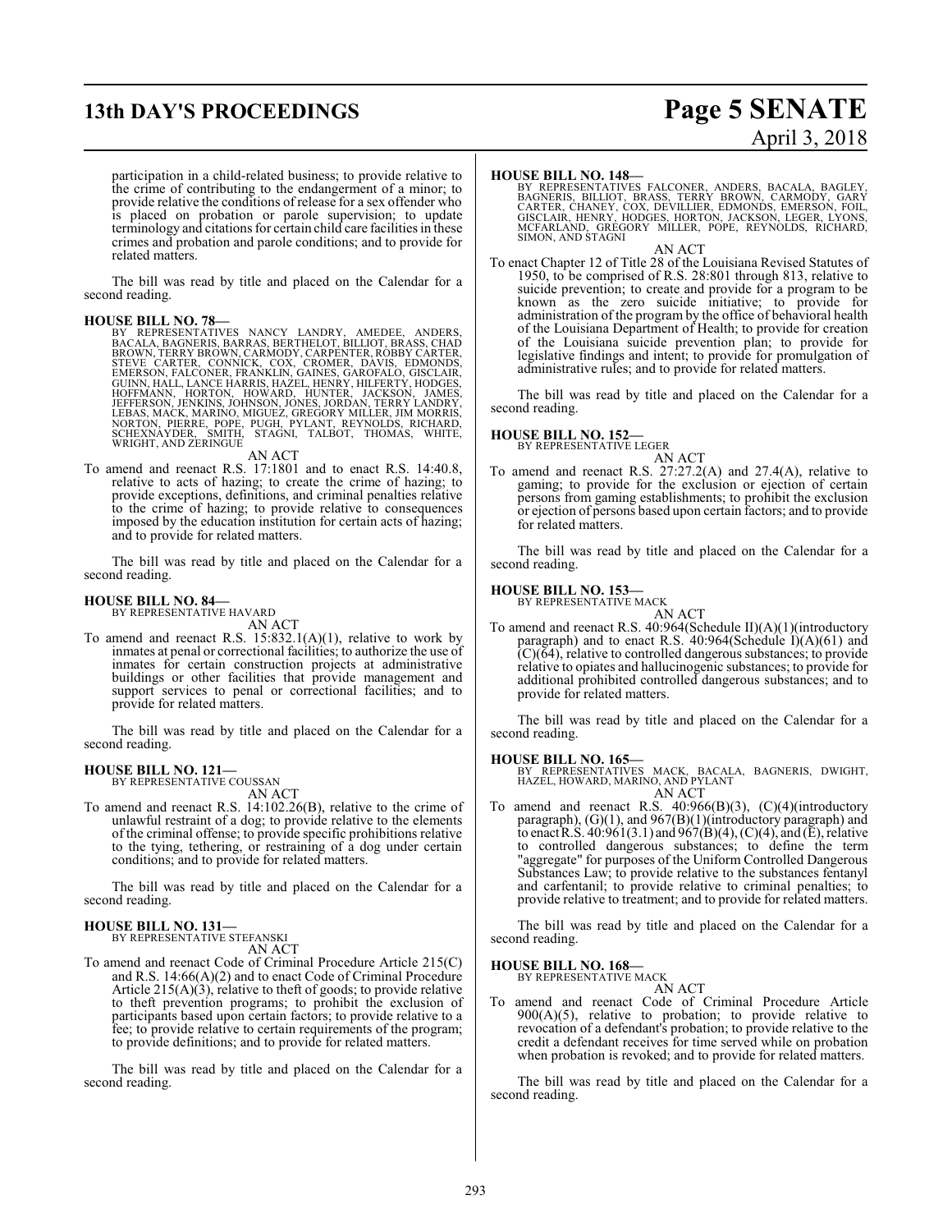participation in a child-related business; to provide relative to the crime of contributing to the endangerment of a minor; to provide relative the conditions of release for a sex offender who is placed on probation or parole supervision; to update terminology and citations for certain child care facilities in these crimes and probation and parole conditions; and to provide for related matters.

The bill was read by title and placed on the Calendar for a second reading.

**HOUSE BILL NO. 78—**
BY REPRESENTATIVES NANCY LANDRY, AMEDEE, ANDERS, BACALA, BAGNERIS, BARRAS, BERTHELOT, BILLIOT, BRASS, CHAD BROWN, TERRY BROWN, CARMODY, CARPENTER, ROBBY CARTER, STEVE CARTER, CONNICK, COX, CROMER, DAVIS, EDMONDS, EMERSON, FALCONER, FRANKLIN, GAINES, GAROFALO, GISCLAIR, GUINN, HALL, LANCE HARRIS, HAZEL, HENRY, HILFERTY, HODGES, HOFFMANN, HORTON, HOWARD, HUNTER, JACKSON, JAMES, JEFFERSON, JENKINS, JOHNSON, JONES, JORDAN, TERRY LANDRY, LEBAS, MACK, MARINO, MIGUEZ, GREGORY MILLER, JIM MORRIS, NORTON, PIERRE, POPE, PUGH, PYLANT, REYNOLDS, RICHARD, SCHEXNAYDER, SMITH, STAGNI, TALBOT, THOMAS, WHITE, WRIGHT, AND ZERINGUE

AN ACT

To amend and reenact R.S. 17:1801 and to enact R.S. 14:40.8, relative to acts of hazing; to create the crime of hazing; to provide exceptions, definitions, and criminal penalties relative to the crime of hazing; to provide relative to consequences imposed by the education institution for certain acts of hazing; and to provide for related matters.

The bill was read by title and placed on the Calendar for a second reading.

**HOUSE BILL NO. 84—**
BY REPRESENTATIVE HAVARD

AN ACT

To amend and reenact R.S. 15:832.1(A)(1), relative to work by inmates at penal or correctional facilities; to authorize the use of inmates for certain construction projects at administrative buildings or other facilities that provide management and support services to penal or correctional facilities; and to provide for related matters.

The bill was read by title and placed on the Calendar for a second reading.

**HOUSE BILL NO. 121—**
BY REPRESENTATIVE COUSSAN

AN ACT

To amend and reenact R.S. 14:102.26(B), relative to the crime of unlawful restraint of a dog; to provide relative to the elements of the criminal offense; to provide specific prohibitions relative to the tying, tethering, or restraining of a dog under certain conditions; and to provide for related matters.

The bill was read by title and placed on the Calendar for a second reading.

**HOUSE BILL NO. 131—**
BY REPRESENTATIVE STEFANSKI

AN ACT

To amend and reenact Code of Criminal Procedure Article 215(C) and R.S. 14:66(A)(2) and to enact Code of Criminal Procedure Article 215(A)(3), relative to theft of goods; to provide relative to theft prevention programs; to prohibit the exclusion of participants based upon certain factors; to provide relative to a fee; to provide relative to certain requirements of the program; to provide definitions; and to provide for related matters.

The bill was read by title and placed on the Calendar for a second reading.

**HOUSE BILL NO. 148—**
BY REPRESENTATIVES FALCONER, ANDERS, BACALA, BAGLEY, BAGNERIS, BILLIOT, BRASS, TERRY BROWN, CARMODY, GARY CARTER, CHANEY, COX, DEVILLIER, EDMONDS, EMERSON, FOIL, GISCLAIR, HENRY, HODGES, HORTON, JACKSON, LEGER, LYONS, MCFARLAND, GREGORY MILLER, POPE, REYNOLDS, RICHARD, SIMON, AND STAGNI

AN ACT

To enact Chapter 12 of Title 28 of the Louisiana Revised Statutes of 1950, to be comprised of R.S. 28:801 through 813, relative to suicide prevention; to create and provide for a program to be known as the zero suicide initiative; to provide for administration of the program by the office of behavioral health of the Louisiana Department of Health; to provide for creation of the Louisiana suicide prevention plan; to provide for legislative findings and intent; to provide for promulgation of administrative rules; and to provide for related matters.

The bill was read by title and placed on the Calendar for a second reading.

**HOUSE BILL NO. 152—**
BY REPRESENTATIVE LEGER

AN ACT

To amend and reenact R.S. 27:27.2(A) and 27.4(A), relative to gaming; to provide for the exclusion or ejection of certain persons from gaming establishments; to prohibit the exclusion or ejection of persons based upon certain factors; and to provide for related matters.

The bill was read by title and placed on the Calendar for a second reading.

**HOUSE BILL NO. 153—**
BY REPRESENTATIVE MACK

AN ACT

To amend and reenact R.S. 40:964(Schedule II)(A)(1)(introductory paragraph) and to enact R.S. 40:964(Schedule I)(A)(61) and (C)(64), relative to controlled dangerous substances; to provide relative to opiates and hallucinogenic substances; to provide for additional prohibited controlled dangerous substances; and to provide for related matters.

The bill was read by title and placed on the Calendar for a second reading.

**HOUSE BILL NO. 165—**
BY REPRESENTATIVES MACK, BACALA, BAGNERIS, DWIGHT, HAZEL, HOWARD, MARINO, AND PYLANT

AN ACT

To amend and reenact R.S. 40:966(B)(3), (C)(4)(introductory paragraph), (G)(1), and 967(B)(1)(introductory paragraph) and to enact R.S. 40:961(3.1) and 967(B)(4), (C)(4), and (E), relative to controlled dangerous substances; to define the term "aggregate" for purposes of the Uniform Controlled Dangerous Substances Law; to provide relative to the substances fentanyl and carfentanil; to provide relative to criminal penalties; to provide relative to treatment; and to provide for related matters.

The bill was read by title and placed on the Calendar for a second reading.

**HOUSE BILL NO. 168—**
BY REPRESENTATIVE MACK

AN ACT

To amend and reenact Code of Criminal Procedure Article 900(A)(5), relative to probation; to provide relative to revocation of a defendant's probation; to provide relative to the credit a defendant receives for time served while on probation when probation is revoked; and to provide for related matters.

The bill was read by title and placed on the Calendar for a second reading.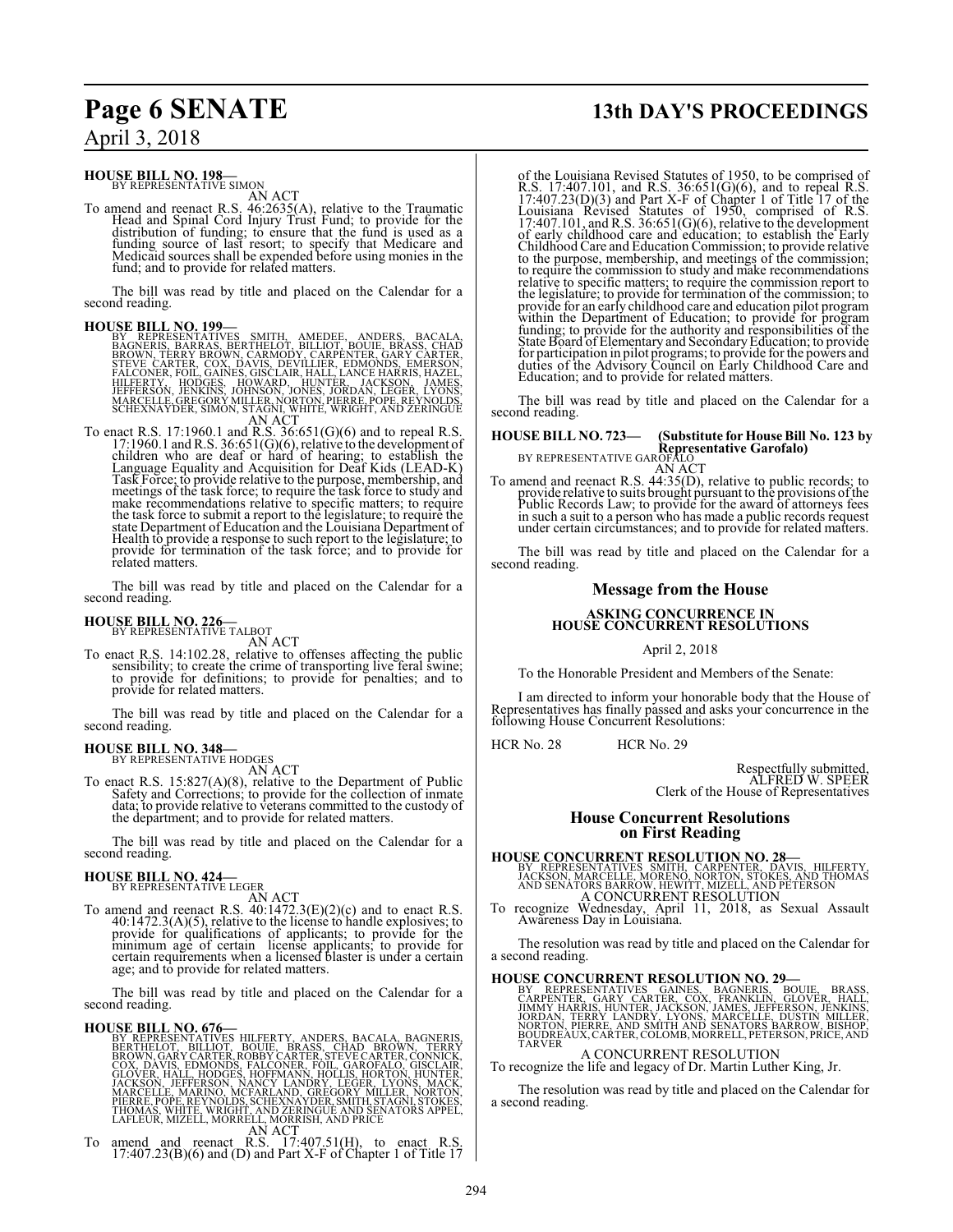**HOUSE BILL NO. 198—**
BY REPRESENTATIVE SIMON

AN ACT

To amend and reenact R.S. 46:2635(A), relative to the Traumatic Head and Spinal Cord Injury Trust Fund; to provide for the distribution of funding; to ensure that the fund is used as a funding source of last resort; to specify that Medicare and Medicaid sources shall be expended before using monies in the fund; and to provide for related matters.

The bill was read by title and placed on the Calendar for a second reading.

**HOUSE BILL NO. 199—**
BY REPRESENTATIVES SMITH, AMEDEE, ANDERS, BACALA, BAGNERIS, BARRAS, BERTHELOT, BILLIOT, BOUIE, BRASS, CHAD BROWN, TERRY BROWN, CARMODY, CARPENTER, GARY CARTER, STEVE CARTER, COX, DAVIS, DEVILLIER, EDMONDS, EMERSON, FALCONER, FOIL, GAINES, GISCLAIR, HALL, LANCE HARRIS, HAZEL, HILFERTY, HODGES, HOWARD, HUNTER, JACKSON, JAMES, JEFFERSON, JENKINS, JOHNSON, JONES, JORDAN, LEGER, LYONS, MARCELLE, GREGORY MILLER, NORTON, PIERRE, POPE, REYNOLDS, SCHEXNAYDER, SIMON, STAGNI, WHITE, WRIGHT, AND ZERINGUE

AN ACT

To enact R.S. 17:1960.1 and R.S. 36:651(G)(6) and to repeal R.S. 17:1960.1 and R.S. 36:651(G)(6), relative to the development of children who are deaf or hard of hearing; to establish the Language Equality and Acquisition for Deaf Kids (LEAD-K) Task Force; to provide relative to the purpose, membership, and meetings of the task force; to require the task force to study and make recommendations relative to specific matters; to require the task force to submit a report to the legislature; to require the state Department of Education and the Louisiana Department of Health to provide a response to such report to the legislature; to provide for termination of the task force; and to provide for related matters.

The bill was read by title and placed on the Calendar for a second reading.

**HOUSE BILL NO. 226—**
BY REPRESENTATIVE TALBOT

AN ACT

To enact R.S. 14:102.28, relative to offenses affecting the public sensibility; to create the crime of transporting live feral swine; to provide for definitions; to provide for penalties; and to provide for related matters.

The bill was read by title and placed on the Calendar for a second reading.

**HOUSE BILL NO. 348—**
BY REPRESENTATIVE HODGES

AN ACT

To enact R.S. 15:827(A)(8), relative to the Department of Public Safety and Corrections; to provide for the collection of inmate data; to provide relative to veterans committed to the custody of the department; and to provide for related matters.

The bill was read by title and placed on the Calendar for a second reading.

**HOUSE BILL NO. 424—**
BY REPRESENTATIVE LEGER

AN ACT

To amend and reenact R.S. 40:1472.3(E)(2)(c) and to enact R.S. 40:1472.3(A)(5), relative to the license to handle explosives; to provide for qualifications of applicants; to provide for the minimum age of certain license applicants; to provide for certain requirements when a licensed blaster is under a certain age; and to provide for related matters.

The bill was read by title and placed on the Calendar for a second reading.

**HOUSE BILL NO. 676—**
BY REPRESENTATIVES HILFERTY, ANDERS, BACALA, BAGNERIS, BERTHELOT, BILLIOT, BOUIE, BRASS, CHAD BROWN, TERRY BROWN, GARY CARTER, ROBBY CARTER, STEVE CARTER, CONNICK, COX, DAVIS, EDMONDS, FALCONER, FOIL, GAROFALO, GISCLAIR, GLOVER, HALL, HODGES, HOFFMANN, HOLLIS, HORTON, HUNTER, JACKSON, JEFFERSON, NANCY LANDRY, LEGER, LYONS, MACK, MARCELLE, MARINO, MCFARLAND, GREGORY MILLER, NORTON, PIERRE, POPE, REYNOLDS, SCHEXNAYDER, SMITH, STAGNI, STOKES, THOMAS, WHITE, WRIGHT, AND ZERINGUE AND SENATORS APPEL, LAFLEUR, MIZELL, MORRELL, MORRISH, AND PRICE

AN ACT

To amend and reenact R.S. 17:407.51(H), to enact R.S. 17:407.23(B)(6) and (D) and Part X-F of Chapter 1 of Title 17 of the Louisiana Revised Statutes of 1950, to be comprised of R.S. 17:407.101, and R.S. 36:651(G)(6), and to repeal R.S. 17:407.23(D)(3) and Part X-F of Chapter 1 of Title 17 of the Louisiana Revised Statutes of 1950, comprised of R.S. 17:407.101, and R.S. 36:651(G)(6), relative to the development of early childhood care and education; to establish the Early Childhood Care and Education Commission; to provide relative to the purpose, membership, and meetings of the commission; to require the commission to study and make recommendations relative to specific matters; to require the commission report to the legislature; to provide for termination of the commission; to provide for an early childhood care and education pilot program within the Department of Education; to provide for program funding; to provide for the authority and responsibilities of the State Board of Elementary and Secondary Education; to provide for participation in pilot programs; to provide for the powers and duties of the Advisory Council on Early Childhood Care and Education; and to provide for related matters.

The bill was read by title and placed on the Calendar for a second reading.

**HOUSE BILL NO. 723— (Substitute for House Bill No. 123 by Representative Garofalo)**
BY REPRESENTATIVE GAROFALO

AN ACT

To amend and reenact R.S. 44:35(D), relative to public records; to provide relative to suits brought pursuant to the provisions of the Public Records Law; to provide for the award of attorneys fees in such a suit to a person who has made a public records request under certain circumstances; and to provide for related matters.

The bill was read by title and placed on the Calendar for a second reading.

## Message from the House

### ASKING CONCURRENCE IN HOUSE CONCURRENT RESOLUTIONS

April 2, 2018

To the Honorable President and Members of the Senate:

I am directed to inform your honorable body that the House of Representatives has finally passed and asks your concurrence in the following House Concurrent Resolutions:

HCR No. 28 HCR No. 29

Respectfully submitted,
ALFRED W. SPEER
Clerk of the House of Representatives

## House Concurrent Resolutions on First Reading

**HOUSE CONCURRENT RESOLUTION NO. 28—**
BY REPRESENTATIVES SMITH, CARPENTER, DAVIS, HILFERTY, JACKSON, MARCELLE, MORENO, NORTON, STOKES, AND THOMAS AND SENATORS BARROW, HEWITT, MIZELL, AND PETERSON

A CONCURRENT RESOLUTION

To recognize Wednesday, April 11, 2018, as Sexual Assault Awareness Day in Louisiana.

The resolution was read by title and placed on the Calendar for a second reading.

**HOUSE CONCURRENT RESOLUTION NO. 29—**
BY REPRESENTATIVES GAINES, BAGNERIS, BOUIE, BRASS, CARPENTER, GARY CARTER, COX, FRANKLIN, GLOVER, HALL, JIMMY HARRIS, HUNTER, JACKSON, JAMES, JEFFERSON, JENKINS, JORDAN, TERRY LANDRY, LYONS, MARCELLE, DUSTIN MILLER, NORTON, PIERRE, AND SMITH AND SENATORS BARROW, BISHOP, BOUDREAUX, CARTER, COLOMB, MORRELL, PETERSON, PRICE, AND TARVER

A CONCURRENT RESOLUTION

To recognize the life and legacy of Dr. Martin Luther King, Jr.

The resolution was read by title and placed on the Calendar for a second reading.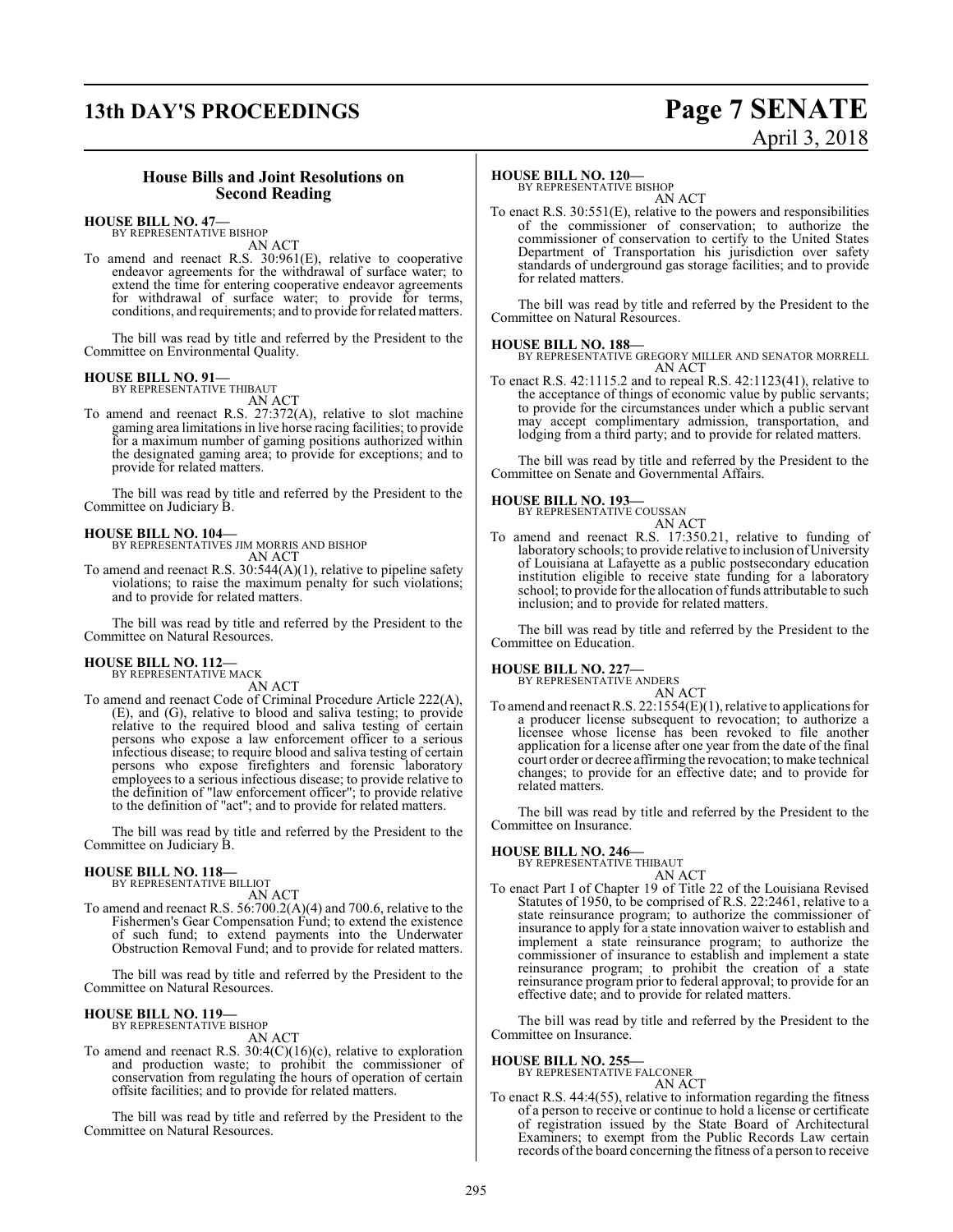## House Bills and Joint Resolutions on Second Reading

**HOUSE BILL NO. 47—**
BY REPRESENTATIVE BISHOP

AN ACT

To amend and reenact R.S. 30:961(E), relative to cooperative endeavor agreements for the withdrawal of surface water; to extend the time for entering cooperative endeavor agreements for withdrawal of surface water; to provide for terms, conditions, and requirements; and to provide for related matters.

The bill was read by title and referred by the President to the Committee on Environmental Quality.

**HOUSE BILL NO. 91—**
BY REPRESENTATIVE THIBAUT

AN ACT

To amend and reenact R.S. 27:372(A), relative to slot machine gaming area limitations in live horse racing facilities; to provide for a maximum number of gaming positions authorized within the designated gaming area; to provide for exceptions; and to provide for related matters.

The bill was read by title and referred by the President to the Committee on Judiciary B.

**HOUSE BILL NO. 104—**
BY REPRESENTATIVES JIM MORRIS AND BISHOP

AN ACT

To amend and reenact R.S. 30:544(A)(1), relative to pipeline safety violations; to raise the maximum penalty for such violations; and to provide for related matters.

The bill was read by title and referred by the President to the Committee on Natural Resources.

**HOUSE BILL NO. 112—**
BY REPRESENTATIVE MACK

AN ACT

To amend and reenact Code of Criminal Procedure Article 222(A), (E), and (G), relative to blood and saliva testing; to provide relative to the required blood and saliva testing of certain persons who expose a law enforcement officer to a serious infectious disease; to require blood and saliva testing of certain persons who expose firefighters and forensic laboratory employees to a serious infectious disease; to provide relative to the definition of "law enforcement officer"; to provide relative to the definition of "act"; and to provide for related matters.

The bill was read by title and referred by the President to the Committee on Judiciary B.

**HOUSE BILL NO. 118—**
BY REPRESENTATIVE BILLIOT

AN ACT

To amend and reenact R.S. 56:700.2(A)(4) and 700.6, relative to the Fishermen's Gear Compensation Fund; to extend the existence of such fund; to extend payments into the Underwater Obstruction Removal Fund; and to provide for related matters.

The bill was read by title and referred by the President to the Committee on Natural Resources.

**HOUSE BILL NO. 119—**
BY REPRESENTATIVE BISHOP

AN ACT

To amend and reenact R.S. 30:4(C)(16)(c), relative to exploration and production waste; to prohibit the commissioner of conservation from regulating the hours of operation of certain offsite facilities; and to provide for related matters.

The bill was read by title and referred by the President to the Committee on Natural Resources.

**HOUSE BILL NO. 120—**
BY REPRESENTATIVE BISHOP

AN ACT

To enact R.S. 30:551(E), relative to the powers and responsibilities of the commissioner of conservation; to authorize the commissioner of conservation to certify to the United States Department of Transportation his jurisdiction over safety standards of underground gas storage facilities; and to provide for related matters.

The bill was read by title and referred by the President to the Committee on Natural Resources.

**HOUSE BILL NO. 188—**
BY REPRESENTATIVE GREGORY MILLER AND SENATOR MORRELL

AN ACT

To enact R.S. 42:1115.2 and to repeal R.S. 42:1123(41), relative to the acceptance of things of economic value by public servants; to provide for the circumstances under which a public servant may accept complimentary admission, transportation, and lodging from a third party; and to provide for related matters.

The bill was read by title and referred by the President to the Committee on Senate and Governmental Affairs.

**HOUSE BILL NO. 193—**
BY REPRESENTATIVE COUSSAN

AN ACT

To amend and reenact R.S. 17:350.21, relative to funding of laboratory schools; to provide relative to inclusion of University of Louisiana at Lafayette as a public postsecondary education institution eligible to receive state funding for a laboratory school; to provide for the allocation of funds attributable to such inclusion; and to provide for related matters.

The bill was read by title and referred by the President to the Committee on Education.

**HOUSE BILL NO. 227—**
BY REPRESENTATIVE ANDERS

AN ACT

To amend and reenact R.S. 22:1554(E)(1), relative to applications for a producer license subsequent to revocation; to authorize a licensee whose license has been revoked to file another application for a license after one year from the date of the final court order or decree affirming the revocation; to make technical changes; to provide for an effective date; and to provide for related matters.

The bill was read by title and referred by the President to the Committee on Insurance.

**HOUSE BILL NO. 246—**
BY REPRESENTATIVE THIBAUT

AN ACT

To enact Part I of Chapter 19 of Title 22 of the Louisiana Revised Statutes of 1950, to be comprised of R.S. 22:2461, relative to a state reinsurance program; to authorize the commissioner of insurance to apply for a state innovation waiver to establish and implement a state reinsurance program; to authorize the commissioner of insurance to establish and implement a state reinsurance program; to prohibit the creation of a state reinsurance program prior to federal approval; to provide for an effective date; and to provide for related matters.

The bill was read by title and referred by the President to the Committee on Insurance.

**HOUSE BILL NO. 255—**
BY REPRESENTATIVE FALCONER

AN ACT

To enact R.S. 44:4(55), relative to information regarding the fitness of a person to receive or continue to hold a license or certificate of registration issued by the State Board of Architectural Examiners; to exempt from the Public Records Law certain records of the board concerning the fitness of a person to receive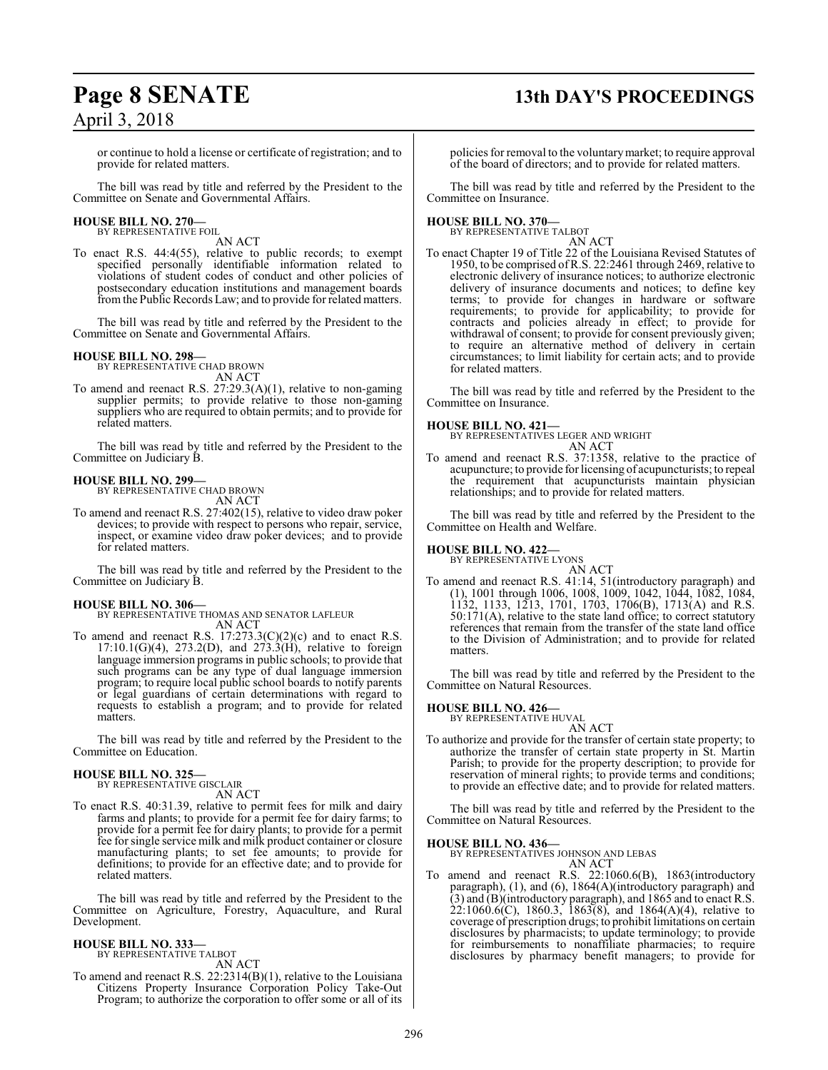or continue to hold a license or certificate of registration; and to provide for related matters.

The bill was read by title and referred by the President to the Committee on Senate and Governmental Affairs.

**HOUSE BILL NO. 270—**
BY REPRESENTATIVE FOIL
AN ACT

To enact R.S. 44:4(55), relative to public records; to exempt specified personally identifiable information related to violations of student codes of conduct and other policies of postsecondary education institutions and management boards from the Public Records Law; and to provide for related matters.

The bill was read by title and referred by the President to the Committee on Senate and Governmental Affairs.

**HOUSE BILL NO. 298—**
BY REPRESENTATIVE CHAD BROWN
AN ACT

To amend and reenact R.S. 27:29.3(A)(1), relative to non-gaming supplier permits; to provide relative to those non-gaming suppliers who are required to obtain permits; and to provide for related matters.

The bill was read by title and referred by the President to the Committee on Judiciary B.

**HOUSE BILL NO. 299—**
BY REPRESENTATIVE CHAD BROWN
AN ACT

To amend and reenact R.S. 27:402(15), relative to video draw poker devices; to provide with respect to persons who repair, service, inspect, or examine video draw poker devices; and to provide for related matters.

The bill was read by title and referred by the President to the Committee on Judiciary B.

**HOUSE BILL NO. 306—**
BY REPRESENTATIVE THOMAS AND SENATOR LAFLEUR
AN ACT

To amend and reenact R.S. 17:273.3(C)(2)(c) and to enact R.S. 17:10.1(G)(4), 273.2(D), and 273.3(H), relative to foreign language immersion programs in public schools; to provide that such programs can be any type of dual language immersion program; to require local public school boards to notify parents or legal guardians of certain determinations with regard to requests to establish a program; and to provide for related matters.

The bill was read by title and referred by the President to the Committee on Education.

**HOUSE BILL NO. 325—**
BY REPRESENTATIVE GISCLAIR
AN ACT

To enact R.S. 40:31.39, relative to permit fees for milk and dairy farms and plants; to provide for a permit fee for dairy farms; to provide for a permit fee for dairy plants; to provide for a permit fee for single service milk and milk product container or closure manufacturing plants; to set fee amounts; to provide for definitions; to provide for an effective date; and to provide for related matters.

The bill was read by title and referred by the President to the Committee on Agriculture, Forestry, Aquaculture, and Rural Development.

**HOUSE BILL NO. 333—**
BY REPRESENTATIVE TALBOT
AN ACT

To amend and reenact R.S. 22:2314(B)(1), relative to the Louisiana Citizens Property Insurance Corporation Policy Take-Out Program; to authorize the corporation to offer some or all of its policies for removal to the voluntary market; to require approval of the board of directors; and to provide for related matters.

The bill was read by title and referred by the President to the Committee on Insurance.

**HOUSE BILL NO. 370—**
BY REPRESENTATIVE TALBOT
AN ACT

To enact Chapter 19 of Title 22 of the Louisiana Revised Statutes of 1950, to be comprised of R.S. 22:2461 through 2469, relative to electronic delivery of insurance notices; to authorize electronic delivery of insurance documents and notices; to define key terms; to provide for changes in hardware or software requirements; to provide for applicability; to provide for contracts and policies already in effect; to provide for withdrawal of consent; to provide for consent previously given; to require an alternative method of delivery in certain circumstances; to limit liability for certain acts; and to provide for related matters.

The bill was read by title and referred by the President to the Committee on Insurance.

**HOUSE BILL NO. 421—**
BY REPRESENTATIVES LEGER AND WRIGHT
AN ACT

To amend and reenact R.S. 37:1358, relative to the practice of acupuncture; to provide for licensing of acupuncturists; to repeal the requirement that acupuncturists maintain physician relationships; and to provide for related matters.

The bill was read by title and referred by the President to the Committee on Health and Welfare.

**HOUSE BILL NO. 422—**
BY REPRESENTATIVE LYONS
AN ACT

To amend and reenact R.S. 41:14, 51(introductory paragraph) and (1), 1001 through 1006, 1008, 1009, 1042, 1044, 1082, 1084, 1132, 1133, 1213, 1701, 1703, 1706(B), 1713(A) and R.S. 50:171(A), relative to the state land office; to correct statutory references that remain from the transfer of the state land office to the Division of Administration; and to provide for related matters.

The bill was read by title and referred by the President to the Committee on Natural Resources.

**HOUSE BILL NO. 426—**
BY REPRESENTATIVE HUVAL
AN ACT

To authorize and provide for the transfer of certain state property; to authorize the transfer of certain state property in St. Martin Parish; to provide for the property description; to provide for reservation of mineral rights; to provide terms and conditions; to provide an effective date; and to provide for related matters.

The bill was read by title and referred by the President to the Committee on Natural Resources.

**HOUSE BILL NO. 436—**
BY REPRESENTATIVES JOHNSON AND LEBAS
AN ACT

To amend and reenact R.S. 22:1060.6(B), 1863(introductory paragraph), (1), and (6), 1864(A)(introductory paragraph) and (3) and (B)(introductory paragraph), and 1865 and to enact R.S. 22:1060.6(C), 1860.3, 1863(8), and 1864(A)(4), relative to coverage of prescription drugs; to prohibit limitations on certain disclosures by pharmacists; to update terminology; to provide for reimbursements to nonaffiliate pharmacies; to require disclosures by pharmacy benefit managers; to provide for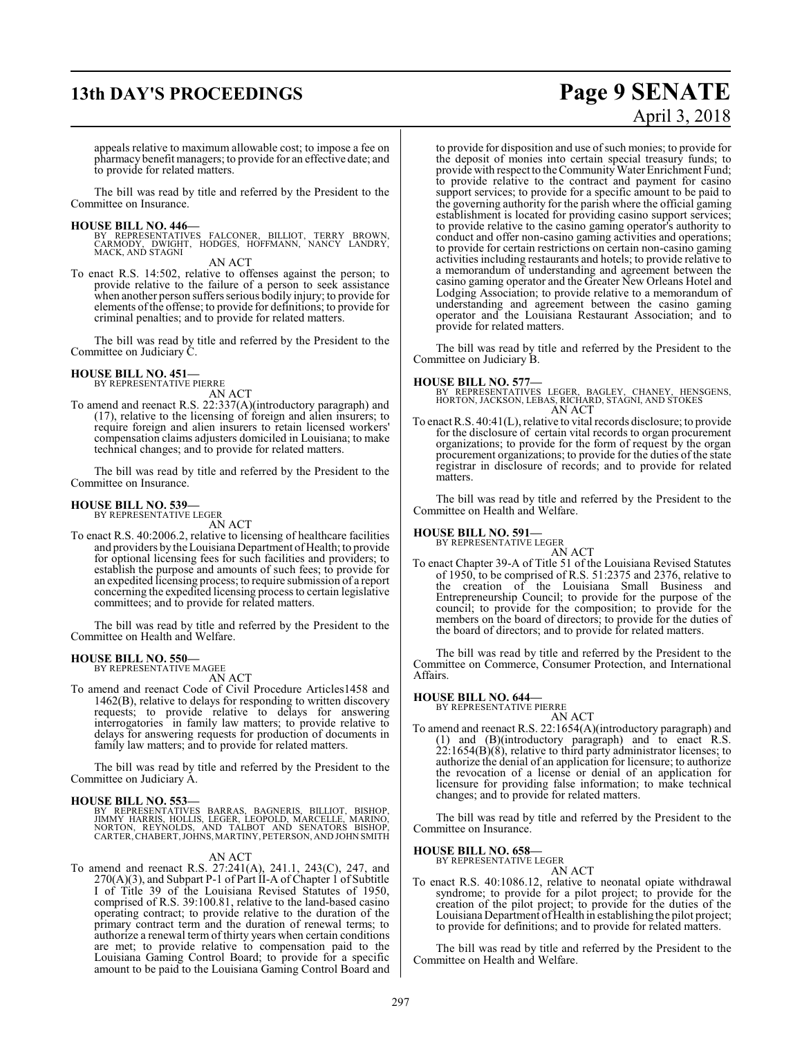appeals relative to maximum allowable cost; to impose a fee on pharmacy benefit managers; to provide for an effective date; and to provide for related matters.

The bill was read by title and referred by the President to the Committee on Insurance.

**HOUSE BILL NO. 446—**
BY REPRESENTATIVES FALCONER, BILLIOT, TERRY BROWN, CARMODY, DWIGHT, HODGES, HOFFMANN, NANCY LANDRY, MACK, AND STAGNI

AN ACT

To enact R.S. 14:502, relative to offenses against the person; to provide relative to the failure of a person to seek assistance when another person suffers serious bodily injury; to provide for elements of the offense; to provide for definitions; to provide for criminal penalties; and to provide for related matters.

The bill was read by title and referred by the President to the Committee on Judiciary C.

**HOUSE BILL NO. 451—**
BY REPRESENTATIVE PIERRE

AN ACT

To amend and reenact R.S. 22:337(A)(introductory paragraph) and (17), relative to the licensing of foreign and alien insurers; to require foreign and alien insurers to retain licensed workers' compensation claims adjusters domiciled in Louisiana; to make technical changes; and to provide for related matters.

The bill was read by title and referred by the President to the Committee on Insurance.

**HOUSE BILL NO. 539—**
BY REPRESENTATIVE LEGER

AN ACT

To enact R.S. 40:2006.2, relative to licensing of healthcare facilities and providers by the Louisiana Department of Health; to provide for optional licensing fees for such facilities and providers; to establish the purpose and amounts of such fees; to provide for an expedited licensing process; to require submission of a report concerning the expedited licensing process to certain legislative committees; and to provide for related matters.

The bill was read by title and referred by the President to the Committee on Health and Welfare.

**HOUSE BILL NO. 550—**
BY REPRESENTATIVE MAGEE

AN ACT

To amend and reenact Code of Civil Procedure Articles1458 and 1462(B), relative to delays for responding to written discovery requests; to provide relative to delays for answering interrogatories in family law matters; to provide relative to delays for answering requests for production of documents in family law matters; and to provide for related matters.

The bill was read by title and referred by the President to the Committee on Judiciary A.

**HOUSE BILL NO. 553—**
BY REPRESENTATIVES BARRAS, BAGNERIS, BILLIOT, BISHOP, JIMMY HARRIS, HOLLIS, LEGER, LEOPOLD, MARCELLE, MARINO, NORTON, REYNOLDS, AND TALBOT AND SENATORS BISHOP, CARTER, CHABERT, JOHNS, MARTINY, PETERSON, AND JOHN SMITH

AN ACT

To amend and reenact R.S. 27:241(A), 241.1, 243(C), 247, and 270(A)(3), and Subpart P-1 of Part II-A of Chapter 1 of Subtitle I of Title 39 of the Louisiana Revised Statutes of 1950, comprised of R.S. 39:100.81, relative to the land-based casino operating contract; to provide relative to the duration of the primary contract term and the duration of renewal terms; to authorize a renewal term of thirty years when certain conditions are met; to provide relative to compensation paid to the Louisiana Gaming Control Board; to provide for a specific amount to be paid to the Louisiana Gaming Control Board and to provide for disposition and use of such monies; to provide for the deposit of monies into certain special treasury funds; to provide with respect to the Community Water Enrichment Fund; to provide relative to the contract and payment for casino support services; to provide for a specific amount to be paid to the governing authority for the parish where the official gaming establishment is located for providing casino support services; to provide relative to the casino gaming operator's authority to conduct and offer non-casino gaming activities and operations; to provide for certain restrictions on certain non-casino gaming activities including restaurants and hotels; to provide relative to a memorandum of understanding and agreement between the casino gaming operator and the Greater New Orleans Hotel and Lodging Association; to provide relative to a memorandum of understanding and agreement between the casino gaming operator and the Louisiana Restaurant Association; and to provide for related matters.

The bill was read by title and referred by the President to the Committee on Judiciary B.

**HOUSE BILL NO. 577—**
BY REPRESENTATIVES LEGER, BAGLEY, CHANEY, HENSGENS, HORTON, JACKSON, LEBAS, RICHARD, STAGNI, AND STOKES

AN ACT

To enact R.S. 40:41(L), relative to vital records disclosure; to provide for the disclosure of certain vital records to organ procurement organizations; to provide for the form of request by the organ procurement organizations; to provide for the duties of the state registrar in disclosure of records; and to provide for related matters.

The bill was read by title and referred by the President to the Committee on Health and Welfare.

**HOUSE BILL NO. 591—**
BY REPRESENTATIVE LEGER

AN ACT

To enact Chapter 39-A of Title 51 of the Louisiana Revised Statutes of 1950, to be comprised of R.S. 51:2375 and 2376, relative to the creation of the Louisiana Small Business and Entrepreneurship Council; to provide for the purpose of the council; to provide for the composition; to provide for the members on the board of directors; to provide for the duties of the board of directors; and to provide for related matters.

The bill was read by title and referred by the President to the Committee on Commerce, Consumer Protection, and International Affairs.

**HOUSE BILL NO. 644—**
BY REPRESENTATIVE PIERRE

AN ACT

To amend and reenact R.S. 22:1654(A)(introductory paragraph) and (1) and (B)(introductory paragraph) and to enact R.S. 22:1654(B)(8), relative to third party administrator licenses; to authorize the denial of an application for licensure; to authorize the revocation of a license or denial of an application for licensure for providing false information; to make technical changes; and to provide for related matters.

The bill was read by title and referred by the President to the Committee on Insurance.

**HOUSE BILL NO. 658—**
BY REPRESENTATIVE LEGER

AN ACT

To enact R.S. 40:1086.12, relative to neonatal opiate withdrawal syndrome; to provide for a pilot project; to provide for the creation of the pilot project; to provide for the duties of the Louisiana Department of Health in establishing the pilot project; to provide for definitions; and to provide for related matters.

The bill was read by title and referred by the President to the Committee on Health and Welfare.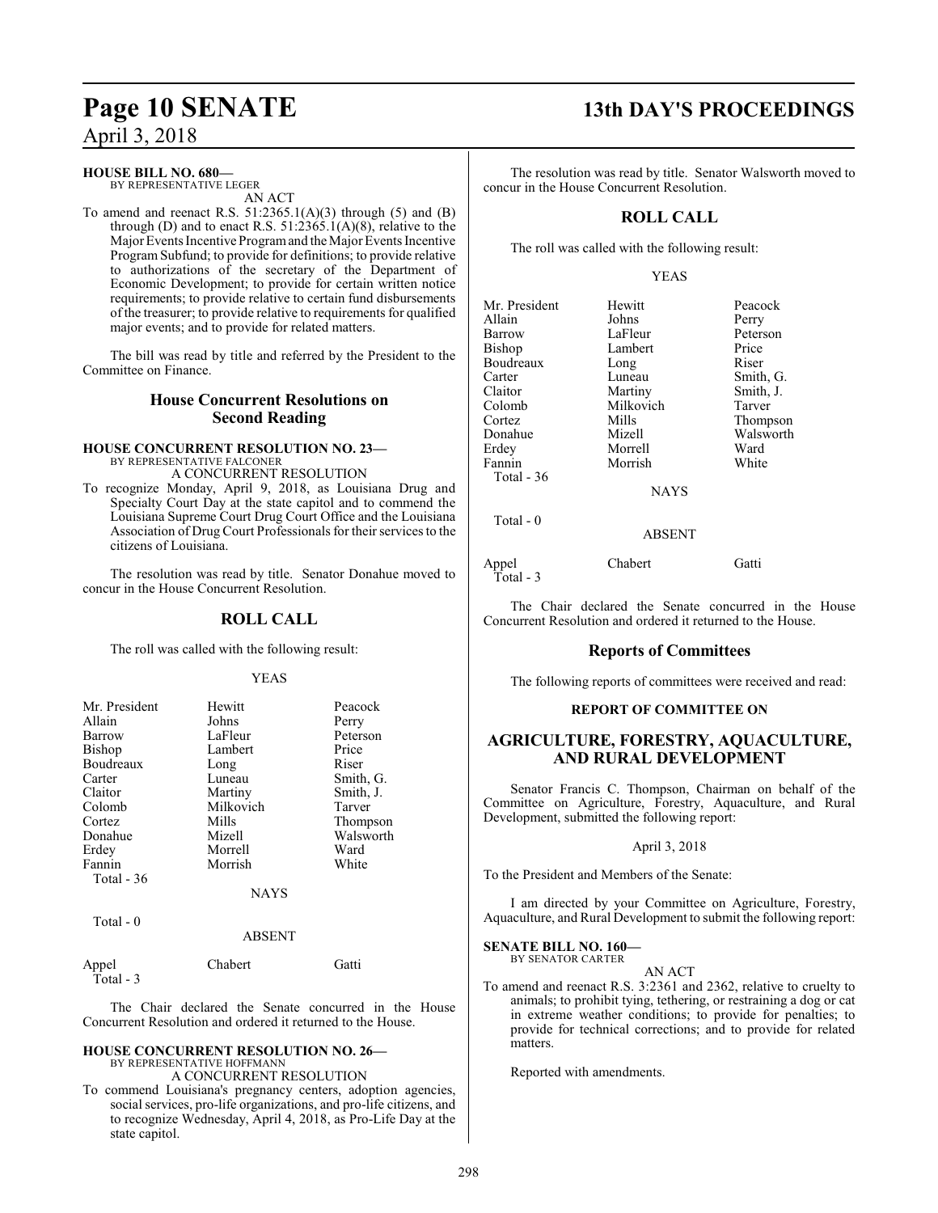**HOUSE BILL NO. 680—**
BY REPRESENTATIVE LEGER

AN ACT

To amend and reenact R.S. 51:2365.1(A)(3) through (5) and (B) through (D) and to enact R.S. 51:2365.1(A)(8), relative to the Major Events Incentive Program and the Major Events Incentive Program Subfund; to provide for definitions; to provide relative to authorizations of the secretary of the Department of Economic Development; to provide for certain written notice requirements; to provide relative to certain fund disbursements of the treasurer; to provide relative to requirements for qualified major events; and to provide for related matters.

The bill was read by title and referred by the President to the Committee on Finance.

## House Concurrent Resolutions on Second Reading

**HOUSE CONCURRENT RESOLUTION NO. 23—**
BY REPRESENTATIVE FALCONER

A CONCURRENT RESOLUTION

To recognize Monday, April 9, 2018, as Louisiana Drug and Specialty Court Day at the state capitol and to commend the Louisiana Supreme Court Drug Court Office and the Louisiana Association of Drug Court Professionals for their services to the citizens of Louisiana.

The resolution was read by title. Senator Donahue moved to concur in the House Concurrent Resolution.

## ROLL CALL

The roll was called with the following result:

YEAS

| | | |
|---|---|---|
| Mr. President | Hewitt | Peacock |
| Allain | Johns | Perry |
| Barrow | LaFleur | Peterson |
| Bishop | Lambert | Price |
| Boudreaux | Long | Riser |
| Carter | Luneau | Smith, G. |
| Claitor | Martiny | Smith, J. |
| Colomb | Milkovich | Tarver |
| Cortez | Mills | Thompson |
| Donahue | Mizell | Walsworth |
| Erdey | Morrell | Ward |
| Fannin | Morrish | White |

Total - 36

NAYS

Total - 0

ABSENT

| | | |
|---|---|---|
| Appel | Chabert | Gatti |

Total - 3

The Chair declared the Senate concurred in the House Concurrent Resolution and ordered it returned to the House.

**HOUSE CONCURRENT RESOLUTION NO. 26—**
BY REPRESENTATIVE HOFFMANN

A CONCURRENT RESOLUTION

To commend Louisiana's pregnancy centers, adoption agencies, social services, pro-life organizations, and pro-life citizens, and to recognize Wednesday, April 4, 2018, as Pro-Life Day at the state capitol.

The resolution was read by title. Senator Walsworth moved to concur in the House Concurrent Resolution.

## ROLL CALL

The roll was called with the following result:

YEAS

| | | |
|---|---|---|
| Mr. President | Hewitt | Peacock |
| Allain | Johns | Perry |
| Barrow | LaFleur | Peterson |
| Bishop | Lambert | Price |
| Boudreaux | Long | Riser |
| Carter | Luneau | Smith, G. |
| Claitor | Martiny | Smith, J. |
| Colomb | Milkovich | Tarver |
| Cortez | Mills | Thompson |
| Donahue | Mizell | Walsworth |
| Erdey | Morrell | Ward |
| Fannin | Morrish | White |

Total - 36

NAYS

Total - 0

ABSENT

| | | |
|---|---|---|
| Appel | Chabert | Gatti |

Total - 3

The Chair declared the Senate concurred in the House Concurrent Resolution and ordered it returned to the House.

## Reports of Committees

The following reports of committees were received and read:

### REPORT OF COMMITTEE ON

## AGRICULTURE, FORESTRY, AQUACULTURE, AND RURAL DEVELOPMENT

Senator Francis C. Thompson, Chairman on behalf of the Committee on Agriculture, Forestry, Aquaculture, and Rural Development, submitted the following report:

April 3, 2018

To the President and Members of the Senate:

I am directed by your Committee on Agriculture, Forestry, Aquaculture, and Rural Development to submit the following report:

**SENATE BILL NO. 160—**
BY SENATOR CARTER

AN ACT

To amend and reenact R.S. 3:2361 and 2362, relative to cruelty to animals; to prohibit tying, tethering, or restraining a dog or cat in extreme weather conditions; to provide for penalties; to provide for technical corrections; and to provide for related matters.

Reported with amendments.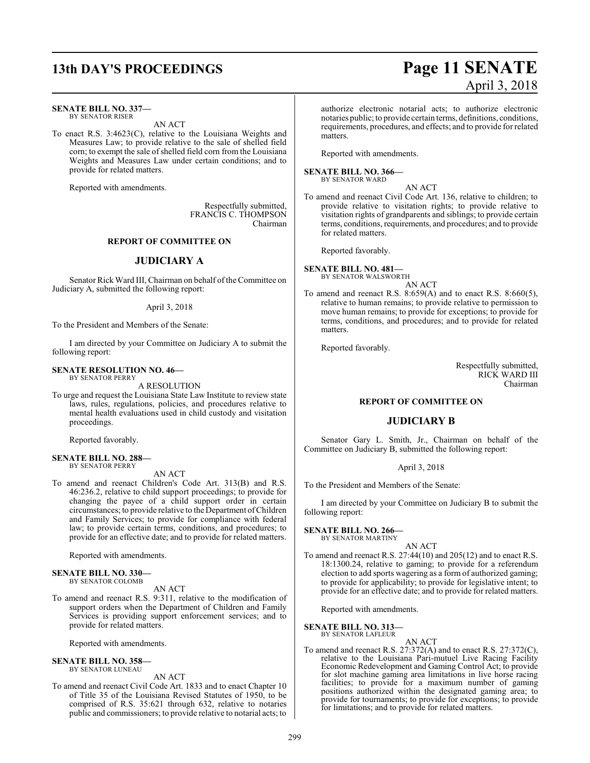**SENATE BILL NO. 337—**
BY SENATOR RISER

AN ACT

To enact R.S. 3:4623(C), relative to the Louisiana Weights and Measures Law; to provide relative to the sale of shelled field corn; to exempt the sale of shelled field corn from the Louisiana Weights and Measures Law under certain conditions; and to provide for related matters.

Reported with amendments.

Respectfully submitted,
FRANCIS C. THOMPSON
Chairman

## REPORT OF COMMITTEE ON

## JUDICIARY A

Senator Rick Ward III, Chairman on behalf of the Committee on Judiciary A, submitted the following report:

April 3, 2018

To the President and Members of the Senate:

I am directed by your Committee on Judiciary A to submit the following report:

**SENATE RESOLUTION NO. 46—**
BY SENATOR PERRY

A RESOLUTION

To urge and request the Louisiana State Law Institute to review state laws, rules, regulations, policies, and procedures relative to mental health evaluations used in child custody and visitation proceedings.

Reported favorably.

**SENATE BILL NO. 288—**
BY SENATOR PERRY

AN ACT

To amend and reenact Children's Code Art. 313(B) and R.S. 46:236.2, relative to child support proceedings; to provide for changing the payee of a child support order in certain circumstances; to provide relative to the Department of Children and Family Services; to provide for compliance with federal law; to provide certain terms, conditions, and procedures; to provide for an effective date; and to provide for related matters.

Reported with amendments.

**SENATE BILL NO. 330—**
BY SENATOR COLOMB

AN ACT

To amend and reenact R.S. 9:311, relative to the modification of support orders when the Department of Children and Family Services is providing support enforcement services; and to provide for related matters.

Reported with amendments.

**SENATE BILL NO. 358—**
BY SENATOR LUNEAU

AN ACT

To amend and reenact Civil Code Art. 1833 and to enact Chapter 10 of Title 35 of the Louisiana Revised Statutes of 1950, to be comprised of R.S. 35:621 through 632, relative to notaries public and commissioners; to provide relative to notarial acts; to authorize electronic notarial acts; to authorize electronic notaries public; to provide certain terms, definitions, conditions, requirements, procedures, and effects; and to provide for related matters.

Reported with amendments.

**SENATE BILL NO. 366—**
BY SENATOR WARD

AN ACT

To amend and reenact Civil Code Art. 136, relative to children; to provide relative to visitation rights; to provide relative to visitation rights of grandparents and siblings; to provide certain terms, conditions, requirements, and procedures; and to provide for related matters.

Reported favorably.

**SENATE BILL NO. 481—**
BY SENATOR WALSWORTH

AN ACT

To amend and reenact R.S. 8:659(A) and to enact R.S. 8:660(5), relative to human remains; to provide relative to permission to move human remains; to provide for exceptions; to provide for terms, conditions, and procedures; and to provide for related matters.

Reported favorably.

Respectfully submitted,
RICK WARD III
Chairman

## REPORT OF COMMITTEE ON

## JUDICIARY B

Senator Gary L. Smith, Jr., Chairman on behalf of the Committee on Judiciary B, submitted the following report:

April 3, 2018

To the President and Members of the Senate:

I am directed by your Committee on Judiciary B to submit the following report:

**SENATE BILL NO. 266—**
BY SENATOR MARTINY

AN ACT

To amend and reenact R.S. 27:44(10) and 205(12) and to enact R.S. 18:1300.24, relative to gaming; to provide for a referendum election to add sports wagering as a form of authorized gaming; to provide for applicability; to provide for legislative intent; to provide for an effective date; and to provide for related matters.

Reported with amendments.

**SENATE BILL NO. 313—**
BY SENATOR LAFLEUR

AN ACT

To amend and reenact R.S. 27:372(A) and to enact R.S. 27:372(C), relative to the Louisiana Pari-mutuel Live Racing Facility Economic Redevelopment and Gaming Control Act; to provide for slot machine gaming area limitations in live horse racing facilities; to provide for a maximum number of gaming positions authorized within the designated gaming area; to provide for tournaments; to provide for exceptions; to provide for limitations; and to provide for related matters.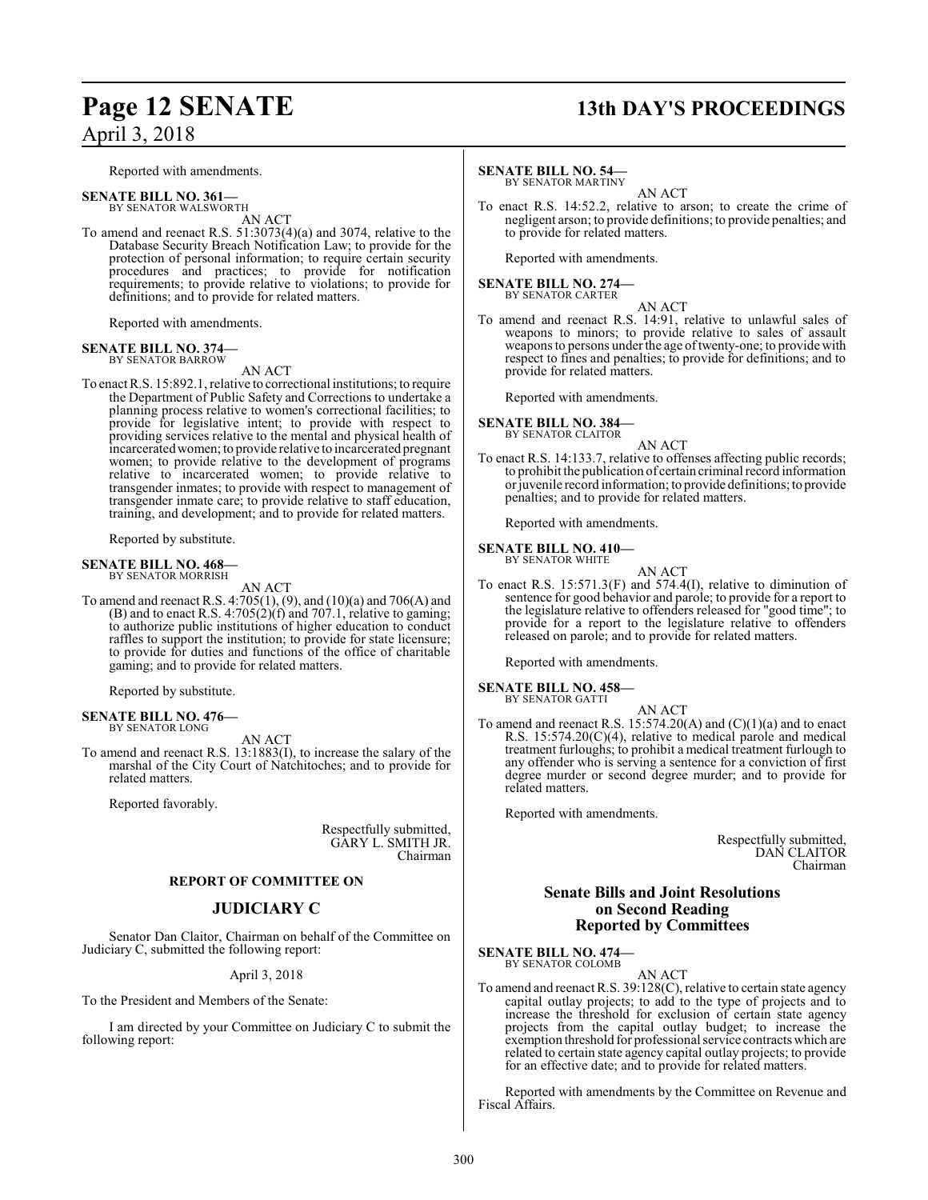Reported with amendments.

**SENATE BILL NO. 361—**
BY SENATOR WALSWORTH

AN ACT

To amend and reenact R.S. 51:3073(4)(a) and 3074, relative to the Database Security Breach Notification Law; to provide for the protection of personal information; to require certain security procedures and practices; to provide for notification requirements; to provide relative to violations; to provide for definitions; and to provide for related matters.

Reported with amendments.

**SENATE BILL NO. 374—**
BY SENATOR BARROW

AN ACT

To enact R.S. 15:892.1, relative to correctional institutions; to require the Department of Public Safety and Corrections to undertake a planning process relative to women's correctional facilities; to provide for legislative intent; to provide with respect to providing services relative to the mental and physical health of incarcerated women; to provide relative to incarcerated pregnant women; to provide relative to the development of programs relative to incarcerated women; to provide relative to transgender inmates; to provide with respect to management of transgender inmate care; to provide relative to staff education, training, and development; and to provide for related matters.

Reported by substitute.

**SENATE BILL NO. 468—**
BY SENATOR MORRISH

AN ACT

To amend and reenact R.S. 4:705(1), (9), and (10)(a) and 706(A) and (B) and to enact R.S. 4:705(2)(f) and 707.1, relative to gaming; to authorize public institutions of higher education to conduct raffles to support the institution; to provide for state licensure; to provide for duties and functions of the office of charitable gaming; and to provide for related matters.

Reported by substitute.

**SENATE BILL NO. 476—**
BY SENATOR LONG

AN ACT

To amend and reenact R.S. 13:1883(I), to increase the salary of the marshal of the City Court of Natchitoches; and to provide for related matters.

Reported favorably.

Respectfully submitted,
GARY L. SMITH JR.
Chairman

**REPORT OF COMMITTEE ON**

## JUDICIARY C

Senator Dan Claitor, Chairman on behalf of the Committee on Judiciary C, submitted the following report:

April 3, 2018

To the President and Members of the Senate:

I am directed by your Committee on Judiciary C to submit the following report:

**SENATE BILL NO. 54—**
BY SENATOR MARTINY

AN ACT

To enact R.S. 14:52.2, relative to arson; to create the crime of negligent arson; to provide definitions; to provide penalties; and to provide for related matters.

Reported with amendments.

**SENATE BILL NO. 274—**
BY SENATOR CARTER

AN ACT

To amend and reenact R.S. 14:91, relative to unlawful sales of weapons to minors; to provide relative to sales of assault weapons to persons under the age of twenty-one; to provide with respect to fines and penalties; to provide for definitions; and to provide for related matters.

Reported with amendments.

**SENATE BILL NO. 384—**
BY SENATOR CLAITOR

AN ACT

To enact R.S. 14:133.7, relative to offenses affecting public records; to prohibit the publication of certain criminal record information or juvenile record information; to provide definitions; to provide penalties; and to provide for related matters.

Reported with amendments.

**SENATE BILL NO. 410—**
BY SENATOR WHITE

AN ACT

To enact R.S. 15:571.3(F) and 574.4(I), relative to diminution of sentence for good behavior and parole; to provide for a report to the legislature relative to offenders released for "good time"; to provide for a report to the legislature relative to offenders released on parole; and to provide for related matters.

Reported with amendments.

**SENATE BILL NO. 458—**
BY SENATOR GATTI

AN ACT

To amend and reenact R.S. 15:574.20(A) and (C)(1)(a) and to enact R.S. 15:574.20(C)(4), relative to medical parole and medical treatment furloughs; to prohibit a medical treatment furlough to any offender who is serving a sentence for a conviction of first degree murder or second degree murder; and to provide for related matters.

Reported with amendments.

Respectfully submitted,
DAN CLAITOR
Chairman

## Senate Bills and Joint Resolutions on Second Reading Reported by Committees

**SENATE BILL NO. 474—**
BY SENATOR COLOMB

AN ACT

To amend and reenact R.S. 39:128(C), relative to certain state agency capital outlay projects; to add to the type of projects and to increase the threshold for exclusion of certain state agency projects from the capital outlay budget; to increase the exemption threshold for professional service contracts which are related to certain state agency capital outlay projects; to provide for an effective date; and to provide for related matters.

Reported with amendments by the Committee on Revenue and Fiscal Affairs.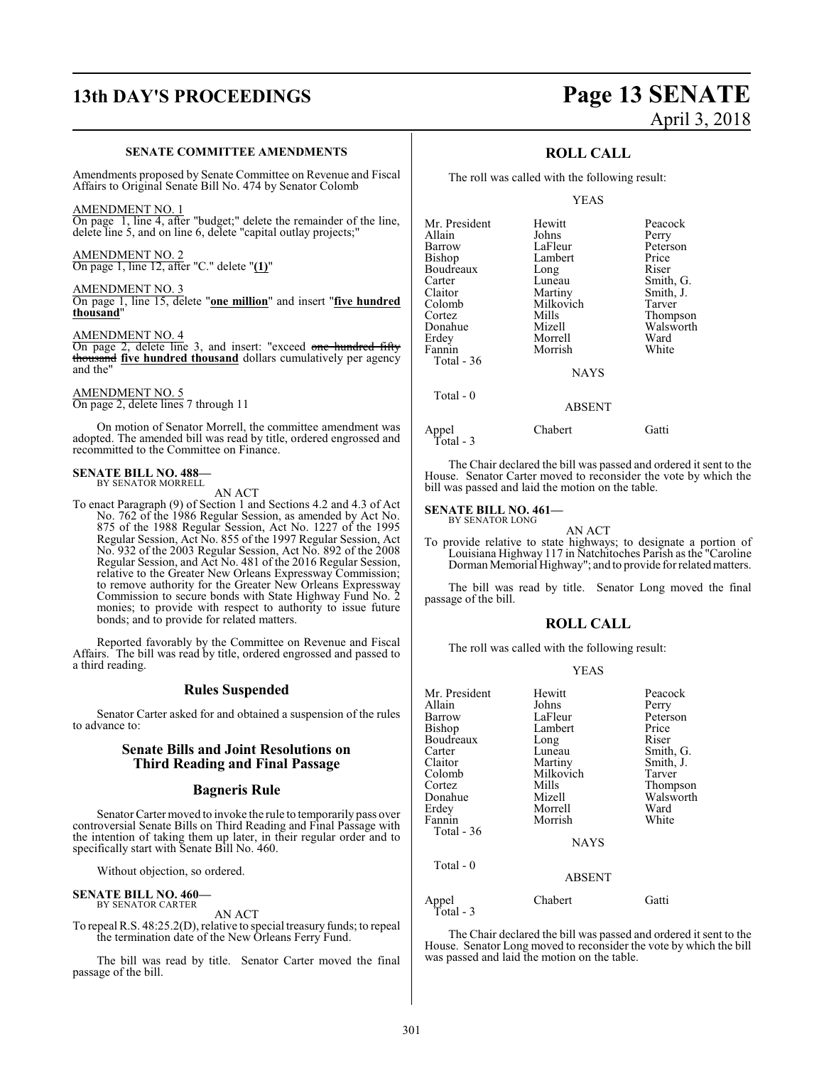#### SENATE COMMITTEE AMENDMENTS

Amendments proposed by Senate Committee on Revenue and Fiscal Affairs to Original Senate Bill No. 474 by Senator Colomb

AMENDMENT NO. 1
On page 1, line 4, after "budget;" delete the remainder of the line, delete line 5, and on line 6, delete "capital outlay projects;"

AMENDMENT NO. 2
On page 1, line 12, after "C." delete "**(1)**"

AMENDMENT NO. 3
On page 1, line 15, delete "**one million**" and insert "**five hundred thousand**"

AMENDMENT NO. 4
On page 2, delete line 3, and insert: "exceed ~~one hundred fifty thousand~~ **five hundred thousand** dollars cumulatively per agency and the"

AMENDMENT NO. 5
On page 2, delete lines 7 through 11

On motion of Senator Morrell, the committee amendment was adopted. The amended bill was read by title, ordered engrossed and recommitted to the Committee on Finance.

**SENATE BILL NO. 488—**
BY SENATOR MORRELL

AN ACT

To enact Paragraph (9) of Section 1 and Sections 4.2 and 4.3 of Act No. 762 of the 1986 Regular Session, as amended by Act No. 875 of the 1988 Regular Session, Act No. 1227 of the 1995 Regular Session, Act No. 855 of the 1997 Regular Session, Act No. 932 of the 2003 Regular Session, Act No. 892 of the 2008 Regular Session, and Act No. 481 of the 2016 Regular Session, relative to the Greater New Orleans Expressway Commission; to remove authority for the Greater New Orleans Expressway Commission to secure bonds with State Highway Fund No. 2 monies; to provide with respect to authority to issue future bonds; and to provide for related matters.

Reported favorably by the Committee on Revenue and Fiscal Affairs. The bill was read by title, ordered engrossed and passed to a third reading.

## Rules Suspended

Senator Carter asked for and obtained a suspension of the rules to advance to:

## Senate Bills and Joint Resolutions on Third Reading and Final Passage

## Bagneris Rule

Senator Carter moved to invoke the rule to temporarily pass over controversial Senate Bills on Third Reading and Final Passage with the intention of taking them up later, in their regular order and to specifically start with Senate Bill No. 460.

Without objection, so ordered.

**SENATE BILL NO. 460—**
BY SENATOR CARTER

AN ACT

To repeal R.S. 48:25.2(D), relative to special treasury funds; to repeal the termination date of the New Orleans Ferry Fund.

The bill was read by title. Senator Carter moved the final passage of the bill.

## ROLL CALL

The roll was called with the following result:

YEAS

| | | |
|---|---|---|
| Mr. President | Hewitt | Peacock |
| Allain | Johns | Perry |
| Barrow | LaFleur | Peterson |
| Bishop | Lambert | Price |
| Boudreaux | Long | Riser |
| Carter | Luneau | Smith, G. |
| Claitor | Martiny | Smith, J. |
| Colomb | Milkovich | Tarver |
| Cortez | Mills | Thompson |
| Donahue | Mizell | Walsworth |
| Erdey | Morrell | Ward |
| Fannin | Morrish | White |
| Total - 36 | | |

NAYS

Total - 0

ABSENT

| | | |
|---|---|---|
| Appel | Chabert | Gatti |
| Total - 3 | | |

The Chair declared the bill was passed and ordered it sent to the House. Senator Carter moved to reconsider the vote by which the bill was passed and laid the motion on the table.

**SENATE BILL NO. 461—**
BY SENATOR LONG

AN ACT

To provide relative to state highways; to designate a portion of Louisiana Highway 117 in Natchitoches Parish as the "Caroline Dorman Memorial Highway"; and to provide for related matters.

The bill was read by title. Senator Long moved the final passage of the bill.

## ROLL CALL

The roll was called with the following result:

YEAS

| | | |
|---|---|---|
| Mr. President | Hewitt | Peacock |
| Allain | Johns | Perry |
| Barrow | LaFleur | Peterson |
| Bishop | Lambert | Price |
| Boudreaux | Long | Riser |
| Carter | Luneau | Smith, G. |
| Claitor | Martiny | Smith, J. |
| Colomb | Milkovich | Tarver |
| Cortez | Mills | Thompson |
| Donahue | Mizell | Walsworth |
| Erdey | Morrell | Ward |
| Fannin | Morrish | White |
| Total - 36 | | |

NAYS

Total - 0

ABSENT

| | | |
|---|---|---|
| Appel | Chabert | Gatti |
| Total - 3 | | |

The Chair declared the bill was passed and ordered it sent to the House. Senator Long moved to reconsider the vote by which the bill was passed and laid the motion on the table.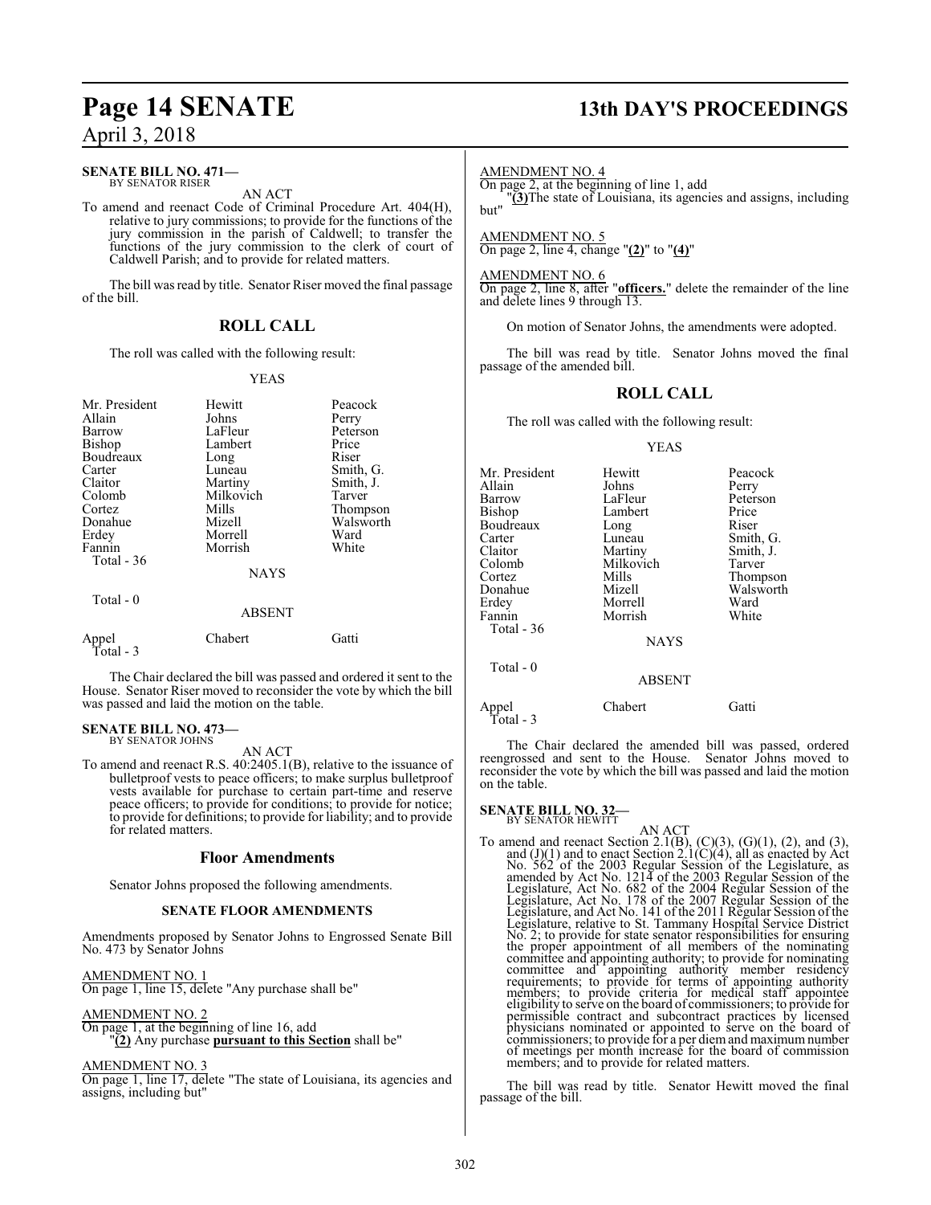**SENATE BILL NO. 471—**
BY SENATOR RISER

AN ACT

To amend and reenact Code of Criminal Procedure Art. 404(H), relative to jury commissions; to provide for the functions of the jury commission in the parish of Caldwell; to transfer the functions of the jury commission to the clerk of court of Caldwell Parish; and to provide for related matters.

The bill was read by title. Senator Riser moved the final passage of the bill.

## ROLL CALL

The roll was called with the following result:

YEAS

| | | |
|---|---|---|
| Mr. President | Hewitt | Peacock |
| Allain | Johns | Perry |
| Barrow | LaFleur | Peterson |
| Bishop | Lambert | Price |
| Boudreaux | Long | Riser |
| Carter | Luneau | Smith, G. |
| Claitor | Martiny | Smith, J. |
| Colomb | Milkovich | Tarver |
| Cortez | Mills | Thompson |
| Donahue | Mizell | Walsworth |
| Erdey | Morrell | Ward |
| Fannin | Morrish | White |
| Total - 36 | | |

NAYS

Total - 0

ABSENT

| | | |
|---|---|---|
| Appel | Chabert | Gatti |
| Total - 3 | | |

The Chair declared the bill was passed and ordered it sent to the House. Senator Riser moved to reconsider the vote by which the bill was passed and laid the motion on the table.

**SENATE BILL NO. 473—**
BY SENATOR JOHNS

AN ACT

To amend and reenact R.S. 40:2405.1(B), relative to the issuance of bulletproof vests to peace officers; to make surplus bulletproof vests available for purchase to certain part-time and reserve peace officers; to provide for conditions; to provide for notice; to provide for definitions; to provide for liability; and to provide for related matters.

## Floor Amendments

Senator Johns proposed the following amendments.

### SENATE FLOOR AMENDMENTS

Amendments proposed by Senator Johns to Engrossed Senate Bill No. 473 by Senator Johns

AMENDMENT NO. 1
On page 1, line 15, delete "Any purchase shall be"

AMENDMENT NO. 2
On page 1, at the beginning of line 16, add
"**(2)** Any purchase **pursuant to this Section** shall be"

AMENDMENT NO. 3
On page 1, line 17, delete "The state of Louisiana, its agencies and assigns, including but"

AMENDMENT NO. 4
On page 2, at the beginning of line 1, add
"**(3)**The state of Louisiana, its agencies and assigns, including but"

AMENDMENT NO. 5
On page 2, line 4, change "**(2)**" to "**(4)**"

AMENDMENT NO. 6
On page 2, line 8, after "**officers.**" delete the remainder of the line and delete lines 9 through 13.

On motion of Senator Johns, the amendments were adopted.

The bill was read by title. Senator Johns moved the final passage of the amended bill.

## ROLL CALL

The roll was called with the following result:

YEAS

| | | |
|---|---|---|
| Mr. President | Hewitt | Peacock |
| Allain | Johns | Perry |
| Barrow | LaFleur | Peterson |
| Bishop | Lambert | Price |
| Boudreaux | Long | Riser |
| Carter | Luneau | Smith, G. |
| Claitor | Martiny | Smith, J. |
| Colomb | Milkovich | Tarver |
| Cortez | Mills | Thompson |
| Donahue | Mizell | Walsworth |
| Erdey | Morrell | Ward |
| Fannin | Morrish | White |
| Total - 36 | | |

NAYS

Total - 0

ABSENT

| | | |
|---|---|---|
| Appel | Chabert | Gatti |
| Total - 3 | | |

The Chair declared the amended bill was passed, ordered reengrossed and sent to the House. Senator Johns moved to reconsider the vote by which the bill was passed and laid the motion on the table.

**SENATE BILL NO. 32—**
BY SENATOR HEWITT

AN ACT

To amend and reenact Section 2.1(B), (C)(3), (G)(1), (2), and (3), and (J)(1) and to enact Section 2.1(C)(4), all as enacted by Act No. 562 of the 2003 Regular Session of the Legislature, as amended by Act No. 1214 of the 2003 Regular Session of the Legislature, Act No. 682 of the 2004 Regular Session of the Legislature, Act No. 178 of the 2007 Regular Session of the Legislature, and Act No. 141 of the 2011 Regular Session of the Legislature, relative to St. Tammany Hospital Service District No. 2; to provide for state senator responsibilities for ensuring the proper appointment of all members of the nominating committee and appointing authority; to provide for nominating committee and appointing authority member residency requirements; to provide for terms of appointing authority members; to provide criteria for medical staff appointee eligibility to serve on the board of commissioners; to provide for permissible contract and subcontract practices by licensed physicians nominated or appointed to serve on the board of commissioners; to provide for a per diem and maximum number of meetings per month increase for the board of commission members; and to provide for related matters.

The bill was read by title. Senator Hewitt moved the final passage of the bill.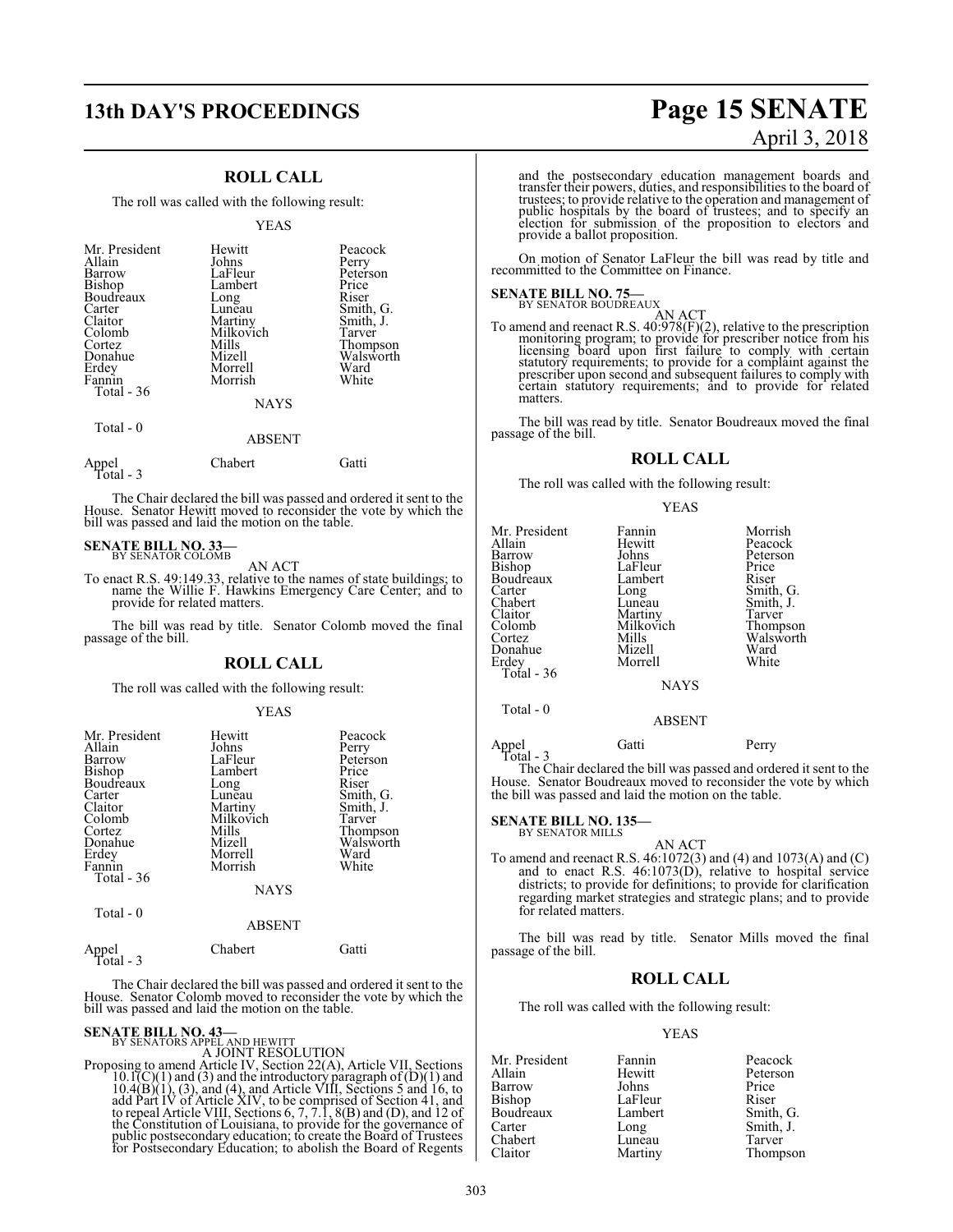## ROLL CALL

The roll was called with the following result:

YEAS

| | | |
|---|---|---|
| Mr. President | Hewitt | Peacock |
| Allain | Johns | Perry |
| Barrow | LaFleur | Peterson |
| Bishop | Lambert | Price |
| Boudreaux | Long | Riser |
| Carter | Luneau | Smith, G. |
| Claitor | Martiny | Smith, J. |
| Colomb | Milkovich | Tarver |
| Cortez | Mills | Thompson |
| Donahue | Mizell | Walsworth |
| Erdey | Morrell | Ward |
| Fannin | Morrish | White |
| Total - 36 | | |

NAYS

Total - 0

ABSENT

| | | |
|---|---|---|
| Appel | Chabert | Gatti |
| Total - 3 | | |

The Chair declared the bill was passed and ordered it sent to the House. Senator Hewitt moved to reconsider the vote by which the bill was passed and laid the motion on the table.

**SENATE BILL NO. 33—**
BY SENATOR COLOMB

AN ACT

To enact R.S. 49:149.33, relative to the names of state buildings; to name the Willie F. Hawkins Emergency Care Center; and to provide for related matters.

The bill was read by title. Senator Colomb moved the final passage of the bill.

## ROLL CALL

The roll was called with the following result:

YEAS

| | | |
|---|---|---|
| Mr. President | Hewitt | Peacock |
| Allain | Johns | Perry |
| Barrow | LaFleur | Peterson |
| Bishop | Lambert | Price |
| Boudreaux | Long | Riser |
| Carter | Luneau | Smith, G. |
| Claitor | Martiny | Smith, J. |
| Colomb | Milkovich | Tarver |
| Cortez | Mills | Thompson |
| Donahue | Mizell | Walsworth |
| Erdey | Morrell | Ward |
| Fannin | Morrish | White |
| Total - 36 | | |

NAYS

Total - 0

ABSENT

| | | |
|---|---|---|
| Appel | Chabert | Gatti |
| Total - 3 | | |

The Chair declared the bill was passed and ordered it sent to the House. Senator Colomb moved to reconsider the vote by which the bill was passed and laid the motion on the table.

**SENATE BILL NO. 43—**
BY SENATORS APPEL AND HEWITT

A JOINT RESOLUTION

Proposing to amend Article IV, Section 22(A), Article VII, Sections 10.1(C)(1) and (3) and the introductory paragraph of (D)(1) and 10.4(B)(1), (3), and (4), and Article VIII, Sections 5 and 16, to add Part IV of Article XIV, to be comprised of Section 41, and to repeal Article VIII, Sections 6, 7, 7.1, 8(B) and (D), and 12 of the Constitution of Louisiana, to provide for the governance of public postsecondary education; to create the Board of Trustees for Postsecondary Education; to abolish the Board of Regents and the postsecondary education management boards and transfer their powers, duties, and responsibilities to the board of trustees; to provide relative to the operation and management of public hospitals by the board of trustees; and to specify an election for submission of the proposition to electors and provide a ballot proposition.

On motion of Senator LaFleur the bill was read by title and recommitted to the Committee on Finance.

**SENATE BILL NO. 75—**
BY SENATOR BOUDREAUX

AN ACT

To amend and reenact R.S. 40:978(F)(2), relative to the prescription monitoring program; to provide for prescriber notice from his licensing board upon first failure to comply with certain statutory requirements; to provide for a complaint against the prescriber upon second and subsequent failures to comply with certain statutory requirements; and to provide for related matters.

The bill was read by title. Senator Boudreaux moved the final passage of the bill.

## ROLL CALL

The roll was called with the following result:

YEAS

| | | |
|---|---|---|
| Mr. President | Fannin | Morrish |
| Allain | Hewitt | Peacock |
| Barrow | Johns | Peterson |
| Bishop | LaFleur | Price |
| Boudreaux | Lambert | Riser |
| Carter | Long | Smith, G. |
| Chabert | Luneau | Smith, J. |
| Claitor | Martiny | Tarver |
| Colomb | Milkovich | Thompson |
| Cortez | Mills | Walsworth |
| Donahue | Mizell | Ward |
| Erdey | Morrell | White |
| Total - 36 | | |

NAYS

Total - 0

ABSENT

| | | |
|---|---|---|
| Appel | Gatti | Perry |
| Total - 3 | | |

The Chair declared the bill was passed and ordered it sent to the House. Senator Boudreaux moved to reconsider the vote by which the bill was passed and laid the motion on the table.

**SENATE BILL NO. 135—**
BY SENATOR MILLS

AN ACT

To amend and reenact R.S. 46:1072(3) and (4) and 1073(A) and (C) and to enact R.S. 46:1073(D), relative to hospital service districts; to provide for definitions; to provide for clarification regarding market strategies and strategic plans; and to provide for related matters.

The bill was read by title. Senator Mills moved the final passage of the bill.

## ROLL CALL

The roll was called with the following result:

YEAS

| | | |
|---|---|---|
| Mr. President | Fannin | Peacock |
| Allain | Hewitt | Peterson |
| Barrow | Johns | Price |
| Bishop | LaFleur | Riser |
| Boudreaux | Lambert | Smith, G. |
| Carter | Long | Smith, J. |
| Chabert | Luneau | Tarver |
| Claitor | Martiny | Thompson |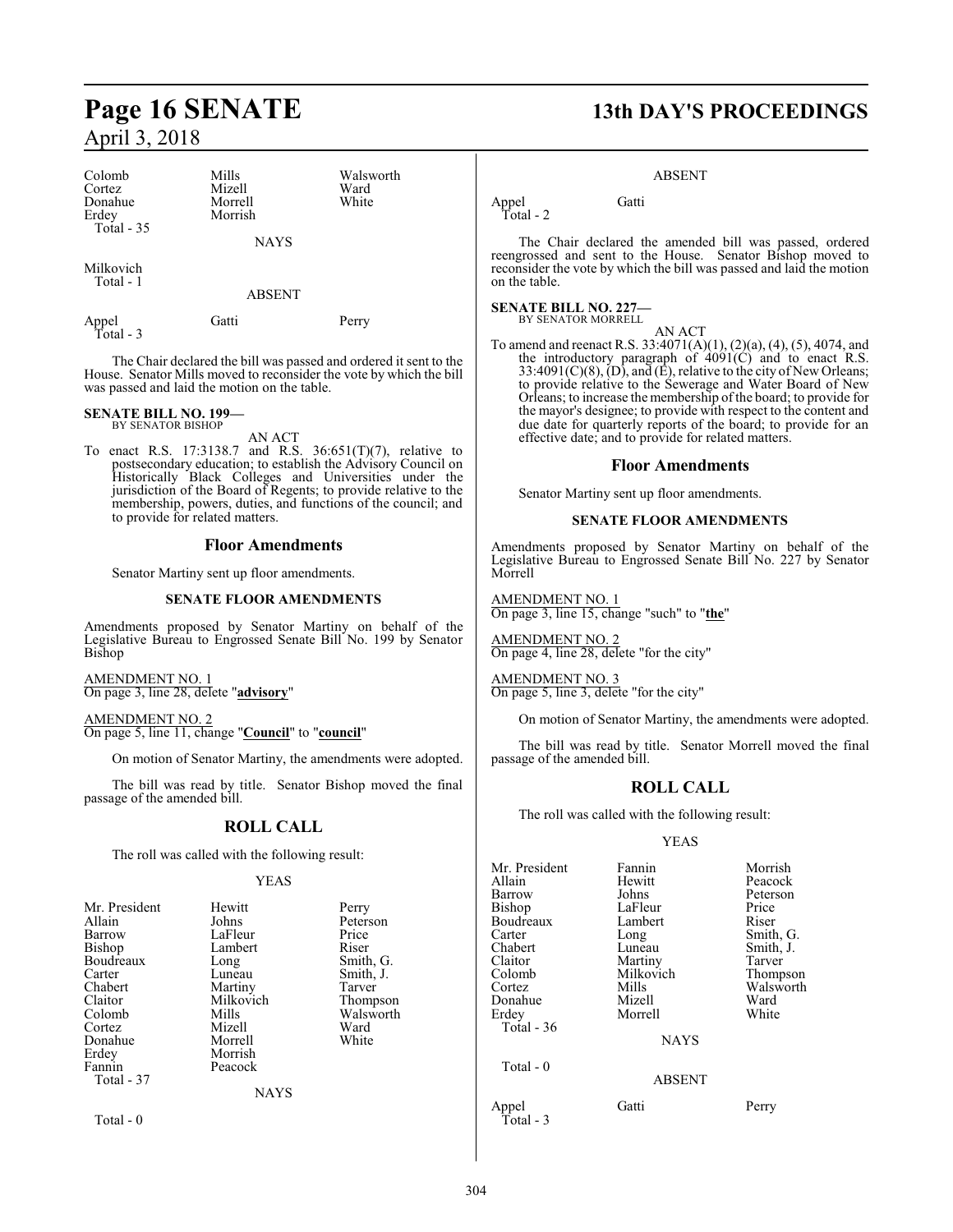| | | |
|---|---|---|
| Colomb | Mills | Walsworth |
| Cortez | Mizell | Ward |
| Donahue | Morrell | White |
| Erdey | Morrish | |
| Total - 35 | | |

NAYS

| | | |
|---|---|---|
| Milkovich | | |
| Total - 1 | | |

ABSENT

| | | |
|---|---|---|
| Appel | Gatti | Perry |
| Total - 3 | | |

The Chair declared the bill was passed and ordered it sent to the House. Senator Mills moved to reconsider the vote by which the bill was passed and laid the motion on the table.

**SENATE BILL NO. 199—**
BY SENATOR BISHOP

AN ACT

To enact R.S. 17:3138.7 and R.S. 36:651(T)(7), relative to postsecondary education; to establish the Advisory Council on Historically Black Colleges and Universities under the jurisdiction of the Board of Regents; to provide relative to the membership, powers, duties, and functions of the council; and to provide for related matters.

## Floor Amendments

Senator Martiny sent up floor amendments.

### SENATE FLOOR AMENDMENTS

Amendments proposed by Senator Martiny on behalf of the Legislative Bureau to Engrossed Senate Bill No. 199 by Senator Bishop

AMENDMENT NO. 1
On page 3, line 28, delete "**advisory**"

AMENDMENT NO. 2
On page 5, line 11, change "**Council**" to "**council**"

On motion of Senator Martiny, the amendments were adopted.

The bill was read by title. Senator Bishop moved the final passage of the amended bill.

## ROLL CALL

The roll was called with the following result:

YEAS

| | | |
|---|---|---|
| Mr. President | Hewitt | Perry |
| Allain | Johns | Peterson |
| Barrow | LaFleur | Price |
| Bishop | Lambert | Riser |
| Boudreaux | Long | Smith, G. |
| Carter | Luneau | Smith, J. |
| Chabert | Martiny | Tarver |
| Claitor | Milkovich | Thompson |
| Colomb | Mills | Walsworth |
| Cortez | Mizell | Ward |
| Donahue | Morrell | White |
| Erdey | Morrish | |
| Fannin | Peacock | |
| Total - 37 | | |

NAYS

Total - 0

ABSENT

| | | |
|---|---|---|
| Appel | Gatti | |
| Total - 2 | | |

The Chair declared the amended bill was passed, ordered reengrossed and sent to the House. Senator Bishop moved to reconsider the vote by which the bill was passed and laid the motion on the table.

**SENATE BILL NO. 227—**
BY SENATOR MORRELL

AN ACT

To amend and reenact R.S. 33:4071(A)(1), (2)(a), (4), (5), 4074, and the introductory paragraph of 4091(C) and to enact R.S. 33:4091(C)(8), (D), and (E), relative to the city of New Orleans; to provide relative to the Sewerage and Water Board of New Orleans; to increase the membership of the board; to provide for the mayor's designee; to provide with respect to the content and due date for quarterly reports of the board; to provide for an effective date; and to provide for related matters.

## Floor Amendments

Senator Martiny sent up floor amendments.

### SENATE FLOOR AMENDMENTS

Amendments proposed by Senator Martiny on behalf of the Legislative Bureau to Engrossed Senate Bill No. 227 by Senator Morrell

AMENDMENT NO. 1
On page 3, line 15, change "such" to "**the**"

AMENDMENT NO. 2
On page 4, line 28, delete "for the city"

AMENDMENT NO. 3
On page 5, line 3, delete "for the city"

On motion of Senator Martiny, the amendments were adopted.

The bill was read by title. Senator Morrell moved the final passage of the amended bill.

## ROLL CALL

The roll was called with the following result:

YEAS

| | | |
|---|---|---|
| Mr. President | Fannin | Morrish |
| Allain | Hewitt | Peacock |
| Barrow | Johns | Peterson |
| Bishop | LaFleur | Price |
| Boudreaux | Lambert | Riser |
| Carter | Long | Smith, G. |
| Chabert | Luneau | Smith, J. |
| Claitor | Martiny | Tarver |
| Colomb | Milkovich | Thompson |
| Cortez | Mills | Walsworth |
| Donahue | Mizell | Ward |
| Erdey | Morrell | White |
| Total - 36 | | |

NAYS

Total - 0

ABSENT

| | | |
|---|---|---|
| Appel | Gatti | Perry |
| Total - 3 | | |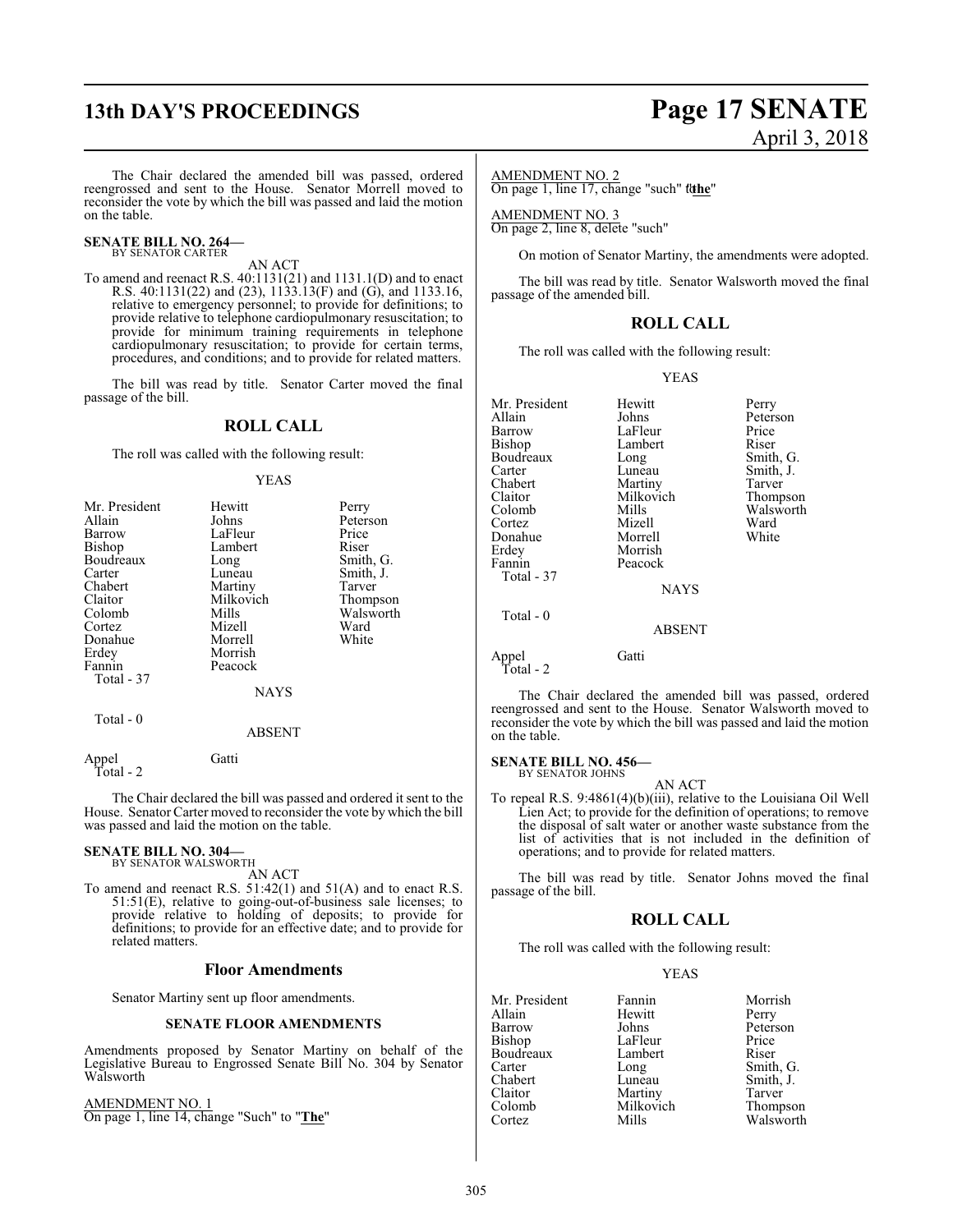The Chair declared the amended bill was passed, ordered reengrossed and sent to the House. Senator Morrell moved to reconsider the vote by which the bill was passed and laid the motion on the table.

**SENATE BILL NO. 264—**
BY SENATOR CARTER

AN ACT

To amend and reenact R.S. 40:1131(21) and 1131.1(D) and to enact R.S. 40:1131(22) and (23), 1133.13(F) and (G), and 1133.16, relative to emergency personnel; to provide for definitions; to provide relative to telephone cardiopulmonary resuscitation; to provide for minimum training requirements in telephone cardiopulmonary resuscitation; to provide for certain terms, procedures, and conditions; and to provide for related matters.

The bill was read by title. Senator Carter moved the final passage of the bill.

## ROLL CALL

The roll was called with the following result:

YEAS

| | | |
|---|---|---|
| Mr. President | Hewitt | Perry |
| Allain | Johns | Peterson |
| Barrow | LaFleur | Price |
| Bishop | Lambert | Riser |
| Boudreaux | Long | Smith, G. |
| Carter | Luneau | Smith, J. |
| Chabert | Martiny | Tarver |
| Claitor | Milkovich | Thompson |
| Colomb | Mills | Walsworth |
| Cortez | Mizell | Ward |
| Donahue | Morrell | White |
| Erdey | Morrish | |
| Fannin | Peacock | |

Total - 37

NAYS

Total - 0

ABSENT

Appel Gatti

Total - 2

The Chair declared the bill was passed and ordered it sent to the House. Senator Carter moved to reconsider the vote by which the bill was passed and laid the motion on the table.

**SENATE BILL NO. 304—**
BY SENATOR WALSWORTH

AN ACT

To amend and reenact R.S. 51:42(1) and 51(A) and to enact R.S. 51:51(E), relative to going-out-of-business sale licenses; to provide relative to holding of deposits; to provide for definitions; to provide for an effective date; and to provide for related matters.

## Floor Amendments

Senator Martiny sent up floor amendments.

### SENATE FLOOR AMENDMENTS

Amendments proposed by Senator Martiny on behalf of the Legislative Bureau to Engrossed Senate Bill No. 304 by Senator Walsworth

AMENDMENT NO. 1
On page 1, line 14, change "Such" to "**The**"

AMENDMENT NO. 2
On page 1, line 17, change "such" to "**the**"

AMENDMENT NO. 3
On page 2, line 8, delete "such"

On motion of Senator Martiny, the amendments were adopted.

The bill was read by title. Senator Walsworth moved the final passage of the amended bill.

## ROLL CALL

The roll was called with the following result:

YEAS

| | | |
|---|---|---|
| Mr. President | Hewitt | Perry |
| Allain | Johns | Peterson |
| Barrow | LaFleur | Price |
| Bishop | Lambert | Riser |
| Boudreaux | Long | Smith, G. |
| Carter | Luneau | Smith, J. |
| Chabert | Martiny | Tarver |
| Claitor | Milkovich | Thompson |
| Colomb | Mills | Walsworth |
| Cortez | Mizell | Ward |
| Donahue | Morrell | White |
| Erdey | Morrish | |
| Fannin | Peacock | |

Total - 37

NAYS

Total - 0

ABSENT

Appel Gatti

Total - 2

The Chair declared the amended bill was passed, ordered reengrossed and sent to the House. Senator Walsworth moved to reconsider the vote by which the bill was passed and laid the motion on the table.

**SENATE BILL NO. 456—**
BY SENATOR JOHNS

AN ACT

To repeal R.S. 9:4861(4)(b)(iii), relative to the Louisiana Oil Well Lien Act; to provide for the definition of operations; to remove the disposal of salt water or another waste substance from the list of activities that is not included in the definition of operations; and to provide for related matters.

The bill was read by title. Senator Johns moved the final passage of the bill.

## ROLL CALL

The roll was called with the following result:

YEAS

| | | |
|---|---|---|
| Mr. President | Fannin | Morrish |
| Allain | Hewitt | Perry |
| Barrow | Johns | Peterson |
| Bishop | LaFleur | Price |
| Boudreaux | Lambert | Riser |
| Carter | Long | Smith, G. |
| Chabert | Luneau | Smith, J. |
| Claitor | Martiny | Tarver |
| Colomb | Milkovich | Thompson |
| Cortez | Mills | Walsworth |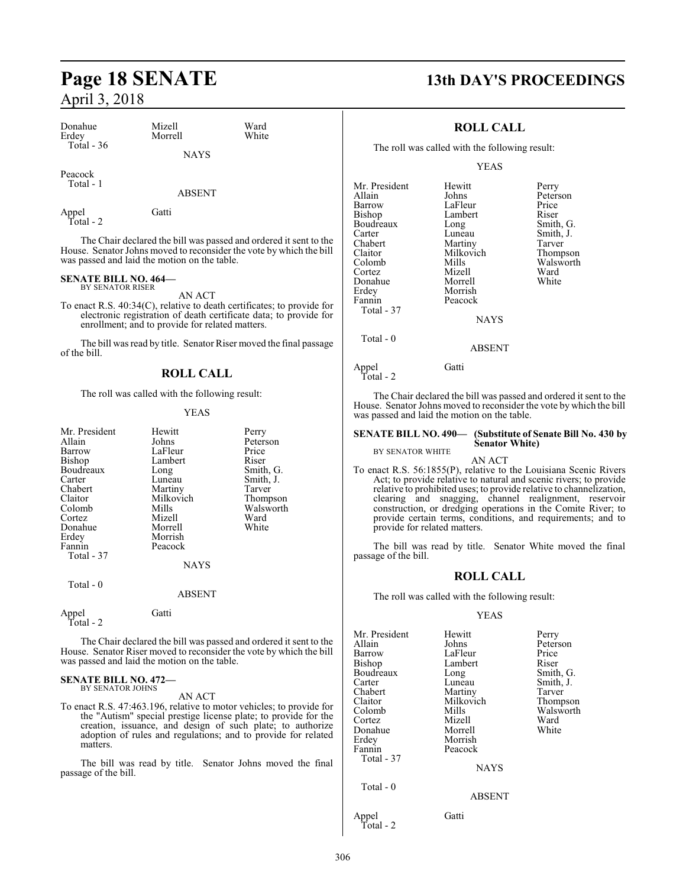| Donahue | Mizell | Ward |
|---|---|---|
| Erdey | Morrell | White |
| Total - 36 | | |

NAYS

Peacock
Total - 1

ABSENT

Appel Gatti
Total - 2

The Chair declared the bill was passed and ordered it sent to the House. Senator Johns moved to reconsider the vote by which the bill was passed and laid the motion on the table.

**SENATE BILL NO. 464—**
BY SENATOR RISER

AN ACT

To enact R.S. 40:34(C), relative to death certificates; to provide for electronic registration of death certificate data; to provide for enrollment; and to provide for related matters.

The bill was read by title. Senator Riser moved the final passage of the bill.

## ROLL CALL

The roll was called with the following result:

YEAS

| | | |
|---|---|---|
| Mr. President | Hewitt | Perry |
| Allain | Johns | Peterson |
| Barrow | LaFleur | Price |
| Bishop | Lambert | Riser |
| Boudreaux | Long | Smith, G. |
| Carter | Luneau | Smith, J. |
| Chabert | Martiny | Tarver |
| Claitor | Milkovich | Thompson |
| Colomb | Mills | Walsworth |
| Cortez | Mizell | Ward |
| Donahue | Morrell | White |
| Erdey | Morrish | |
| Fannin | Peacock | |
| Total - 37 | | |

NAYS

Total - 0

ABSENT

Appel Gatti
Total - 2

The Chair declared the bill was passed and ordered it sent to the House. Senator Riser moved to reconsider the vote by which the bill was passed and laid the motion on the table.

**SENATE BILL NO. 472—**
BY SENATOR JOHNS

AN ACT

To enact R.S. 47:463.196, relative to motor vehicles; to provide for the "Autism" special prestige license plate; to provide for the creation, issuance, and design of such plate; to authorize adoption of rules and regulations; and to provide for related matters.

The bill was read by title. Senator Johns moved the final passage of the bill.

## ROLL CALL

The roll was called with the following result:

YEAS

| | | |
|---|---|---|
| Mr. President | Hewitt | Perry |
| Allain | Johns | Peterson |
| Barrow | LaFleur | Price |
| Bishop | Lambert | Riser |
| Boudreaux | Long | Smith, G. |
| Carter | Luneau | Smith, J. |
| Chabert | Martiny | Tarver |
| Claitor | Milkovich | Thompson |
| Colomb | Mills | Walsworth |
| Cortez | Mizell | Ward |
| Donahue | Morrell | White |
| Erdey | Morrish | |
| Fannin | Peacock | |
| Total - 37 | | |

NAYS

Total - 0

ABSENT

Appel Gatti
Total - 2

The Chair declared the bill was passed and ordered it sent to the House. Senator Johns moved to reconsider the vote by which the bill was passed and laid the motion on the table.

**SENATE BILL NO. 490— (Substitute of Senate Bill No. 430 by Senator White)**
BY SENATOR WHITE

AN ACT

To enact R.S. 56:1855(P), relative to the Louisiana Scenic Rivers Act; to provide relative to natural and scenic rivers; to provide relative to prohibited uses; to provide relative to channelization, clearing and snagging, channel realignment, reservoir construction, or dredging operations in the Comite River; to provide certain terms, conditions, and requirements; and to provide for related matters.

The bill was read by title. Senator White moved the final passage of the bill.

## ROLL CALL

The roll was called with the following result:

YEAS

| | | |
|---|---|---|
| Mr. President | Hewitt | Perry |
| Allain | Johns | Peterson |
| Barrow | LaFleur | Price |
| Bishop | Lambert | Riser |
| Boudreaux | Long | Smith, G. |
| Carter | Luneau | Smith, J. |
| Chabert | Martiny | Tarver |
| Claitor | Milkovich | Thompson |
| Colomb | Mills | Walsworth |
| Cortez | Mizell | Ward |
| Donahue | Morrell | White |
| Erdey | Morrish | |
| Fannin | Peacock | |
| Total - 37 | | |

NAYS

Total - 0

ABSENT

Appel Gatti
Total - 2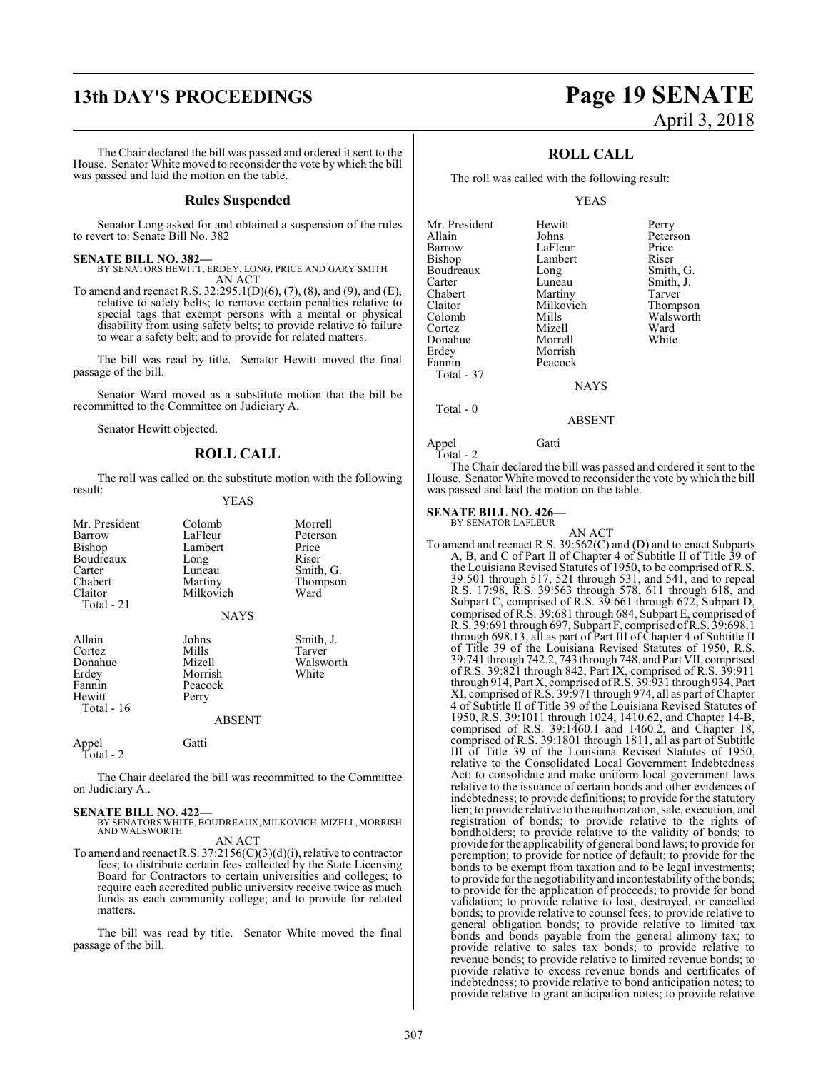The Chair declared the bill was passed and ordered it sent to the House. Senator White moved to reconsider the vote by which the bill was passed and laid the motion on the table.

## Rules Suspended

Senator Long asked for and obtained a suspension of the rules to revert to: Senate Bill No. 382

**SENATE BILL NO. 382—**
BY SENATORS HEWITT, ERDEY, LONG, PRICE AND GARY SMITH
AN ACT

To amend and reenact R.S. 32:295.1(D)(6), (7), (8), and (9), and (E), relative to safety belts; to remove certain penalties relative to special tags that exempt persons with a mental or physical disability from using safety belts; to provide relative to failure to wear a safety belt; and to provide for related matters.

The bill was read by title. Senator Hewitt moved the final passage of the bill.

Senator Ward moved as a substitute motion that the bill be recommitted to the Committee on Judiciary A.

Senator Hewitt objected.

## ROLL CALL

The roll was called on the substitute motion with the following result:

YEAS

| | | |
|---|---|---|
| Mr. President | Colomb | Morrell |
| Barrow | LaFleur | Peterson |
| Bishop | Lambert | Price |
| Boudreaux | Long | Riser |
| Carter | Luneau | Smith, G. |
| Chabert | Martiny | Thompson |
| Claitor | Milkovich | Ward |
| Total - 21 | | |

NAYS

| | | |
|---|---|---|
| Allain | Johns | Smith, J. |
| Cortez | Mills | Tarver |
| Donahue | Mizell | Walsworth |
| Erdey | Morrish | White |
| Fannin | Peacock | |
| Hewitt | Perry | |
| Total - 16 | | |

ABSENT

| | |
|---|---|
| Appel | Gatti |
| Total - 2 | |

The Chair declared the bill was recommitted to the Committee on Judiciary A..

**SENATE BILL NO. 422—**
BY SENATORS WHITE, BOUDREAUX, MILKOVICH, MIZELL, MORRISH AND WALSWORTH
AN ACT

To amend and reenact R.S. 37:2156(C)(3)(d)(i), relative to contractor fees; to distribute certain fees collected by the State Licensing Board for Contractors to certain universities and colleges; to require each accredited public university receive twice as much funds as each community college; and to provide for related matters.

The bill was read by title. Senator White moved the final passage of the bill.

## ROLL CALL

The roll was called with the following result:

YEAS

| | | |
|---|---|---|
| Mr. President | Hewitt | Perry |
| Allain | Johns | Peterson |
| Barrow | LaFleur | Price |
| Bishop | Lambert | Riser |
| Boudreaux | Long | Smith, G. |
| Carter | Luneau | Smith, J. |
| Chabert | Martiny | Tarver |
| Claitor | Milkovich | Thompson |
| Colomb | Mills | Walsworth |
| Cortez | Mizell | Ward |
| Donahue | Morrell | White |
| Erdey | Morrish | |
| Fannin | Peacock | |
| Total - 37 | | |

NAYS

Total - 0

ABSENT

| | |
|---|---|
| Appel | Gatti |
| Total - 2 | |

The Chair declared the bill was passed and ordered it sent to the House. Senator White moved to reconsider the vote by which the bill was passed and laid the motion on the table.

**SENATE BILL NO. 426—**
BY SENATOR LAFLEUR
AN ACT

To amend and reenact R.S. 39:562(C) and (D) and to enact Subparts A, B, and C of Part II of Chapter 4 of Subtitle II of Title 39 of the Louisiana Revised Statutes of 1950, to be comprised of R.S. 39:501 through 517, 521 through 531, and 541, and to repeal R.S. 17:98, R.S. 39:563 through 578, 611 through 618, and Subpart C, comprised of R.S. 39:661 through 672, Subpart D, comprised of R.S. 39:681 through 684, Subpart E, comprised of R.S. 39:691 through 697, Subpart F, comprised of R.S. 39:698.1 through 698.13, all as part of Part III of Chapter 4 of Subtitle II of Title 39 of the Louisiana Revised Statutes of 1950, R.S. 39:741 through 742.2, 743 through 748, and Part VII, comprised of R.S. 39:821 through 842, Part IX, comprised of R.S. 39:911 through 914, Part X, comprised of R.S. 39:931 through 934, Part XI, comprised of R.S. 39:971 through 974, all as part of Chapter 4 of Subtitle II of Title 39 of the Louisiana Revised Statutes of 1950, R.S. 39:1011 through 1024, 1410.62, and Chapter 14-B, comprised of R.S. 39:1460.1 and 1460.2, and Chapter 18, comprised of R.S. 39:1801 through 1811, all as part of Subtitle III of Title 39 of the Louisiana Revised Statutes of 1950, relative to the Consolidated Local Government Indebtedness Act; to consolidate and make uniform local government laws relative to the issuance of certain bonds and other evidences of indebtedness; to provide definitions; to provide for the statutory lien; to provide relative to the authorization, sale, execution, and registration of bonds; to provide relative to the rights of bondholders; to provide relative to the validity of bonds; to provide for the applicability of general bond laws; to provide for peremption; to provide for notice of default; to provide for the bonds to be exempt from taxation and to be legal investments; to provide for the negotiability and incontestability of the bonds; to provide for the application of proceeds; to provide for bond validation; to provide relative to lost, destroyed, or cancelled bonds; to provide relative to counsel fees; to provide relative to general obligation bonds; to provide relative to limited tax bonds and bonds payable from the general alimony tax; to provide relative to sales tax bonds; to provide relative to revenue bonds; to provide relative to limited revenue bonds; to provide relative to excess revenue bonds and certificates of indebtedness; to provide relative to bond anticipation notes; to provide relative to grant anticipation notes; to provide relative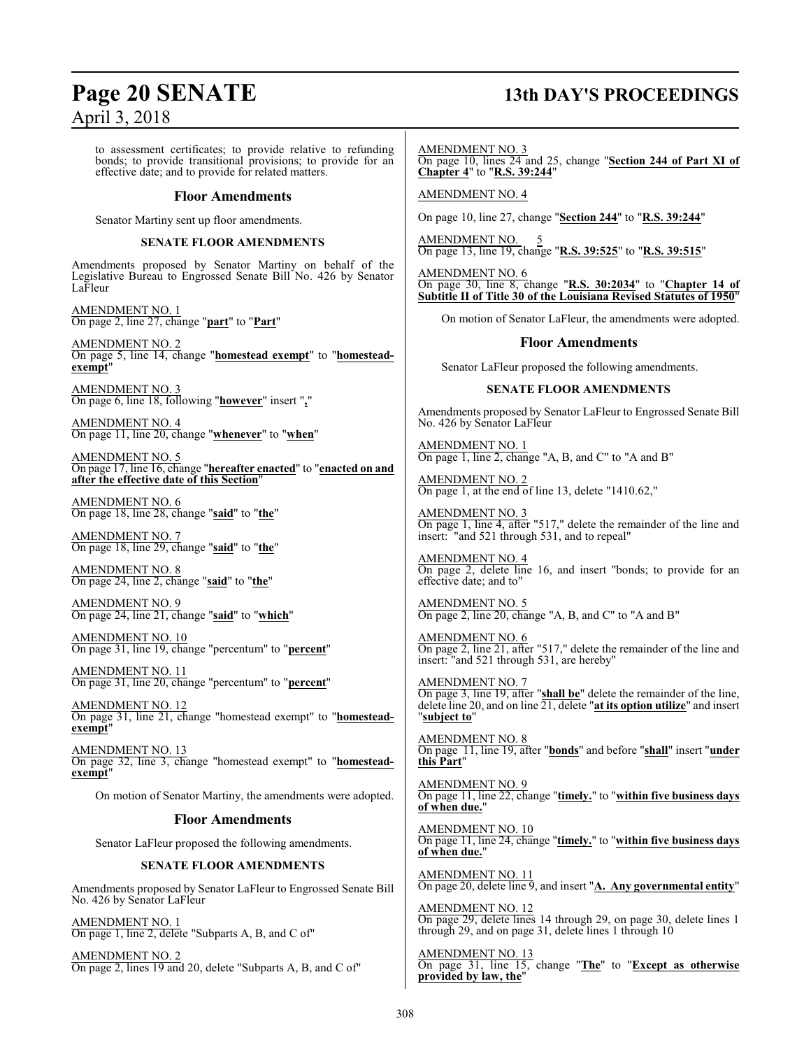to assessment certificates; to provide relative to refunding bonds; to provide transitional provisions; to provide for an effective date; and to provide for related matters.

## Floor Amendments

Senator Martiny sent up floor amendments.

### SENATE FLOOR AMENDMENTS

Amendments proposed by Senator Martiny on behalf of the Legislative Bureau to Engrossed Senate Bill No. 426 by Senator LaFleur

AMENDMENT NO. 1
On page 2, line 27, change "**part**" to "**Part**"

AMENDMENT NO. 2
On page 5, line 14, change "**homestead exempt**" to "**homestead-exempt**"

AMENDMENT NO. 3
On page 6, line 18, following "**however**" insert "**,**"

AMENDMENT NO. 4
On page 11, line 20, change "**whenever**" to "**when**"

AMENDMENT NO. 5
On page 17, line 16, change "**hereafter enacted**" to "**enacted on and after the effective date of this Section**"

AMENDMENT NO. 6
On page 18, line 28, change "**said**" to "**the**"

AMENDMENT NO. 7
On page 18, line 29, change "**said**" to "**the**"

AMENDMENT NO. 8
On page 24, line 2, change "**said**" to "**the**"

AMENDMENT NO. 9
On page 24, line 21, change "**said**" to "**which**"

AMENDMENT NO. 10
On page 31, line 19, change "percentum" to "**percent**"

AMENDMENT NO. 11
On page 31, line 20, change "percentum" to "**percent**"

AMENDMENT NO. 12
On page 31, line 21, change "homestead exempt" to "**homestead-exempt**"

AMENDMENT NO. 13
On page 32, line 3, change "homestead exempt" to "**homestead-exempt**"

On motion of Senator Martiny, the amendments were adopted.

## Floor Amendments

Senator LaFleur proposed the following amendments.

### SENATE FLOOR AMENDMENTS

Amendments proposed by Senator LaFleur to Engrossed Senate Bill No. 426 by Senator LaFleur

AMENDMENT NO. 1
On page 1, line 2, delete "Subparts A, B, and C of"

AMENDMENT NO. 2
On page 2, lines 19 and 20, delete "Subparts A, B, and C of"

AMENDMENT NO. 3
On page 10, lines 24 and 25, change "**Section 244 of Part XI of Chapter 4**" to "**R.S. 39:244**"

AMENDMENT NO. 4

On page 10, line 27, change "**Section 244**" to "**R.S. 39:244**"

AMENDMENT NO. 5
On page 13, line 19, change "**R.S. 39:525**" to "**R.S. 39:515**"

AMENDMENT NO. 6
On page 30, line 8, change "**R.S. 30:2034**" to "**Chapter 14 of Subtitle II of Title 30 of the Louisiana Revised Statutes of 1950**"

On motion of Senator LaFleur, the amendments were adopted.

## Floor Amendments

Senator LaFleur proposed the following amendments.

### SENATE FLOOR AMENDMENTS

Amendments proposed by Senator LaFleur to Engrossed Senate Bill No. 426 by Senator LaFleur

AMENDMENT NO. 1
On page 1, line 2, change "A, B, and C" to "A and B"

AMENDMENT NO. 2
On page 1, at the end of line 13, delete "1410.62,"

AMENDMENT NO. 3
On page 1, line 4, after "517," delete the remainder of the line and insert: "and 521 through 531, and to repeal"

AMENDMENT NO. 4
On page 2, delete line 16, and insert "bonds; to provide for an effective date; and to"

AMENDMENT NO. 5
On page 2, line 20, change "A, B, and C" to "A and B"

AMENDMENT NO. 6
On page 2, line 21, after "517," delete the remainder of the line and insert: "and 521 through 531, are hereby"

AMENDMENT NO. 7
On page 3, line 19, after "**shall be**" delete the remainder of the line, delete line 20, and on line 21, delete "**at its option utilize**" and insert "**subject to**"

AMENDMENT NO. 8
On page 11, line 19, after "**bonds**" and before "**shall**" insert "**under this Part**"

AMENDMENT NO. 9
On page 11, line 22, change "**timely.**" to "**within five business days of when due.**"

AMENDMENT NO. 10
On page 11, line 24, change "**timely.**" to "**within five business days of when due.**"

AMENDMENT NO. 11
On page 20, delete line 9, and insert "**A. Any governmental entity**"

AMENDMENT NO. 12
On page 29, delete lines 14 through 29, on page 30, delete lines 1 through 29, and on page 31, delete lines 1 through 10

AMENDMENT NO. 13
On page 31, line 15, change "**The**" to "**Except as otherwise provided by law, the**"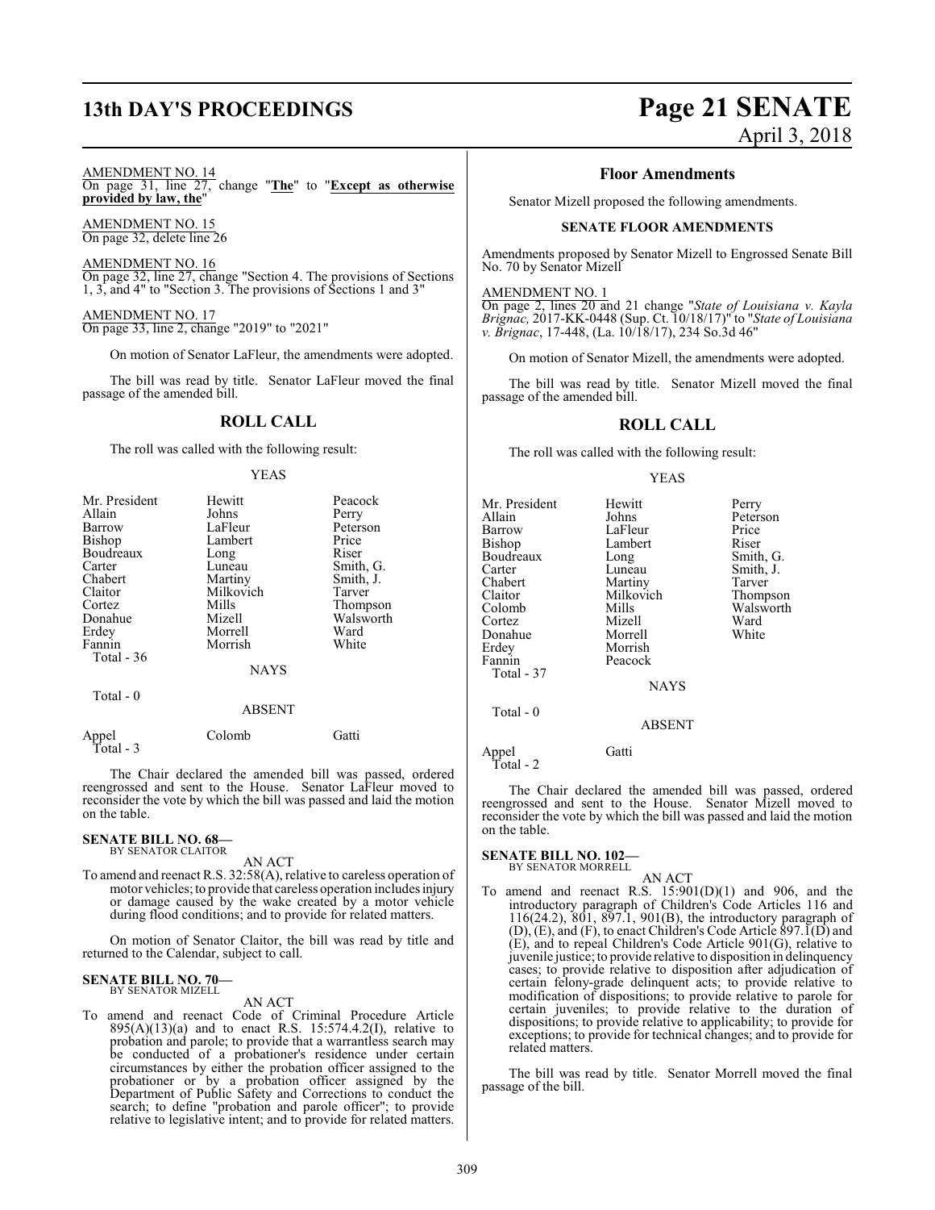AMENDMENT NO. 14
On page 31, line 27, change "**The**" to "**Except as otherwise provided by law, the**"

AMENDMENT NO. 15
On page 32, delete line 26

AMENDMENT NO. 16
On page 32, line 27, change "Section 4. The provisions of Sections 1, 3, and 4" to "Section 3. The provisions of Sections 1 and 3"

AMENDMENT NO. 17
On page 33, line 2, change "2019" to "2021"

On motion of Senator LaFleur, the amendments were adopted.

The bill was read by title. Senator LaFleur moved the final passage of the amended bill.

## ROLL CALL

The roll was called with the following result:

YEAS

| | | |
|---|---|---|
| Mr. President | Hewitt | Peacock |
| Allain | Johns | Perry |
| Barrow | LaFleur | Peterson |
| Bishop | Lambert | Price |
| Boudreaux | Long | Riser |
| Carter | Luneau | Smith, G. |
| Chabert | Martiny | Smith, J. |
| Claitor | Milkovich | Tarver |
| Cortez | Mills | Thompson |
| Donahue | Mizell | Walsworth |
| Erdey | Morrell | Ward |
| Fannin | Morrish | White |

Total - 36

NAYS

Total - 0

ABSENT

| | | |
|---|---|---|
| Appel | Colomb | Gatti |

Total - 3

The Chair declared the amended bill was passed, ordered reengrossed and sent to the House. Senator LaFleur moved to reconsider the vote by which the bill was passed and laid the motion on the table.

**SENATE BILL NO. 68—**
BY SENATOR CLAITOR

AN ACT

To amend and reenact R.S. 32:58(A), relative to careless operation of motor vehicles; to provide that careless operation includes injury or damage caused by the wake created by a motor vehicle during flood conditions; and to provide for related matters.

On motion of Senator Claitor, the bill was read by title and returned to the Calendar, subject to call.

**SENATE BILL NO. 70—**
BY SENATOR MIZELL

AN ACT

To amend and reenact Code of Criminal Procedure Article 895(A)(13)(a) and to enact R.S. 15:574.4.2(I), relative to probation and parole; to provide that a warrantless search may be conducted of a probationer's residence under certain circumstances by either the probation officer assigned to the probationer or by a probation officer assigned by the Department of Public Safety and Corrections to conduct the search; to define "probation and parole officer"; to provide relative to legislative intent; and to provide for related matters.

### Floor Amendments

Senator Mizell proposed the following amendments.

**SENATE FLOOR AMENDMENTS**

Amendments proposed by Senator Mizell to Engrossed Senate Bill No. 70 by Senator Mizell

AMENDMENT NO. 1
On page 2, lines 20 and 21 change "*State of Louisiana v. Kayla Brignac,* 2017-KK-0448 (Sup. Ct. 10/18/17)" to "*State of Louisiana v. Brignac*, 17-448, (La. 10/18/17), 234 So.3d 46"

On motion of Senator Mizell, the amendments were adopted.

The bill was read by title. Senator Mizell moved the final passage of the amended bill.

## ROLL CALL

The roll was called with the following result:

YEAS

| | | |
|---|---|---|
| Mr. President | Hewitt | Perry |
| Allain | Johns | Peterson |
| Barrow | LaFleur | Price |
| Bishop | Lambert | Riser |
| Boudreaux | Long | Smith, G. |
| Carter | Luneau | Smith, J. |
| Chabert | Martiny | Tarver |
| Claitor | Milkovich | Thompson |
| Colomb | Mills | Walsworth |
| Cortez | Mizell | Ward |
| Donahue | Morrell | White |
| Erdey | Morrish | |
| Fannin | Peacock | |

Total - 37

NAYS

Total - 0

ABSENT

| | |
|---|---|
| Appel | Gatti |

Total - 2

The Chair declared the amended bill was passed, ordered reengrossed and sent to the House. Senator Mizell moved to reconsider the vote by which the bill was passed and laid the motion on the table.

**SENATE BILL NO. 102—**
BY SENATOR MORRELL

AN ACT

To amend and reenact R.S. 15:901(D)(1) and 906, and the introductory paragraph of Children's Code Articles 116 and 116(24.2), 801, 897.1, 901(B), the introductory paragraph of (D), (E), and (F), to enact Children's Code Article 897.1(D) and (E), and to repeal Children's Code Article 901(G), relative to juvenile justice; to provide relative to disposition in delinquency cases; to provide relative to disposition after adjudication of certain felony-grade delinquent acts; to provide relative to modification of dispositions; to provide relative to parole for certain juveniles; to provide relative to the duration of dispositions; to provide relative to applicability; to provide for exceptions; to provide for technical changes; and to provide for related matters.

The bill was read by title. Senator Morrell moved the final passage of the bill.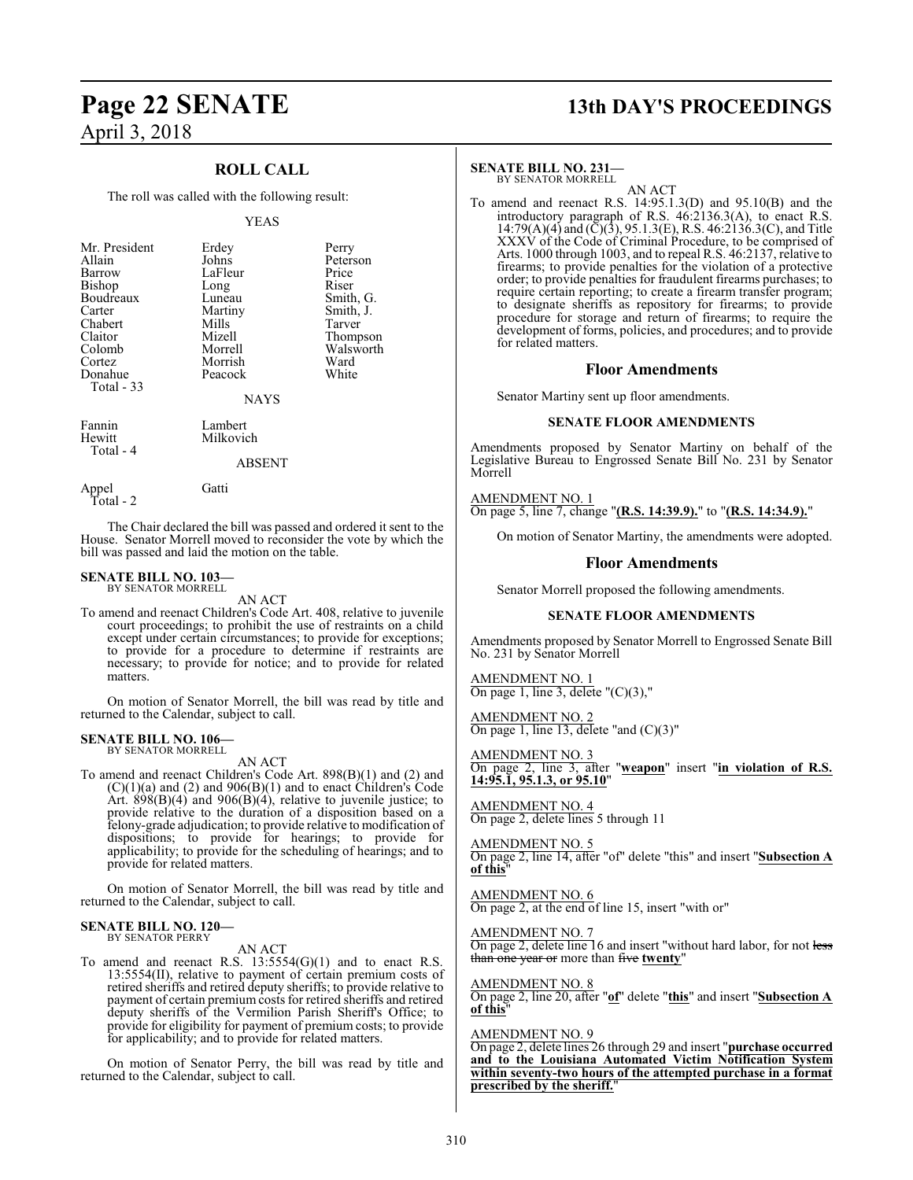## ROLL CALL

The roll was called with the following result:

YEAS

| | | |
|---|---|---|
| Mr. President | Erdey | Perry |
| Allain | Johns | Peterson |
| Barrow | LaFleur | Price |
| Bishop | Long | Riser |
| Boudreaux | Luneau | Smith, G. |
| Carter | Martiny | Smith, J. |
| Chabert | Mills | Tarver |
| Claitor | Mizell | Thompson |
| Colomb | Morrell | Walsworth |
| Cortez | Morrish | Ward |
| Donahue | Peacock | White |

Total - 33

NAYS

| | |
|---|---|
| Fannin | Lambert |
| Hewitt | Milkovich |

Total - 4

ABSENT

| | |
|---|---|
| Appel | Gatti |

Total - 2

The Chair declared the bill was passed and ordered it sent to the House. Senator Morrell moved to reconsider the vote by which the bill was passed and laid the motion on the table.

**SENATE BILL NO. 103—**
BY SENATOR MORRELL

AN ACT

To amend and reenact Children's Code Art. 408, relative to juvenile court proceedings; to prohibit the use of restraints on a child except under certain circumstances; to provide for exceptions; to provide for a procedure to determine if restraints are necessary; to provide for notice; and to provide for related matters.

On motion of Senator Morrell, the bill was read by title and returned to the Calendar, subject to call.

**SENATE BILL NO. 106—**
BY SENATOR MORRELL

AN ACT

To amend and reenact Children's Code Art. 898(B)(1) and (2) and (C)(1)(a) and (2) and 906(B)(1) and to enact Children's Code Art. 898(B)(4) and 906(B)(4), relative to juvenile justice; to provide relative to the duration of a disposition based on a felony-grade adjudication; to provide relative to modification of dispositions; to provide for hearings; to provide for applicability; to provide for the scheduling of hearings; and to provide for related matters.

On motion of Senator Morrell, the bill was read by title and returned to the Calendar, subject to call.

**SENATE BILL NO. 120—**
BY SENATOR PERRY

AN ACT

To amend and reenact R.S. 13:5554(G)(1) and to enact R.S. 13:5554(II), relative to payment of certain premium costs of retired sheriffs and retired deputy sheriffs; to provide relative to payment of certain premium costs for retired sheriffs and retired deputy sheriffs of the Vermilion Parish Sheriff's Office; to provide for eligibility for payment of premium costs; to provide for applicability; and to provide for related matters.

On motion of Senator Perry, the bill was read by title and returned to the Calendar, subject to call.

**SENATE BILL NO. 231—**
BY SENATOR MORRELL

AN ACT

To amend and reenact R.S. 14:95.1.3(D) and 95.10(B) and the introductory paragraph of R.S. 46:2136.3(A), to enact R.S. 14:79(A)(4) and (C)(3), 95.1.3(E), R.S. 46:2136.3(C), and Title XXXV of the Code of Criminal Procedure, to be comprised of Arts. 1000 through 1003, and to repeal R.S. 46:2137, relative to firearms; to provide penalties for the violation of a protective order; to provide penalties for fraudulent firearms purchases; to require certain reporting; to create a firearm transfer program; to designate sheriffs as repository for firearms; to provide procedure for storage and return of firearms; to require the development of forms, policies, and procedures; and to provide for related matters.

### Floor Amendments

Senator Martiny sent up floor amendments.

#### SENATE FLOOR AMENDMENTS

Amendments proposed by Senator Martiny on behalf of the Legislative Bureau to Engrossed Senate Bill No. 231 by Senator Morrell

AMENDMENT NO. 1
On page 5, line 7, change "**(R.S. 14:39.9).**" to "**(R.S. 14:34.9).**"

On motion of Senator Martiny, the amendments were adopted.

### Floor Amendments

Senator Morrell proposed the following amendments.

#### SENATE FLOOR AMENDMENTS

Amendments proposed by Senator Morrell to Engrossed Senate Bill No. 231 by Senator Morrell

AMENDMENT NO. 1
On page 1, line 3, delete "(C)(3),"

AMENDMENT NO. 2
On page 1, line 13, delete "and (C)(3)"

AMENDMENT NO. 3
On page 2, line 3, after "**weapon**" insert "**in violation of R.S. 14:95.1, 95.1.3, or 95.10**"

AMENDMENT NO. 4
On page 2, delete lines 5 through 11

AMENDMENT NO. 5
On page 2, line 14, after "of" delete "this" and insert "**Subsection A of this**"

AMENDMENT NO. 6
On page 2, at the end of line 15, insert "with or"

AMENDMENT NO. 7
On page 2, delete line 16 and insert "without hard labor, for not ~~less than one year or~~ more than ~~five~~ **twenty**"

AMENDMENT NO. 8
On page 2, line 20, after "**of**" delete "**this**" and insert "**Subsection A of this**"

AMENDMENT NO. 9
On page 2, delete lines 26 through 29 and insert "**purchase occurred and to the Louisiana Automated Victim Notification System within seventy-two hours of the attempted purchase in a format prescribed by the sheriff.**"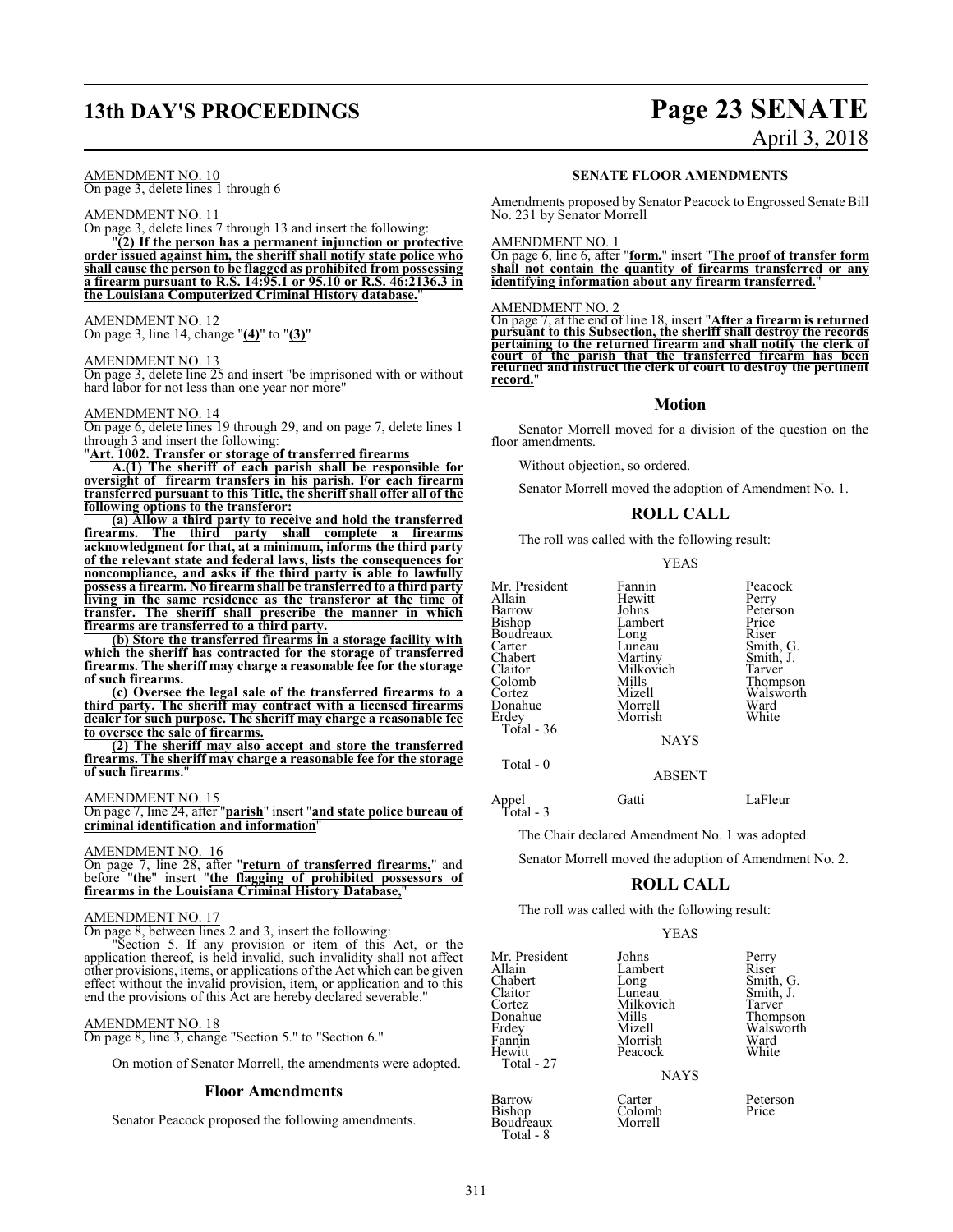AMENDMENT NO. 10
On page 3, delete lines 1 through 6

AMENDMENT NO. 11
On page 3, delete lines 7 through 13 and insert the following:

"**(2) If the person has a permanent injunction or protective order issued against him, the sheriff shall notify state police who shall cause the person to be flagged as prohibited from possessing a firearm pursuant to R.S. 14:95.1 or 95.10 or R.S. 46:2136.3 in the Louisiana Computerized Criminal History database.**"

AMENDMENT NO. 12
On page 3, line 14, change "**(4)**" to "**(3)**"

AMENDMENT NO. 13
On page 3, delete line 25 and insert "be imprisoned with or without hard labor for not less than one year nor more"

AMENDMENT NO. 14
On page 6, delete lines 19 through 29, and on page 7, delete lines 1 through 3 and insert the following:

"**Art. 1002. Transfer or storage of transferred firearms**

**A.(1) The sheriff of each parish shall be responsible for oversight of firearm transfers in his parish. For each firearm transferred pursuant to this Title, the sheriff shall offer all of the following options to the transferor:**

**(a) Allow a third party to receive and hold the transferred firearms. The third party shall complete a firearms acknowledgment for that, at a minimum, informs the third party of the relevant state and federal laws, lists the consequences for noncompliance, and asks if the third party is able to lawfully possess a firearm. No firearm shall be transferred to a third party living in the same residence as the transferor at the time of transfer. The sheriff shall prescribe the manner in which firearms are transferred to a third party.**

**(b) Store the transferred firearms in a storage facility with which the sheriff has contracted for the storage of transferred firearms. The sheriff may charge a reasonable fee for the storage of such firearms.**

**(c) Oversee the legal sale of the transferred firearms to a third party. The sheriff may contract with a licensed firearms dealer for such purpose. The sheriff may charge a reasonable fee to oversee the sale of firearms.**

**(2) The sheriff may also accept and store the transferred firearms. The sheriff may charge a reasonable fee for the storage of such firearms.**"

AMENDMENT NO. 15
On page 7, line 24, after "**parish**" insert "**and state police bureau of criminal identification and information**"

AMENDMENT NO. 16
On page 7, line 28, after "**return of transferred firearms,**" and before "**the**" insert "**the flagging of prohibited possessors of firearms in the Louisiana Criminal History Database,**"

AMENDMENT NO. 17
On page 8, between lines 2 and 3, insert the following:

"Section 5. If any provision or item of this Act, or the application thereof, is held invalid, such invalidity shall not affect other provisions, items, or applications of the Act which can be given effect without the invalid provision, item, or application and to this end the provisions of this Act are hereby declared severable."

AMENDMENT NO. 18
On page 8, line 3, change "Section 5." to "Section 6."

On motion of Senator Morrell, the amendments were adopted.

## Floor Amendments

Senator Peacock proposed the following amendments.

### SENATE FLOOR AMENDMENTS

Amendments proposed by Senator Peacock to Engrossed Senate Bill No. 231 by Senator Morrell

AMENDMENT NO. 1
On page 6, line 6, after "**form.**" insert "**The proof of transfer form shall not contain the quantity of firearms transferred or any identifying information about any firearm transferred.**"

AMENDMENT NO. 2
On page 7, at the end of line 18, insert "**After a firearm is returned pursuant to this Subsection, the sheriff shall destroy the records pertaining to the returned firearm and shall notify the clerk of court of the parish that the transferred firearm has been returned and instruct the clerk of court to destroy the pertinent record.**"

## Motion

Senator Morrell moved for a division of the question on the floor amendments.

Without objection, so ordered.

Senator Morrell moved the adoption of Amendment No. 1.

## ROLL CALL

The roll was called with the following result:

YEAS

| | | |
|---|---|---|
| Mr. President | Fannin | Peacock |
| Allain | Hewitt | Perry |
| Barrow | Johns | Peterson |
| Bishop | Lambert | Price |
| Boudreaux | Long | Riser |
| Carter | Luneau | Smith, G. |
| Chabert | Martiny | Smith, J. |
| Claitor | Milkovich | Tarver |
| Colomb | Mills | Thompson |
| Cortez | Mizell | Walsworth |
| Donahue | Morrell | Ward |
| Erdey | Morrish | White |

Total - 36

NAYS

Total - 0

ABSENT

| | | |
|---|---|---|
| Appel | Gatti | LaFleur |

Total - 3

The Chair declared Amendment No. 1 was adopted.

Senator Morrell moved the adoption of Amendment No. 2.

## ROLL CALL

The roll was called with the following result:

YEAS

| | | |
|---|---|---|
| Mr. President | Johns | Perry |
| Allain | Lambert | Riser |
| Chabert | Long | Smith, G. |
| Claitor | Luneau | Smith, J. |
| Cortez | Milkovich | Tarver |
| Donahue | Mills | Thompson |
| Erdey | Mizell | Walsworth |
| Fannin | Morrish | Ward |
| Hewitt | Peacock | White |

Total - 27

NAYS

| | | |
|---|---|---|
| Barrow | Carter | Peterson |
| Bishop | Colomb | Price |
| Boudreaux | Morrell | |

Total - 8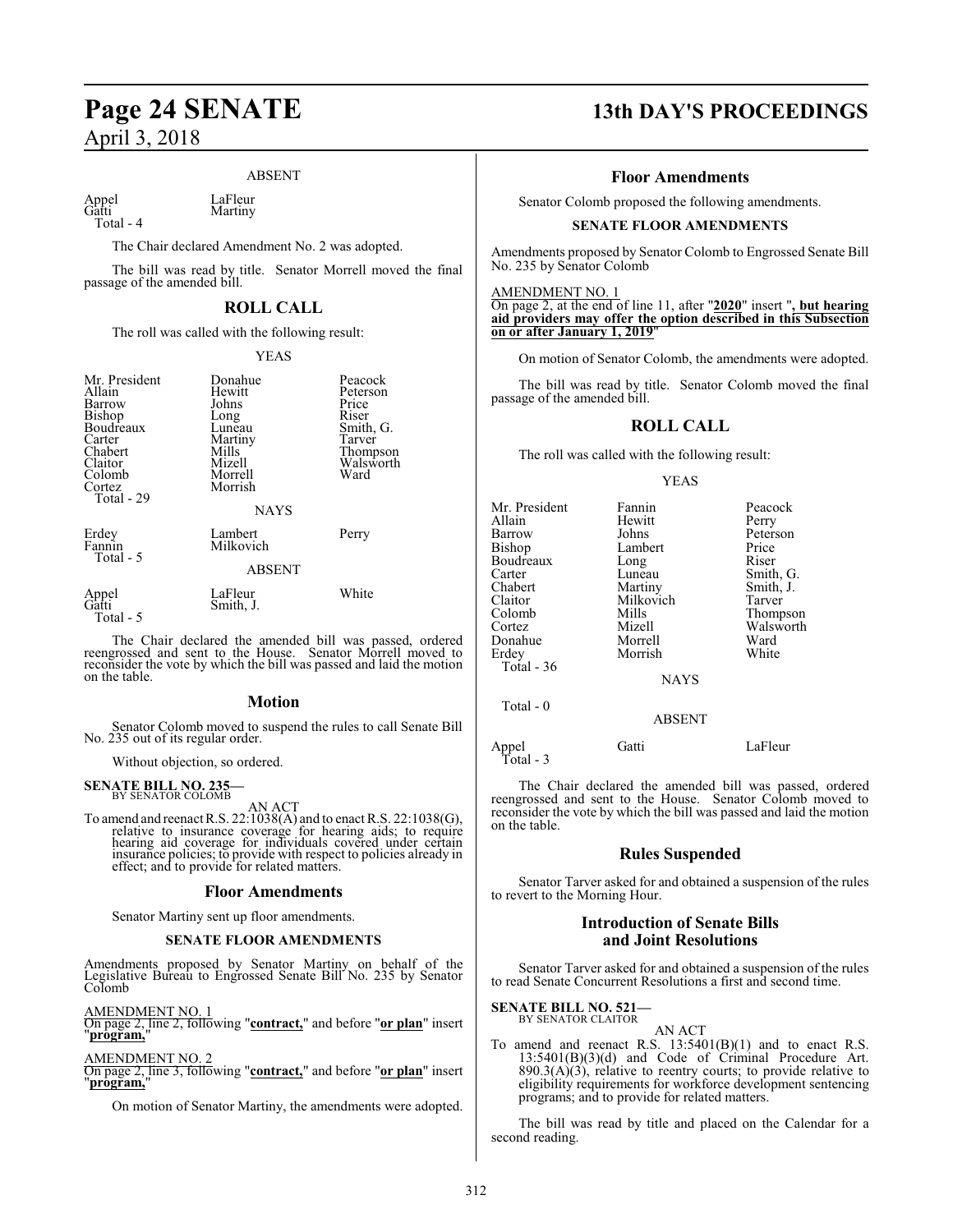ABSENT

| | |
|---|---|
| Appel | LaFleur |
| Gatti | Martiny |
| Total - 4 | |

The Chair declared Amendment No. 2 was adopted.

The bill was read by title. Senator Morrell moved the final passage of the amended bill.

## ROLL CALL

The roll was called with the following result:

YEAS

| | | |
|---|---|---|
| Mr. President | Donahue | Peacock |
| Allain | Hewitt | Peterson |
| Barrow | Johns | Price |
| Bishop | Long | Riser |
| Boudreaux | Luneau | Smith, G. |
| Carter | Martiny | Tarver |
| Chabert | Mills | Thompson |
| Claitor | Mizell | Walsworth |
| Colomb | Morrell | Ward |
| Cortez | Morrish | |
| Total - 29 | | |

NAYS

| | | |
|---|---|---|
| Erdey | Lambert | Perry |
| Fannin | Milkovich | |
| Total - 5 | | |

ABSENT

| | | |
|---|---|---|
| Appel | LaFleur | White |
| Gatti | Smith, J. | |
| Total - 5 | | |

The Chair declared the amended bill was passed, ordered reengrossed and sent to the House. Senator Morrell moved to reconsider the vote by which the bill was passed and laid the motion on the table.

## Motion

Senator Colomb moved to suspend the rules to call Senate Bill No. 235 out of its regular order.

Without objection, so ordered.

**SENATE BILL NO. 235—**
BY SENATOR COLOMB

AN ACT

To amend and reenact R.S. 22:1038(A) and to enact R.S. 22:1038(G), relative to insurance coverage for hearing aids; to require hearing aid coverage for individuals covered under certain insurance policies; to provide with respect to policies already in effect; and to provide for related matters.

## Floor Amendments

Senator Martiny sent up floor amendments.

**SENATE FLOOR AMENDMENTS**

Amendments proposed by Senator Martiny on behalf of the Legislative Bureau to Engrossed Senate Bill No. 235 by Senator Colomb

AMENDMENT NO. 1
On page 2, line 2, following "**contract,**" and before "**or plan**" insert "**program,**"

AMENDMENT NO. 2
On page 2, line 3, following "**contract,**" and before "**or plan**" insert "**program,**"

On motion of Senator Martiny, the amendments were adopted.

## Floor Amendments

Senator Colomb proposed the following amendments.

**SENATE FLOOR AMENDMENTS**

Amendments proposed by Senator Colomb to Engrossed Senate Bill No. 235 by Senator Colomb

AMENDMENT NO. 1
On page 2, at the end of line 11, after "**2020**" insert "**, but hearing aid providers may offer the option described in this Subsection on or after January 1, 2019**"

On motion of Senator Colomb, the amendments were adopted.

The bill was read by title. Senator Colomb moved the final passage of the amended bill.

## ROLL CALL

The roll was called with the following result:

YEAS

| | | |
|---|---|---|
| Mr. President | Fannin | Peacock |
| Allain | Hewitt | Perry |
| Barrow | Johns | Peterson |
| Bishop | Lambert | Price |
| Boudreaux | Long | Riser |
| Carter | Luneau | Smith, G. |
| Chabert | Martiny | Smith, J. |
| Claitor | Milkovich | Tarver |
| Colomb | Mills | Thompson |
| Cortez | Mizell | Walsworth |
| Donahue | Morrell | Ward |
| Erdey | Morrish | White |
| Total - 36 | | |

NAYS

Total - 0

ABSENT

| | | |
|---|---|---|
| Appel | Gatti | LaFleur |
| Total - 3 | | |

The Chair declared the amended bill was passed, ordered reengrossed and sent to the House. Senator Colomb moved to reconsider the vote by which the bill was passed and laid the motion on the table.

## Rules Suspended

Senator Tarver asked for and obtained a suspension of the rules to revert to the Morning Hour.

## Introduction of Senate Bills and Joint Resolutions

Senator Tarver asked for and obtained a suspension of the rules to read Senate Concurrent Resolutions a first and second time.

**SENATE BILL NO. 521—**
BY SENATOR CLAITOR

AN ACT

To amend and reenact R.S. 13:5401(B)(1) and to enact R.S. 13:5401(B)(3)(d) and Code of Criminal Procedure Art. 890.3(A)(3), relative to reentry courts; to provide relative to eligibility requirements for workforce development sentencing programs; and to provide for related matters.

The bill was read by title and placed on the Calendar for a second reading.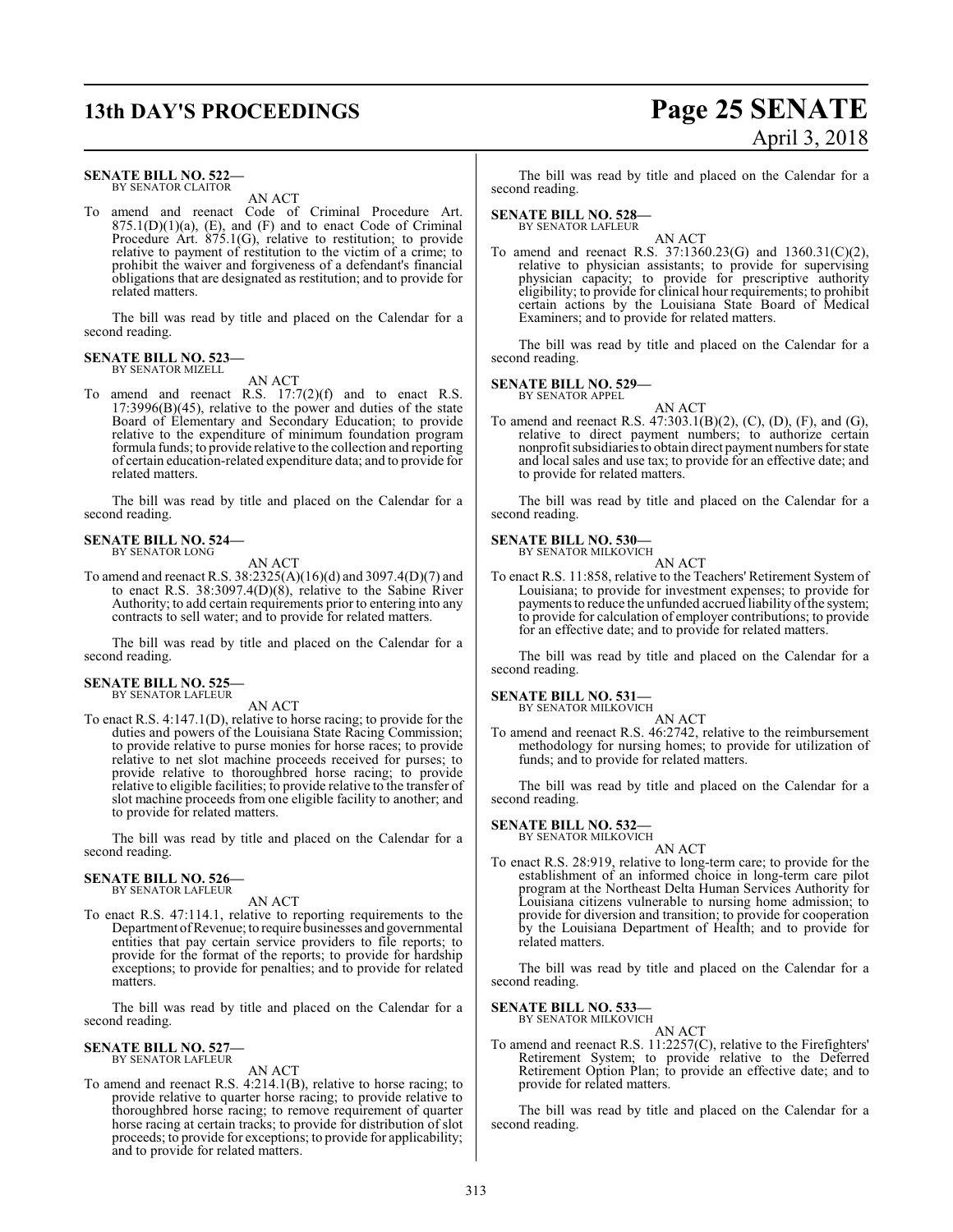**SENATE BILL NO. 522—**
BY SENATOR CLAITOR

AN ACT

To amend and reenact Code of Criminal Procedure Art. 875.1(D)(1)(a), (E), and (F) and to enact Code of Criminal Procedure Art. 875.1(G), relative to restitution; to provide relative to payment of restitution to the victim of a crime; to prohibit the waiver and forgiveness of a defendant's financial obligations that are designated as restitution; and to provide for related matters.

The bill was read by title and placed on the Calendar for a second reading.

**SENATE BILL NO. 523—**
BY SENATOR MIZELL

AN ACT

To amend and reenact R.S. 17:7(2)(f) and to enact R.S. 17:3996(B)(45), relative to the power and duties of the state Board of Elementary and Secondary Education; to provide relative to the expenditure of minimum foundation program formula funds; to provide relative to the collection and reporting of certain education-related expenditure data; and to provide for related matters.

The bill was read by title and placed on the Calendar for a second reading.

**SENATE BILL NO. 524—**
BY SENATOR LONG

AN ACT

To amend and reenact R.S. 38:2325(A)(16)(d) and 3097.4(D)(7) and to enact R.S. 38:3097.4(D)(8), relative to the Sabine River Authority; to add certain requirements prior to entering into any contracts to sell water; and to provide for related matters.

The bill was read by title and placed on the Calendar for a second reading.

**SENATE BILL NO. 525—**
BY SENATOR LAFLEUR

AN ACT

To enact R.S. 4:147.1(D), relative to horse racing; to provide for the duties and powers of the Louisiana State Racing Commission; to provide relative to purse monies for horse races; to provide relative to net slot machine proceeds received for purses; to provide relative to thoroughbred horse racing; to provide relative to eligible facilities; to provide relative to the transfer of slot machine proceeds from one eligible facility to another; and to provide for related matters.

The bill was read by title and placed on the Calendar for a second reading.

**SENATE BILL NO. 526—**
BY SENATOR LAFLEUR

AN ACT

To enact R.S. 47:114.1, relative to reporting requirements to the Department of Revenue; to require businesses and governmental entities that pay certain service providers to file reports; to provide for the format of the reports; to provide for hardship exceptions; to provide for penalties; and to provide for related matters.

The bill was read by title and placed on the Calendar for a second reading.

**SENATE BILL NO. 527—**
BY SENATOR LAFLEUR

AN ACT

To amend and reenact R.S. 4:214.1(B), relative to horse racing; to provide relative to quarter horse racing; to provide relative to thoroughbred horse racing; to remove requirement of quarter horse racing at certain tracks; to provide for distribution of slot proceeds; to provide for exceptions; to provide for applicability; and to provide for related matters.

The bill was read by title and placed on the Calendar for a second reading.

**SENATE BILL NO. 528—**
BY SENATOR LAFLEUR

AN ACT

To amend and reenact R.S. 37:1360.23(G) and 1360.31(C)(2), relative to physician assistants; to provide for supervising physician capacity; to provide for prescriptive authority eligibility; to provide for clinical hour requirements; to prohibit certain actions by the Louisiana State Board of Medical Examiners; and to provide for related matters.

The bill was read by title and placed on the Calendar for a second reading.

**SENATE BILL NO. 529—**
BY SENATOR APPEL

AN ACT

To amend and reenact R.S. 47:303.1(B)(2), (C), (D), (F), and (G), relative to direct payment numbers; to authorize certain nonprofit subsidiaries to obtain direct payment numbers for state and local sales and use tax; to provide for an effective date; and to provide for related matters.

The bill was read by title and placed on the Calendar for a second reading.

**SENATE BILL NO. 530—**
BY SENATOR MILKOVICH

AN ACT

To enact R.S. 11:858, relative to the Teachers' Retirement System of Louisiana; to provide for investment expenses; to provide for payments to reduce the unfunded accrued liability of the system; to provide for calculation of employer contributions; to provide for an effective date; and to provide for related matters.

The bill was read by title and placed on the Calendar for a second reading.

**SENATE BILL NO. 531—**
BY SENATOR MILKOVICH

AN ACT

To amend and reenact R.S. 46:2742, relative to the reimbursement methodology for nursing homes; to provide for utilization of funds; and to provide for related matters.

The bill was read by title and placed on the Calendar for a second reading.

**SENATE BILL NO. 532—**
BY SENATOR MILKOVICH

AN ACT

To enact R.S. 28:919, relative to long-term care; to provide for the establishment of an informed choice in long-term care pilot program at the Northeast Delta Human Services Authority for Louisiana citizens vulnerable to nursing home admission; to provide for diversion and transition; to provide for cooperation by the Louisiana Department of Health; and to provide for related matters.

The bill was read by title and placed on the Calendar for a second reading.

**SENATE BILL NO. 533—**
BY SENATOR MILKOVICH

AN ACT

To amend and reenact R.S. 11:2257(C), relative to the Firefighters' Retirement System; to provide relative to the Deferred Retirement Option Plan; to provide an effective date; and to provide for related matters.

The bill was read by title and placed on the Calendar for a second reading.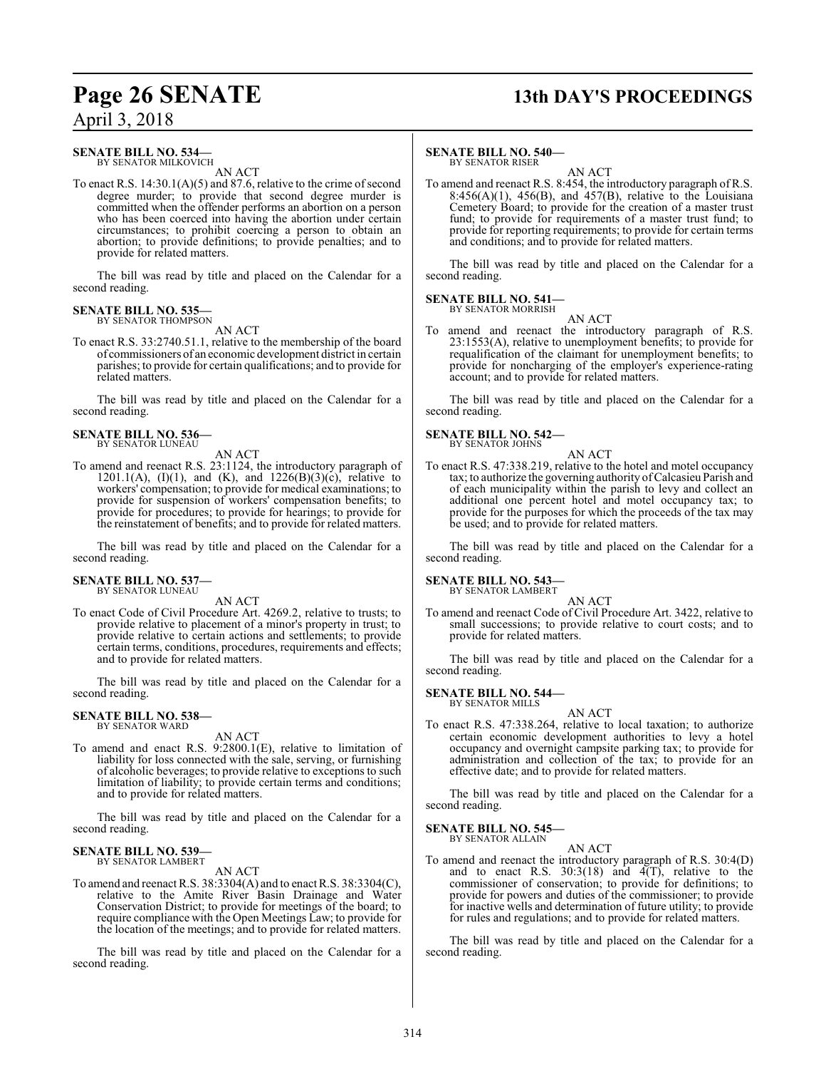**SENATE BILL NO. 534—**
BY SENATOR MILKOVICH

AN ACT

To enact R.S. 14:30.1(A)(5) and 87.6, relative to the crime of second degree murder; to provide that second degree murder is committed when the offender performs an abortion on a person who has been coerced into having the abortion under certain circumstances; to prohibit coercing a person to obtain an abortion; to provide definitions; to provide penalties; and to provide for related matters.

The bill was read by title and placed on the Calendar for a second reading.

**SENATE BILL NO. 535—**
BY SENATOR THOMPSON

AN ACT

To enact R.S. 33:2740.51.1, relative to the membership of the board of commissioners of an economic development district in certain parishes; to provide for certain qualifications; and to provide for related matters.

The bill was read by title and placed on the Calendar for a second reading.

**SENATE BILL NO. 536—**
BY SENATOR LUNEAU

AN ACT

To amend and reenact R.S. 23:1124, the introductory paragraph of 1201.1(A), (I)(1), and (K), and 1226(B)(3)(c), relative to workers' compensation; to provide for medical examinations; to provide for suspension of workers' compensation benefits; to provide for procedures; to provide for hearings; to provide for the reinstatement of benefits; and to provide for related matters.

The bill was read by title and placed on the Calendar for a second reading.

**SENATE BILL NO. 537—**
BY SENATOR LUNEAU

AN ACT

To enact Code of Civil Procedure Art. 4269.2, relative to trusts; to provide relative to placement of a minor's property in trust; to provide relative to certain actions and settlements; to provide certain terms, conditions, procedures, requirements and effects; and to provide for related matters.

The bill was read by title and placed on the Calendar for a second reading.

**SENATE BILL NO. 538—**
BY SENATOR WARD

AN ACT

To amend and enact R.S. 9:2800.1(E), relative to limitation of liability for loss connected with the sale, serving, or furnishing of alcoholic beverages; to provide relative to exceptions to such limitation of liability; to provide certain terms and conditions; and to provide for related matters.

The bill was read by title and placed on the Calendar for a second reading.

**SENATE BILL NO. 539—**
BY SENATOR LAMBERT

AN ACT

To amend and reenact R.S. 38:3304(A) and to enact R.S. 38:3304(C), relative to the Amite River Basin Drainage and Water Conservation District; to provide for meetings of the board; to require compliance with the Open Meetings Law; to provide for the location of the meetings; and to provide for related matters.

The bill was read by title and placed on the Calendar for a second reading.

**SENATE BILL NO. 540—**
BY SENATOR RISER

AN ACT

To amend and reenact R.S. 8:454, the introductory paragraph of R.S. 8:456(A)(1), 456(B), and 457(B), relative to the Louisiana Cemetery Board; to provide for the creation of a master trust fund; to provide for requirements of a master trust fund; to provide for reporting requirements; to provide for certain terms and conditions; and to provide for related matters.

The bill was read by title and placed on the Calendar for a second reading.

**SENATE BILL NO. 541—**
BY SENATOR MORRISH

AN ACT

To amend and reenact the introductory paragraph of R.S. 23:1553(A), relative to unemployment benefits; to provide for requalification of the claimant for unemployment benefits; to provide for noncharging of the employer's experience-rating account; and to provide for related matters.

The bill was read by title and placed on the Calendar for a second reading.

**SENATE BILL NO. 542—**
BY SENATOR JOHNS

AN ACT

To enact R.S. 47:338.219, relative to the hotel and motel occupancy tax; to authorize the governing authority of Calcasieu Parish and of each municipality within the parish to levy and collect an additional one percent hotel and motel occupancy tax; to provide for the purposes for which the proceeds of the tax may be used; and to provide for related matters.

The bill was read by title and placed on the Calendar for a second reading.

**SENATE BILL NO. 543—**
BY SENATOR LAMBERT

AN ACT

To amend and reenact Code of Civil Procedure Art. 3422, relative to small successions; to provide relative to court costs; and to provide for related matters.

The bill was read by title and placed on the Calendar for a second reading.

**SENATE BILL NO. 544—**
BY SENATOR MILLS

AN ACT

To enact R.S. 47:338.264, relative to local taxation; to authorize certain economic development authorities to levy a hotel occupancy and overnight campsite parking tax; to provide for administration and collection of the tax; to provide for an effective date; and to provide for related matters.

The bill was read by title and placed on the Calendar for a second reading.

**SENATE BILL NO. 545—**
BY SENATOR ALLAIN

AN ACT

To amend and reenact the introductory paragraph of R.S. 30:4(D) and to enact R.S. 30:3(18) and 4(T), relative to the commissioner of conservation; to provide for definitions; to provide for powers and duties of the commissioner; to provide for inactive wells and determination of future utility; to provide for rules and regulations; and to provide for related matters.

The bill was read by title and placed on the Calendar for a second reading.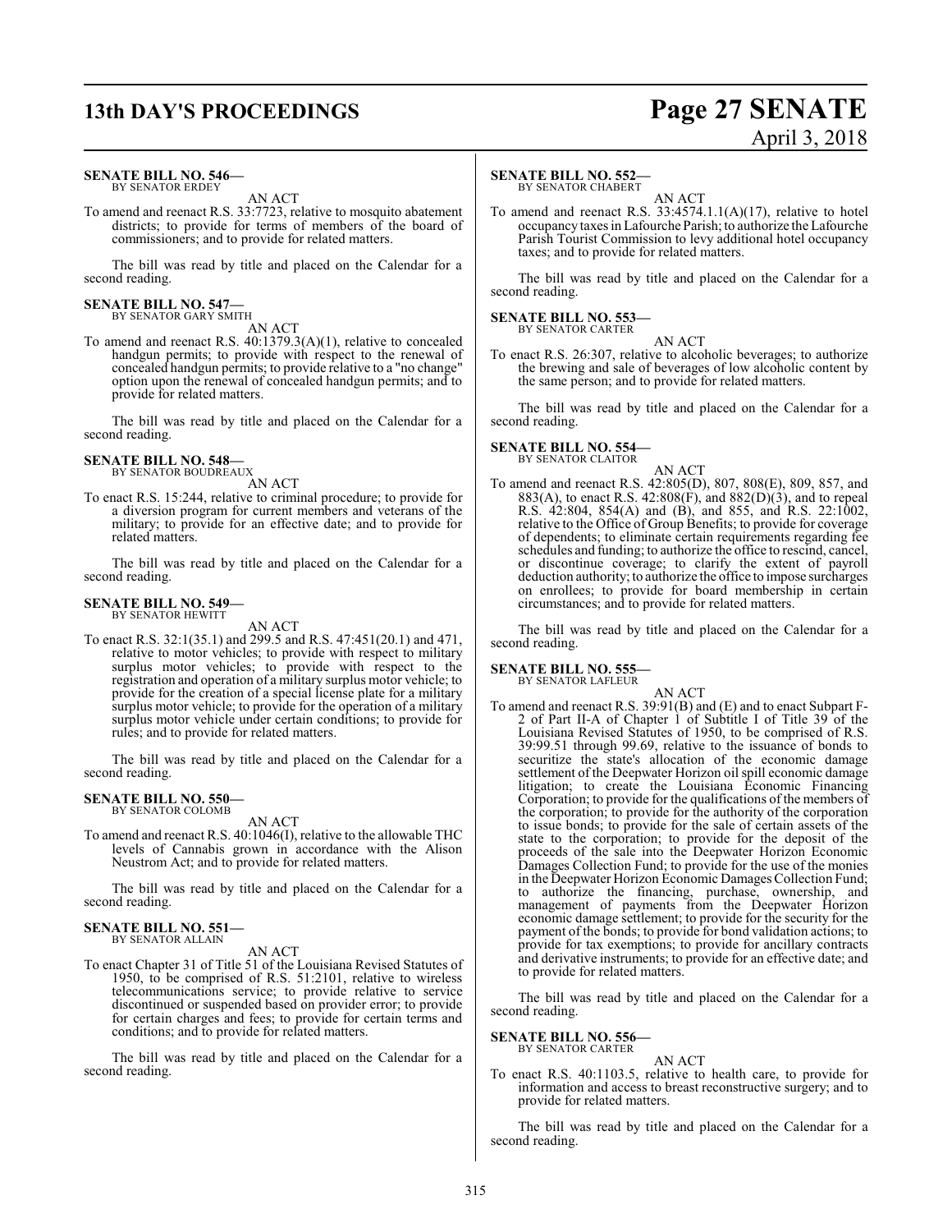**SENATE BILL NO. 546—**
BY SENATOR ERDEY

AN ACT

To amend and reenact R.S. 33:7723, relative to mosquito abatement districts; to provide for terms of members of the board of commissioners; and to provide for related matters.

The bill was read by title and placed on the Calendar for a second reading.

**SENATE BILL NO. 547—**
BY SENATOR GARY SMITH

AN ACT

To amend and reenact R.S. 40:1379.3(A)(1), relative to concealed handgun permits; to provide with respect to the renewal of concealed handgun permits; to provide relative to a "no change" option upon the renewal of concealed handgun permits; and to provide for related matters.

The bill was read by title and placed on the Calendar for a second reading.

**SENATE BILL NO. 548—**
BY SENATOR BOUDREAUX

AN ACT

To enact R.S. 15:244, relative to criminal procedure; to provide for a diversion program for current members and veterans of the military; to provide for an effective date; and to provide for related matters.

The bill was read by title and placed on the Calendar for a second reading.

**SENATE BILL NO. 549—**
BY SENATOR HEWITT

AN ACT

To enact R.S. 32:1(35.1) and 299.5 and R.S. 47:451(20.1) and 471, relative to motor vehicles; to provide with respect to military surplus motor vehicles; to provide with respect to the registration and operation of a military surplus motor vehicle; to provide for the creation of a special license plate for a military surplus motor vehicle; to provide for the operation of a military surplus motor vehicle under certain conditions; to provide for rules; and to provide for related matters.

The bill was read by title and placed on the Calendar for a second reading.

**SENATE BILL NO. 550—**
BY SENATOR COLOMB

AN ACT

To amend and reenact R.S. 40:1046(I), relative to the allowable THC levels of Cannabis grown in accordance with the Alison Neustrom Act; and to provide for related matters.

The bill was read by title and placed on the Calendar for a second reading.

**SENATE BILL NO. 551—**
BY SENATOR ALLAIN

AN ACT

To enact Chapter 31 of Title 51 of the Louisiana Revised Statutes of 1950, to be comprised of R.S. 51:2101, relative to wireless telecommunications service; to provide relative to service discontinued or suspended based on provider error; to provide for certain charges and fees; to provide for certain terms and conditions; and to provide for related matters.

The bill was read by title and placed on the Calendar for a second reading.

**SENATE BILL NO. 552—**
BY SENATOR CHABERT

AN ACT

To amend and reenact R.S. 33:4574.1.1(A)(17), relative to hotel occupancy taxes in Lafourche Parish; to authorize the Lafourche Parish Tourist Commission to levy additional hotel occupancy taxes; and to provide for related matters.

The bill was read by title and placed on the Calendar for a second reading.

**SENATE BILL NO. 553—**
BY SENATOR CARTER

AN ACT

To enact R.S. 26:307, relative to alcoholic beverages; to authorize the brewing and sale of beverages of low alcoholic content by the same person; and to provide for related matters.

The bill was read by title and placed on the Calendar for a second reading.

**SENATE BILL NO. 554—**
BY SENATOR CLAITOR

AN ACT

To amend and reenact R.S. 42:805(D), 807, 808(E), 809, 857, and 883(A), to enact R.S. 42:808(F), and 882(D)(3), and to repeal R.S. 42:804, 854(A) and (B), and 855, and R.S. 22:1002, relative to the Office of Group Benefits; to provide for coverage of dependents; to eliminate certain requirements regarding fee schedules and funding; to authorize the office to rescind, cancel, or discontinue coverage; to clarify the extent of payroll deduction authority; to authorize the office to impose surcharges on enrollees; to provide for board membership in certain circumstances; and to provide for related matters.

The bill was read by title and placed on the Calendar for a second reading.

**SENATE BILL NO. 555—**
BY SENATOR LAFLEUR

AN ACT

To amend and reenact R.S. 39:91(B) and (E) and to enact Subpart F-2 of Part II-A of Chapter 1 of Subtitle I of Title 39 of the Louisiana Revised Statutes of 1950, to be comprised of R.S. 39:99.51 through 99.69, relative to the issuance of bonds to securitize the state's allocation of the economic damage settlement of the Deepwater Horizon oil spill economic damage litigation; to create the Louisiana Economic Financing Corporation; to provide for the qualifications of the members of the corporation; to provide for the authority of the corporation to issue bonds; to provide for the sale of certain assets of the state to the corporation; to provide for the deposit of the proceeds of the sale into the Deepwater Horizon Economic Damages Collection Fund; to provide for the use of the monies in the Deepwater Horizon Economic Damages Collection Fund; to authorize the financing, purchase, ownership, and management of payments from the Deepwater Horizon economic damage settlement; to provide for the security for the payment of the bonds; to provide for bond validation actions; to provide for tax exemptions; to provide for ancillary contracts and derivative instruments; to provide for an effective date; and to provide for related matters.

The bill was read by title and placed on the Calendar for a second reading.

**SENATE BILL NO. 556—**
BY SENATOR CARTER

AN ACT

To enact R.S. 40:1103.5, relative to health care, to provide for information and access to breast reconstructive surgery; and to provide for related matters.

The bill was read by title and placed on the Calendar for a second reading.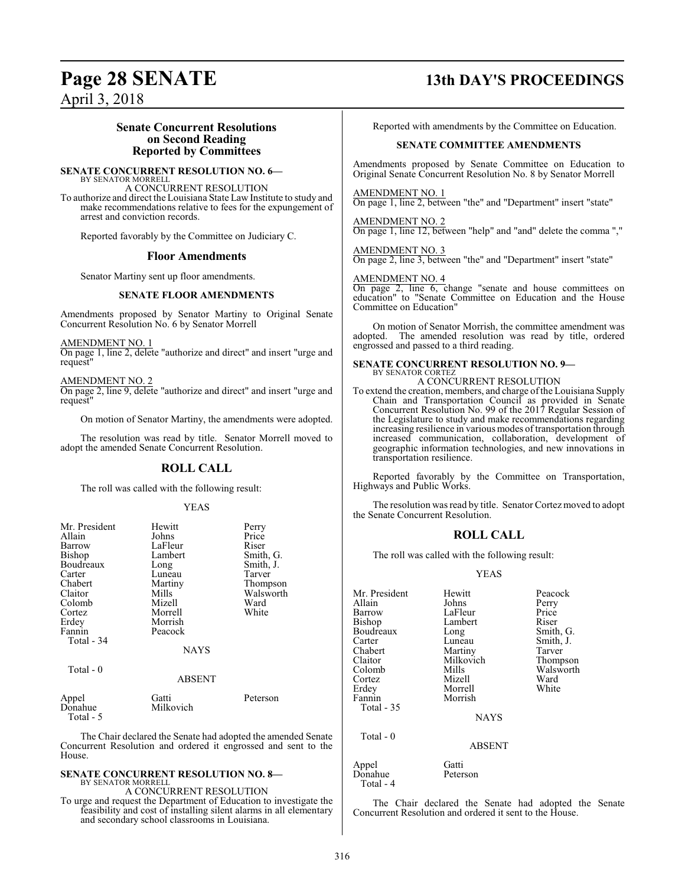## Senate Concurrent Resolutions on Second Reading Reported by Committees

**SENATE CONCURRENT RESOLUTION NO. 6—**
BY SENATOR MORRELL

A CONCURRENT RESOLUTION

To authorize and direct the Louisiana State Law Institute to study and make recommendations relative to fees for the expungement of arrest and conviction records.

Reported favorably by the Committee on Judiciary C.

### Floor Amendments

Senator Martiny sent up floor amendments.

**SENATE FLOOR AMENDMENTS**

Amendments proposed by Senator Martiny to Original Senate Concurrent Resolution No. 6 by Senator Morrell

AMENDMENT NO. 1
On page 1, line 2, delete "authorize and direct" and insert "urge and request"

AMENDMENT NO. 2
On page 2, line 9, delete "authorize and direct" and insert "urge and request"

On motion of Senator Martiny, the amendments were adopted.

The resolution was read by title. Senator Morrell moved to adopt the amended Senate Concurrent Resolution.

### ROLL CALL

The roll was called with the following result:

YEAS

| | | |
|---|---|---|
| Mr. President | Hewitt | Perry |
| Allain | Johns | Price |
| Barrow | LaFleur | Riser |
| Bishop | Lambert | Smith, G. |
| Boudreaux | Long | Smith, J. |
| Carter | Luneau | Tarver |
| Chabert | Martiny | Thompson |
| Claitor | Mills | Walsworth |
| Colomb | Mizell | Ward |
| Cortez | Morrell | White |
| Erdey | Morrish | |
| Fannin | Peacock | |

Total - 34

NAYS

Total - 0

ABSENT

| | | |
|---|---|---|
| Appel | Gatti | Peterson |
| Donahue | Milkovich | |

Total - 5

The Chair declared the Senate had adopted the amended Senate Concurrent Resolution and ordered it engrossed and sent to the House.

**SENATE CONCURRENT RESOLUTION NO. 8—**
BY SENATOR MORRELL

A CONCURRENT RESOLUTION

To urge and request the Department of Education to investigate the feasibility and cost of installing silent alarms in all elementary and secondary school classrooms in Louisiana.

Reported with amendments by the Committee on Education.

**SENATE COMMITTEE AMENDMENTS**

Amendments proposed by Senate Committee on Education to Original Senate Concurrent Resolution No. 8 by Senator Morrell

AMENDMENT NO. 1
On page 1, line 2, between "the" and "Department" insert "state"

AMENDMENT NO. 2
On page 1, line 12, between "help" and "and" delete the comma ","

AMENDMENT NO. 3
On page 2, line 3, between "the" and "Department" insert "state"

AMENDMENT NO. 4
On page 2, line 6, change "senate and house committees on education" to "Senate Committee on Education and the House Committee on Education"

On motion of Senator Morrish, the committee amendment was adopted. The amended resolution was read by title, ordered engrossed and passed to a third reading.

**SENATE CONCURRENT RESOLUTION NO. 9—**
BY SENATOR CORTEZ

A CONCURRENT RESOLUTION

To extend the creation, members, and charge of the Louisiana Supply Chain and Transportation Council as provided in Senate Concurrent Resolution No. 99 of the 2017 Regular Session of the Legislature to study and make recommendations regarding increasing resilience in various modes of transportation through increased communication, collaboration, development of geographic information technologies, and new innovations in transportation resilience.

Reported favorably by the Committee on Transportation, Highways and Public Works.

The resolution was read by title. Senator Cortez moved to adopt the Senate Concurrent Resolution.

### ROLL CALL

The roll was called with the following result:

YEAS

| | | |
|---|---|---|
| Mr. President | Hewitt | Peacock |
| Allain | Johns | Perry |
| Barrow | LaFleur | Price |
| Bishop | Lambert | Riser |
| Boudreaux | Long | Smith, G. |
| Carter | Luneau | Smith, J. |
| Chabert | Martiny | Tarver |
| Claitor | Milkovich | Thompson |
| Colomb | Mills | Walsworth |
| Cortez | Mizell | Ward |
| Erdey | Morrell | White |
| Fannin | Morrish | |

Total - 35

NAYS

Total - 0

ABSENT

| | |
|---|---|
| Appel | Gatti |
| Donahue | Peterson |

Total - 4

The Chair declared the Senate had adopted the Senate Concurrent Resolution and ordered it sent to the House.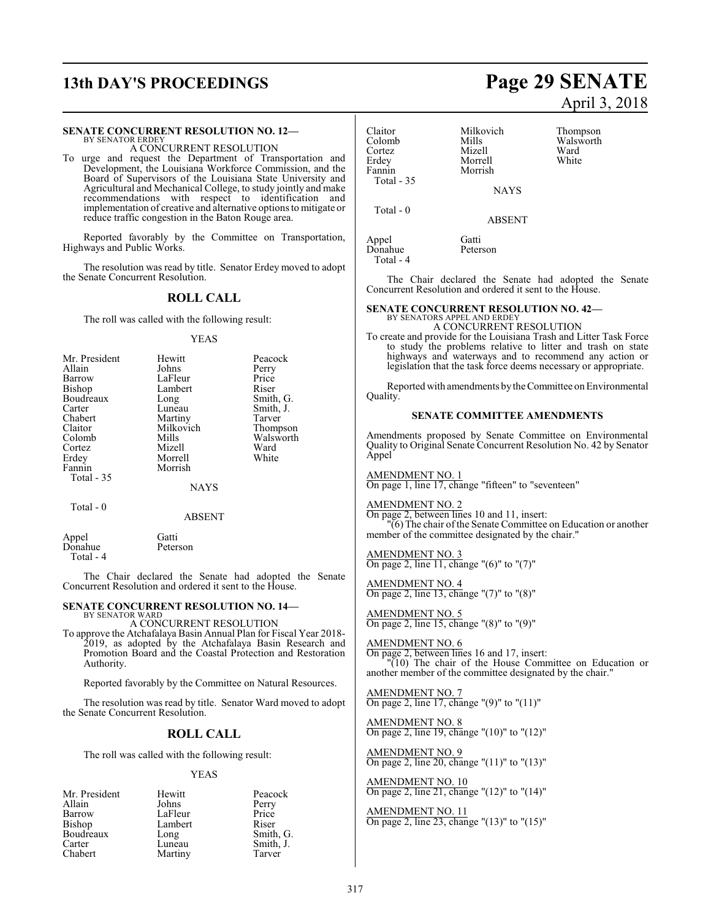**SENATE CONCURRENT RESOLUTION NO. 12—**
BY SENATOR ERDEY

A CONCURRENT RESOLUTION

To urge and request the Department of Transportation and Development, the Louisiana Workforce Commission, and the Board of Supervisors of the Louisiana State University and Agricultural and Mechanical College, to study jointly and make recommendations with respect to identification and implementation of creative and alternative options to mitigate or reduce traffic congestion in the Baton Rouge area.

Reported favorably by the Committee on Transportation, Highways and Public Works.

The resolution was read by title. Senator Erdey moved to adopt the Senate Concurrent Resolution.

## ROLL CALL

The roll was called with the following result:

YEAS

| | | |
|---|---|---|
| Mr. President | Hewitt | Peacock |
| Allain | Johns | Perry |
| Barrow | LaFleur | Price |
| Bishop | Lambert | Riser |
| Boudreaux | Long | Smith, G. |
| Carter | Luneau | Smith, J. |
| Chabert | Martiny | Tarver |
| Claitor | Milkovich | Thompson |
| Colomb | Mills | Walsworth |
| Cortez | Mizell | Ward |
| Erdey | Morrell | White |
| Fannin | Morrish | |

Total - 35

NAYS

Total - 0

ABSENT

| | |
|---|---|
| Appel | Gatti |
| Donahue | Peterson |

Total - 4

The Chair declared the Senate had adopted the Senate Concurrent Resolution and ordered it sent to the House.

**SENATE CONCURRENT RESOLUTION NO. 14—**
BY SENATOR WARD

A CONCURRENT RESOLUTION

To approve the Atchafalaya Basin Annual Plan for Fiscal Year 2018-2019, as adopted by the Atchafalaya Basin Research and Promotion Board and the Coastal Protection and Restoration Authority.

Reported favorably by the Committee on Natural Resources.

The resolution was read by title. Senator Ward moved to adopt the Senate Concurrent Resolution.

## ROLL CALL

The roll was called with the following result:

YEAS

| | | |
|---|---|---|
| Mr. President | Hewitt | Peacock |
| Allain | Johns | Perry |
| Barrow | LaFleur | Price |
| Bishop | Lambert | Riser |
| Boudreaux | Long | Smith, G. |
| Carter | Luneau | Smith, J. |
| Chabert | Martiny | Tarver |
| Claitor | Milkovich | Thompson |
| Colomb | Mills | Walsworth |
| Cortez | Mizell | Ward |
| Erdey | Morrell | White |
| Fannin | Morrish | |

Total - 35

NAYS

Total - 0

ABSENT

| | |
|---|---|
| Appel | Gatti |
| Donahue | Peterson |

Total - 4

The Chair declared the Senate had adopted the Senate Concurrent Resolution and ordered it sent to the House.

**SENATE CONCURRENT RESOLUTION NO. 42—**
BY SENATORS APPEL AND ERDEY

A CONCURRENT RESOLUTION

To create and provide for the Louisiana Trash and Litter Task Force to study the problems relative to litter and trash on state highways and waterways and to recommend any action or legislation that the task force deems necessary or appropriate.

Reported with amendments by the Committee on Environmental Quality.

**SENATE COMMITTEE AMENDMENTS**

Amendments proposed by Senate Committee on Environmental Quality to Original Senate Concurrent Resolution No. 42 by Senator Appel

AMENDMENT NO. 1
On page 1, line 17, change "fifteen" to "seventeen"

AMENDMENT NO. 2
On page 2, between lines 10 and 11, insert:
"(6) The chair of the Senate Committee on Education or another member of the committee designated by the chair."

AMENDMENT NO. 3
On page 2, line 11, change "(6)" to "(7)"

AMENDMENT NO. 4
On page 2, line 13, change "(7)" to "(8)"

AMENDMENT NO. 5
On page 2, line 15, change "(8)" to "(9)"

AMENDMENT NO. 6
On page 2, between lines 16 and 17, insert:
"(10) The chair of the House Committee on Education or another member of the committee designated by the chair."

AMENDMENT NO. 7
On page 2, line 17, change "(9)" to "(11)"

AMENDMENT NO. 8
On page 2, line 19, change "(10)" to "(12)"

AMENDMENT NO. 9
On page 2, line 20, change "(11)" to "(13)"

AMENDMENT NO. 10
On page 2, line 21, change "(12)" to "(14)"

AMENDMENT NO. 11
On page 2, line 23, change "(13)" to "(15)"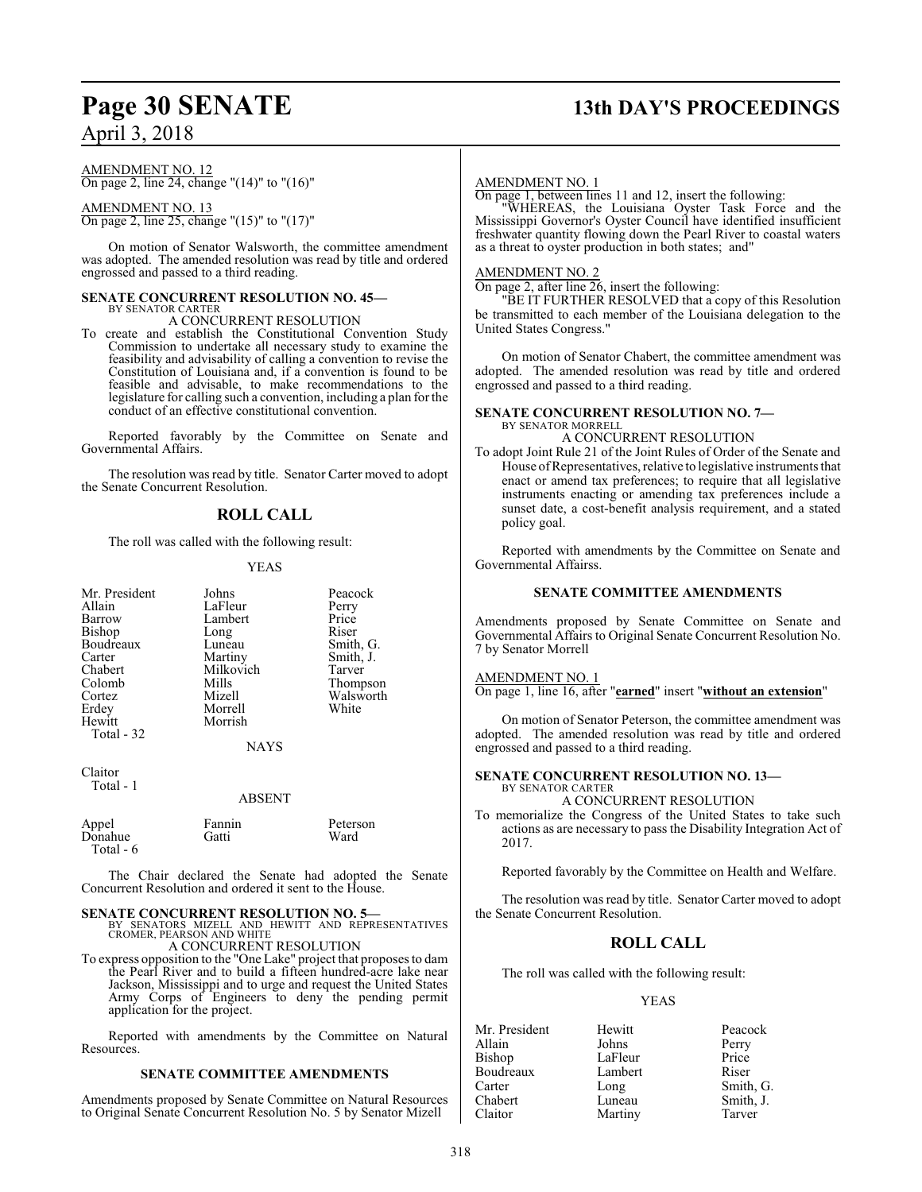AMENDMENT NO. 12
On page 2, line 24, change "(14)" to "(16)"

AMENDMENT NO. 13
On page 2, line 25, change "(15)" to "(17)"

On motion of Senator Walsworth, the committee amendment was adopted. The amended resolution was read by title and ordered engrossed and passed to a third reading.

**SENATE CONCURRENT RESOLUTION NO. 45—**
BY SENATOR CARTER

A CONCURRENT RESOLUTION

To create and establish the Constitutional Convention Study Commission to undertake all necessary study to examine the feasibility and advisability of calling a convention to revise the Constitution of Louisiana and, if a convention is found to be feasible and advisable, to make recommendations to the legislature for calling such a convention, including a plan for the conduct of an effective constitutional convention.

Reported favorably by the Committee on Senate and Governmental Affairs.

The resolution was read by title. Senator Carter moved to adopt the Senate Concurrent Resolution.

## ROLL CALL

The roll was called with the following result:

YEAS

| | | |
|---|---|---|
| Mr. President | Johns | Peacock |
| Allain | LaFleur | Perry |
| Barrow | Lambert | Price |
| Bishop | Long | Riser |
| Boudreaux | Luneau | Smith, G. |
| Carter | Martiny | Smith, J. |
| Chabert | Milkovich | Tarver |
| Colomb | Mills | Thompson |
| Cortez | Mizell | Walsworth |
| Erdey | Morrell | White |
| Hewitt | Morrish | |
| Total - 32 | | |

NAYS

Claitor
Total - 1

ABSENT

| | | |
|---|---|---|
| Appel | Fannin | Peterson |
| Donahue | Gatti | Ward |
| Total - 6 | | |

The Chair declared the Senate had adopted the Senate Concurrent Resolution and ordered it sent to the House.

**SENATE CONCURRENT RESOLUTION NO. 5—**
BY SENATORS MIZELL AND HEWITT AND REPRESENTATIVES CROMER, PEARSON AND WHITE

A CONCURRENT RESOLUTION

To express opposition to the "One Lake" project that proposes to dam the Pearl River and to build a fifteen hundred-acre lake near Jackson, Mississippi and to urge and request the United States Army Corps of Engineers to deny the pending permit application for the project.

Reported with amendments by the Committee on Natural Resources.

**SENATE COMMITTEE AMENDMENTS**

Amendments proposed by Senate Committee on Natural Resources to Original Senate Concurrent Resolution No. 5 by Senator Mizell

AMENDMENT NO. 1
On page 1, between lines 11 and 12, insert the following:

"WHEREAS, the Louisiana Oyster Task Force and the Mississippi Governor's Oyster Council have identified insufficient freshwater quantity flowing down the Pearl River to coastal waters as a threat to oyster production in both states; and"

AMENDMENT NO. 2
On page 2, after line 26, insert the following:

"BE IT FURTHER RESOLVED that a copy of this Resolution be transmitted to each member of the Louisiana delegation to the United States Congress."

On motion of Senator Chabert, the committee amendment was adopted. The amended resolution was read by title and ordered engrossed and passed to a third reading.

**SENATE CONCURRENT RESOLUTION NO. 7—**
BY SENATOR MORRELL

A CONCURRENT RESOLUTION

To adopt Joint Rule 21 of the Joint Rules of Order of the Senate and House of Representatives, relative to legislative instruments that enact or amend tax preferences; to require that all legislative instruments enacting or amending tax preferences include a sunset date, a cost-benefit analysis requirement, and a stated policy goal.

Reported with amendments by the Committee on Senate and Governmental Affairss.

**SENATE COMMITTEE AMENDMENTS**

Amendments proposed by Senate Committee on Senate and Governmental Affairs to Original Senate Concurrent Resolution No. 7 by Senator Morrell

AMENDMENT NO. 1
On page 1, line 16, after "**earned**" insert "**without an extension**"

On motion of Senator Peterson, the committee amendment was adopted. The amended resolution was read by title and ordered engrossed and passed to a third reading.

**SENATE CONCURRENT RESOLUTION NO. 13—**
BY SENATOR CARTER

A CONCURRENT RESOLUTION

To memorialize the Congress of the United States to take such actions as are necessary to pass the Disability Integration Act of 2017.

Reported favorably by the Committee on Health and Welfare.

The resolution was read by title. Senator Carter moved to adopt the Senate Concurrent Resolution.

## ROLL CALL

The roll was called with the following result:

YEAS

| | | |
|---|---|---|
| Mr. President | Hewitt | Peacock |
| Allain | Johns | Perry |
| Bishop | LaFleur | Price |
| Boudreaux | Lambert | Riser |
| Carter | Long | Smith, G. |
| Chabert | Luneau | Smith, J. |
| Claitor | Martiny | Tarver |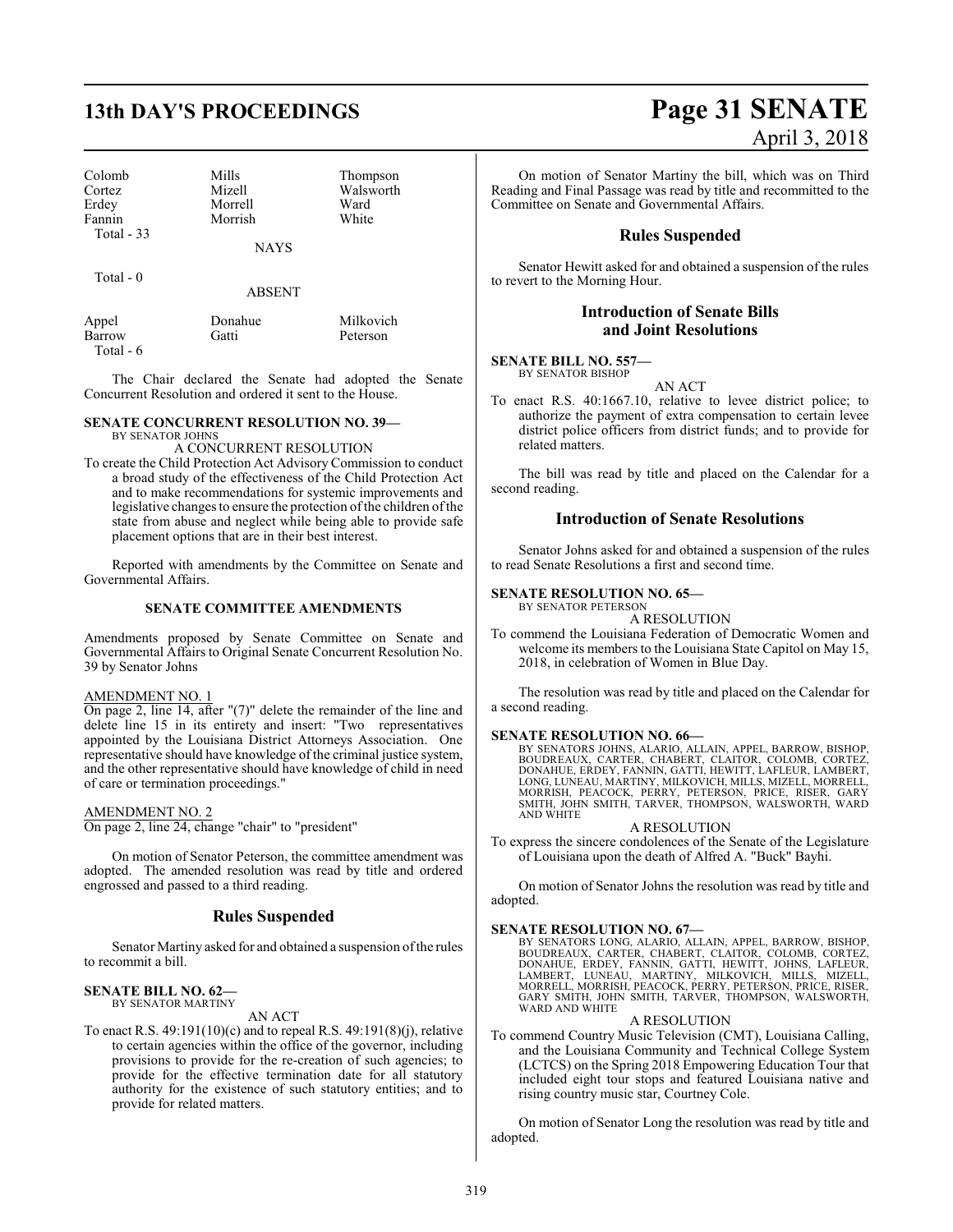| | | |
|---|---|---|
| Colomb | Mills | Thompson |
| Cortez | Mizell | Walsworth |
| Erdey | Morrell | Ward |
| Fannin | Morrish | White |
| Total - 33 | | |

NAYS

Total - 0

ABSENT

| | | |
|---|---|---|
| Appel | Donahue | Milkovich |
| Barrow | Gatti | Peterson |
| Total - 6 | | |

The Chair declared the Senate had adopted the Senate Concurrent Resolution and ordered it sent to the House.

**SENATE CONCURRENT RESOLUTION NO. 39—**
BY SENATOR JOHNS

A CONCURRENT RESOLUTION

To create the Child Protection Act Advisory Commission to conduct a broad study of the effectiveness of the Child Protection Act and to make recommendations for systemic improvements and legislative changes to ensure the protection of the children of the state from abuse and neglect while being able to provide safe placement options that are in their best interest.

Reported with amendments by the Committee on Senate and Governmental Affairs.

**SENATE COMMITTEE AMENDMENTS**

Amendments proposed by Senate Committee on Senate and Governmental Affairs to Original Senate Concurrent Resolution No. 39 by Senator Johns

AMENDMENT NO. 1

On page 2, line 14, after "(7)" delete the remainder of the line and delete line 15 in its entirety and insert: "Two representatives appointed by the Louisiana District Attorneys Association. One representative should have knowledge of the criminal justice system, and the other representative should have knowledge of child in need of care or termination proceedings."

AMENDMENT NO. 2

On page 2, line 24, change "chair" to "president"

On motion of Senator Peterson, the committee amendment was adopted. The amended resolution was read by title and ordered engrossed and passed to a third reading.

## Rules Suspended

Senator Martiny asked for and obtained a suspension of the rules to recommit a bill.

**SENATE BILL NO. 62—**
BY SENATOR MARTINY

AN ACT

To enact R.S. 49:191(10)(c) and to repeal R.S. 49:191(8)(j), relative to certain agencies within the office of the governor, including provisions to provide for the re-creation of such agencies; to provide for the effective termination date for all statutory authority for the existence of such statutory entities; and to provide for related matters.

On motion of Senator Martiny the bill, which was on Third Reading and Final Passage was read by title and recommitted to the Committee on Senate and Governmental Affairs.

## Rules Suspended

Senator Hewitt asked for and obtained a suspension of the rules to revert to the Morning Hour.

## Introduction of Senate Bills and Joint Resolutions

**SENATE BILL NO. 557—**
BY SENATOR BISHOP

AN ACT

To enact R.S. 40:1667.10, relative to levee district police; to authorize the payment of extra compensation to certain levee district police officers from district funds; and to provide for related matters.

The bill was read by title and placed on the Calendar for a second reading.

## Introduction of Senate Resolutions

Senator Johns asked for and obtained a suspension of the rules to read Senate Resolutions a first and second time.

**SENATE RESOLUTION NO. 65—**
BY SENATOR PETERSON

A RESOLUTION

To commend the Louisiana Federation of Democratic Women and welcome its members to the Louisiana State Capitol on May 15, 2018, in celebration of Women in Blue Day.

The resolution was read by title and placed on the Calendar for a second reading.

**SENATE RESOLUTION NO. 66—**
BY SENATORS JOHNS, ALARIO, ALLAIN, APPEL, BARROW, BISHOP, BOUDREAUX, CARTER, CHABERT, CLAITOR, COLOMB, CORTEZ, DONAHUE, ERDEY, FANNIN, GATTI, HEWITT, LAFLEUR, LAMBERT, LONG, LUNEAU, MARTINY, MILKOVICH, MILLS, MIZELL, MORRELL, MORRISH, PEACOCK, PERRY, PETERSON, PRICE, RISER, GARY SMITH, JOHN SMITH, TARVER, THOMPSON, WALSWORTH, WARD AND WHITE

A RESOLUTION

To express the sincere condolences of the Senate of the Legislature of Louisiana upon the death of Alfred A. "Buck" Bayhi.

On motion of Senator Johns the resolution was read by title and adopted.

**SENATE RESOLUTION NO. 67—**
BY SENATORS LONG, ALARIO, ALLAIN, APPEL, BARROW, BISHOP, BOUDREAUX, CARTER, CHABERT, CLAITOR, COLOMB, CORTEZ, DONAHUE, ERDEY, FANNIN, GATTI, HEWITT, JOHNS, LAFLEUR, LAMBERT, LUNEAU, MARTINY, MILKOVICH, MILLS, MIZELL, MORRELL, MORRISH, PEACOCK, PERRY, PETERSON, PRICE, RISER, GARY SMITH, JOHN SMITH, TARVER, THOMPSON, WALSWORTH, WARD AND WHITE

A RESOLUTION

To commend Country Music Television (CMT), Louisiana Calling, and the Louisiana Community and Technical College System (LCTCS) on the Spring 2018 Empowering Education Tour that included eight tour stops and featured Louisiana native and rising country music star, Courtney Cole.

On motion of Senator Long the resolution was read by title and adopted.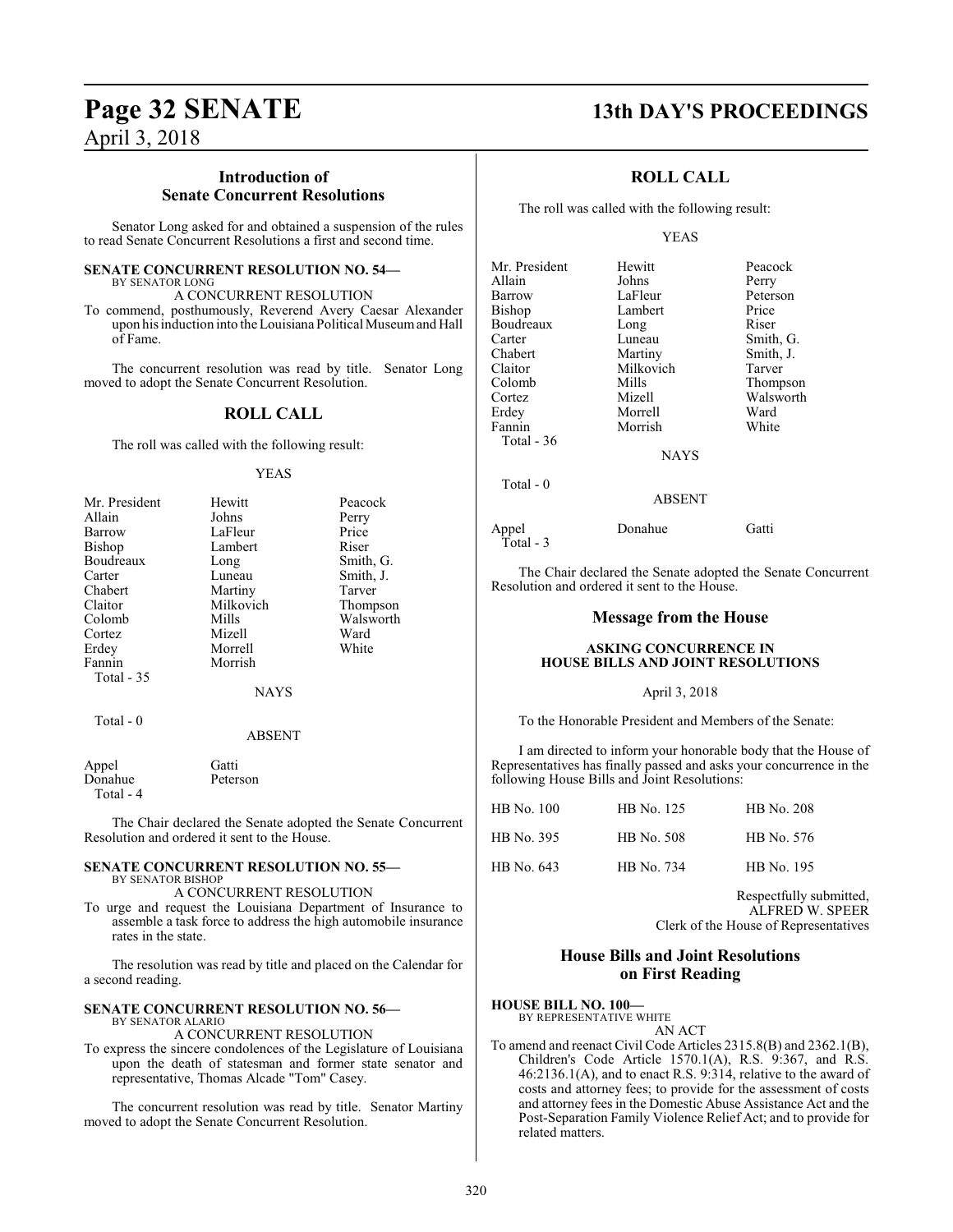## Introduction of Senate Concurrent Resolutions

Senator Long asked for and obtained a suspension of the rules to read Senate Concurrent Resolutions a first and second time.

**SENATE CONCURRENT RESOLUTION NO. 54—**
BY SENATOR LONG

A CONCURRENT RESOLUTION

To commend, posthumously, Reverend Avery Caesar Alexander upon his induction into the Louisiana Political Museum and Hall of Fame.

The concurrent resolution was read by title. Senator Long moved to adopt the Senate Concurrent Resolution.

### ROLL CALL

The roll was called with the following result:

YEAS

| | | |
|---|---|---|
| Mr. President | Hewitt | Peacock |
| Allain | Johns | Perry |
| Barrow | LaFleur | Price |
| Bishop | Lambert | Riser |
| Boudreaux | Long | Smith, G. |
| Carter | Luneau | Smith, J. |
| Chabert | Martiny | Tarver |
| Claitor | Milkovich | Thompson |
| Colomb | Mills | Walsworth |
| Cortez | Mizell | Ward |
| Erdey | Morrell | White |
| Fannin | Morrish | |
| Total - 35 | | |

NAYS

Total - 0

ABSENT

| | |
|---|---|
| Appel | Gatti |
| Donahue | Peterson |
| Total - 4 | |

The Chair declared the Senate adopted the Senate Concurrent Resolution and ordered it sent to the House.

**SENATE CONCURRENT RESOLUTION NO. 55—**
BY SENATOR BISHOP

A CONCURRENT RESOLUTION

To urge and request the Louisiana Department of Insurance to assemble a task force to address the high automobile insurance rates in the state.

The resolution was read by title and placed on the Calendar for a second reading.

**SENATE CONCURRENT RESOLUTION NO. 56—**
BY SENATOR ALARIO

A CONCURRENT RESOLUTION

To express the sincere condolences of the Legislature of Louisiana upon the death of statesman and former state senator and representative, Thomas Alcade "Tom" Casey.

The concurrent resolution was read by title. Senator Martiny moved to adopt the Senate Concurrent Resolution.

### ROLL CALL

The roll was called with the following result:

YEAS

| | | |
|---|---|---|
| Mr. President | Hewitt | Peacock |
| Allain | Johns | Perry |
| Barrow | LaFleur | Peterson |
| Bishop | Lambert | Price |
| Boudreaux | Long | Riser |
| Carter | Luneau | Smith, G. |
| Chabert | Martiny | Smith, J. |
| Claitor | Milkovich | Tarver |
| Colomb | Mills | Thompson |
| Cortez | Mizell | Walsworth |
| Erdey | Morrell | Ward |
| Fannin | Morrish | White |
| Total - 36 | | |

NAYS

Total - 0

ABSENT

| | | |
|---|---|---|
| Appel | Donahue | Gatti |
| Total - 3 | | |

The Chair declared the Senate adopted the Senate Concurrent Resolution and ordered it sent to the House.

## Message from the House

**ASKING CONCURRENCE IN HOUSE BILLS AND JOINT RESOLUTIONS**

April 3, 2018

To the Honorable President and Members of the Senate:

I am directed to inform your honorable body that the House of Representatives has finally passed and asks your concurrence in the following House Bills and Joint Resolutions:

| | | |
|---|---|---|
| HB No. 100 | HB No. 125 | HB No. 208 |
| HB No. 395 | HB No. 508 | HB No. 576 |
| HB No. 643 | HB No. 734 | HB No. 195 |

Respectfully submitted,
ALFRED W. SPEER
Clerk of the House of Representatives

## House Bills and Joint Resolutions on First Reading

**HOUSE BILL NO. 100—**
BY REPRESENTATIVE WHITE

AN ACT

To amend and reenact Civil Code Articles 2315.8(B) and 2362.1(B), Children's Code Article 1570.1(A), R.S. 9:367, and R.S. 46:2136.1(A), and to enact R.S. 9:314, relative to the award of costs and attorney fees; to provide for the assessment of costs and attorney fees in the Domestic Abuse Assistance Act and the Post-Separation Family Violence Relief Act; and to provide for related matters.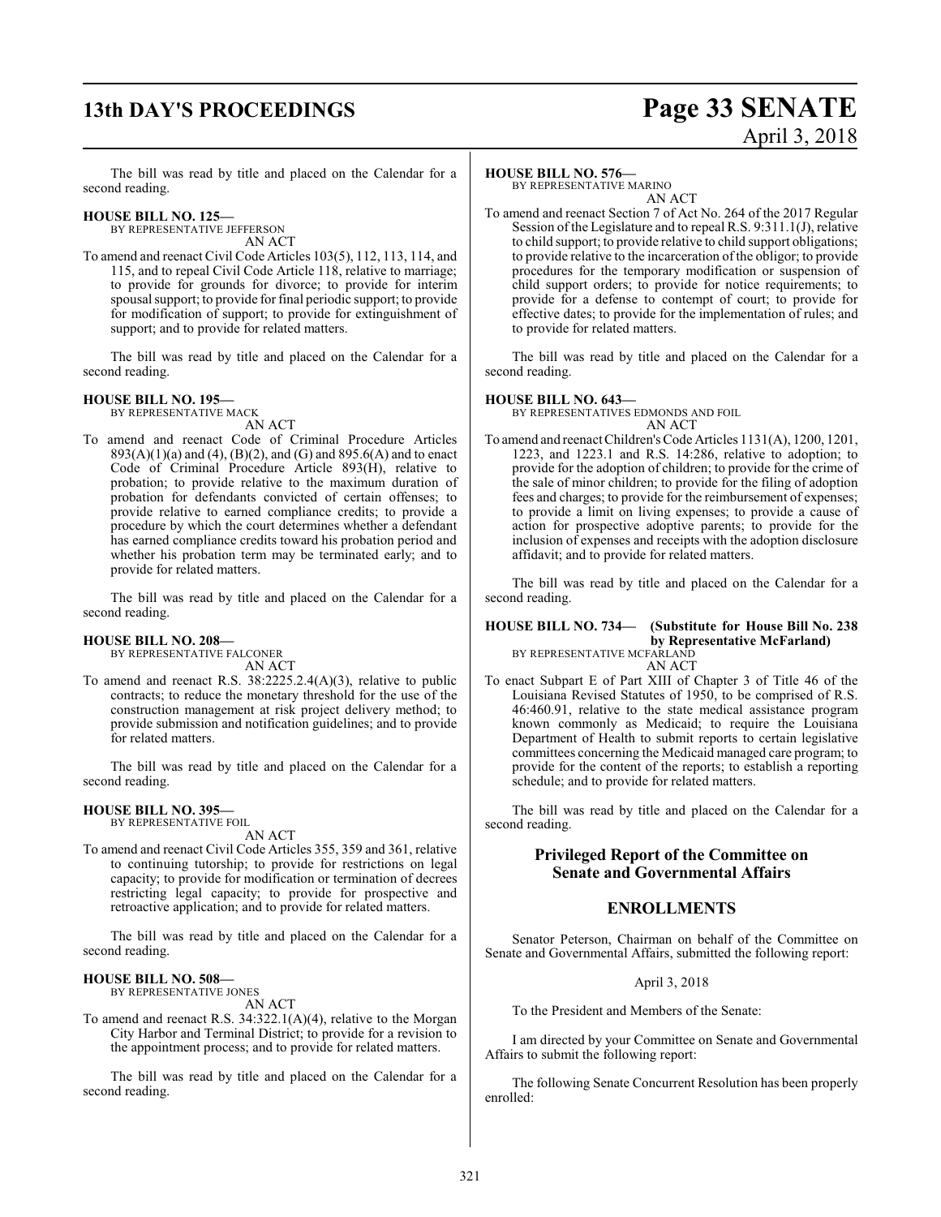The bill was read by title and placed on the Calendar for a second reading.

**HOUSE BILL NO. 125—**
BY REPRESENTATIVE JEFFERSON
AN ACT

To amend and reenact Civil Code Articles 103(5), 112, 113, 114, and 115, and to repeal Civil Code Article 118, relative to marriage; to provide for grounds for divorce; to provide for interim spousal support; to provide for final periodic support; to provide for modification of support; to provide for extinguishment of support; and to provide for related matters.

The bill was read by title and placed on the Calendar for a second reading.

**HOUSE BILL NO. 195—**
BY REPRESENTATIVE MACK
AN ACT

To amend and reenact Code of Criminal Procedure Articles 893(A)(1)(a) and (4), (B)(2), and (G) and 895.6(A) and to enact Code of Criminal Procedure Article 893(H), relative to probation; to provide relative to the maximum duration of probation for defendants convicted of certain offenses; to provide relative to earned compliance credits; to provide a procedure by which the court determines whether a defendant has earned compliance credits toward his probation period and whether his probation term may be terminated early; and to provide for related matters.

The bill was read by title and placed on the Calendar for a second reading.

**HOUSE BILL NO. 208—**
BY REPRESENTATIVE FALCONER
AN ACT

To amend and reenact R.S. 38:2225.2.4(A)(3), relative to public contracts; to reduce the monetary threshold for the use of the construction management at risk project delivery method; to provide submission and notification guidelines; and to provide for related matters.

The bill was read by title and placed on the Calendar for a second reading.

**HOUSE BILL NO. 395—**
BY REPRESENTATIVE FOIL
AN ACT

To amend and reenact Civil Code Articles 355, 359 and 361, relative to continuing tutorship; to provide for restrictions on legal capacity; to provide for modification or termination of decrees restricting legal capacity; to provide for prospective and retroactive application; and to provide for related matters.

The bill was read by title and placed on the Calendar for a second reading.

**HOUSE BILL NO. 508—**
BY REPRESENTATIVE JONES
AN ACT

To amend and reenact R.S. 34:322.1(A)(4), relative to the Morgan City Harbor and Terminal District; to provide for a revision to the appointment process; and to provide for related matters.

The bill was read by title and placed on the Calendar for a second reading.

**HOUSE BILL NO. 576—**
BY REPRESENTATIVE MARINO
AN ACT

To amend and reenact Section 7 of Act No. 264 of the 2017 Regular Session of the Legislature and to repeal R.S. 9:311.1(J), relative to child support; to provide relative to child support obligations; to provide relative to the incarceration of the obligor; to provide procedures for the temporary modification or suspension of child support orders; to provide for notice requirements; to provide for a defense to contempt of court; to provide for effective dates; to provide for the implementation of rules; and to provide for related matters.

The bill was read by title and placed on the Calendar for a second reading.

**HOUSE BILL NO. 643—**
BY REPRESENTATIVES EDMONDS AND FOIL
AN ACT

To amend and reenact Children's Code Articles 1131(A), 1200, 1201, 1223, and 1223.1 and R.S. 14:286, relative to adoption; to provide for the adoption of children; to provide for the crime of the sale of minor children; to provide for the filing of adoption fees and charges; to provide for the reimbursement of expenses; to provide a limit on living expenses; to provide a cause of action for prospective adoptive parents; to provide for the inclusion of expenses and receipts with the adoption disclosure affidavit; and to provide for related matters.

The bill was read by title and placed on the Calendar for a second reading.

**HOUSE BILL NO. 734— (Substitute for House Bill No. 238 by Representative McFarland)**
BY REPRESENTATIVE MCFARLAND
AN ACT

To enact Subpart E of Part XIII of Chapter 3 of Title 46 of the Louisiana Revised Statutes of 1950, to be comprised of R.S. 46:460.91, relative to the state medical assistance program known commonly as Medicaid; to require the Louisiana Department of Health to submit reports to certain legislative committees concerning the Medicaid managed care program; to provide for the content of the reports; to establish a reporting schedule; and to provide for related matters.

The bill was read by title and placed on the Calendar for a second reading.

## Privileged Report of the Committee on Senate and Governmental Affairs

## ENROLLMENTS

Senator Peterson, Chairman on behalf of the Committee on Senate and Governmental Affairs, submitted the following report:

April 3, 2018

To the President and Members of the Senate:

I am directed by your Committee on Senate and Governmental Affairs to submit the following report:

The following Senate Concurrent Resolution has been properly enrolled: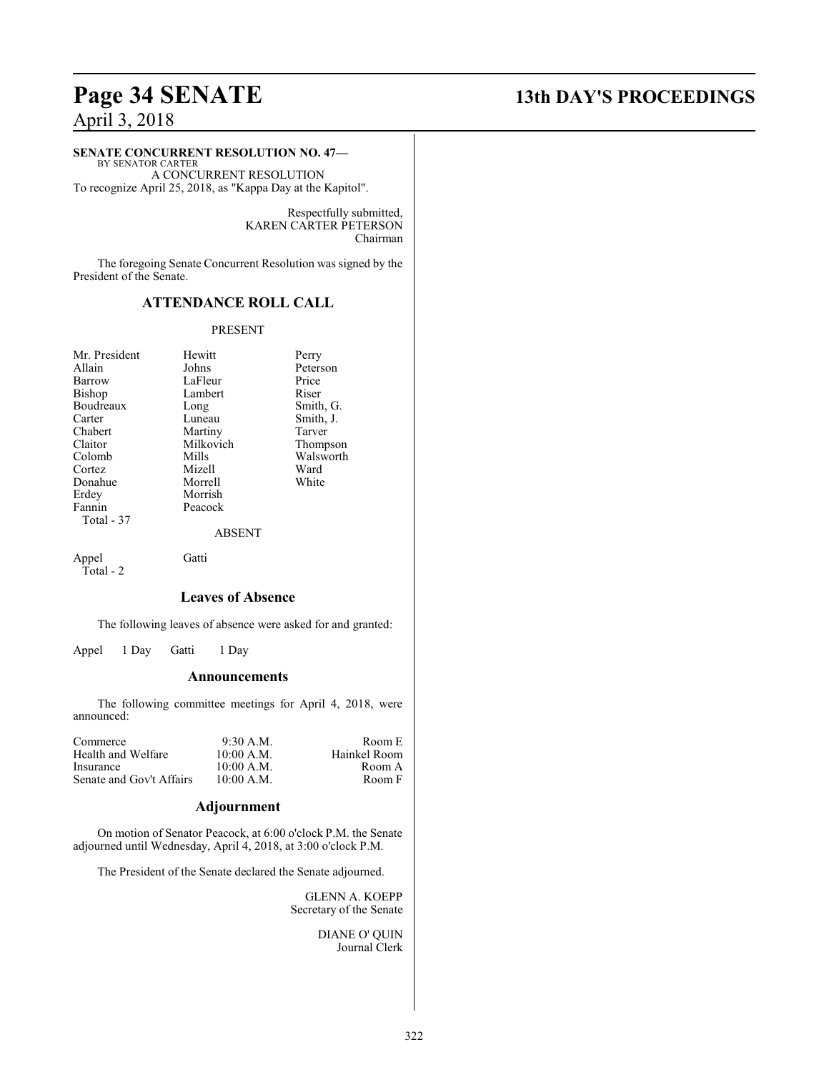**SENATE CONCURRENT RESOLUTION NO. 47—**
BY SENATOR CARTER

A CONCURRENT RESOLUTION

To recognize April 25, 2018, as "Kappa Day at the Kapitol".

Respectfully submitted,
KAREN CARTER PETERSON
Chairman

The foregoing Senate Concurrent Resolution was signed by the President of the Senate.

## ATTENDANCE ROLL CALL

PRESENT

| | | |
|---|---|---|
| Mr. President | Hewitt | Perry |
| Allain | Johns | Peterson |
| Barrow | LaFleur | Price |
| Bishop | Lambert | Riser |
| Boudreaux | Long | Smith, G. |
| Carter | Luneau | Smith, J. |
| Chabert | Martiny | Tarver |
| Claitor | Milkovich | Thompson |
| Colomb | Mills | Walsworth |
| Cortez | Mizell | Ward |
| Donahue | Morrell | White |
| Erdey | Morrish | |
| Fannin | Peacock | |

Total - 37

ABSENT

| | |
|---|---|
| Appel | Gatti |

Total - 2

## Leaves of Absence

The following leaves of absence were asked for and granted:

Appel 1 Day Gatti 1 Day

## Announcements

The following committee meetings for April 4, 2018, were announced:

| | | |
|---|---|---|
| Commerce | 9:30 A.M. | Room E |
| Health and Welfare | 10:00 A.M. | Hainkel Room |
| Insurance | 10:00 A.M. | Room A |
| Senate and Gov't Affairs | 10:00 A.M. | Room F |

## Adjournment

On motion of Senator Peacock, at 6:00 o'clock P.M. the Senate adjourned until Wednesday, April 4, 2018, at 3:00 o'clock P.M.

The President of the Senate declared the Senate adjourned.

GLENN A. KOEPP
Secretary of the Senate

DIANE O' QUIN
Journal Clerk